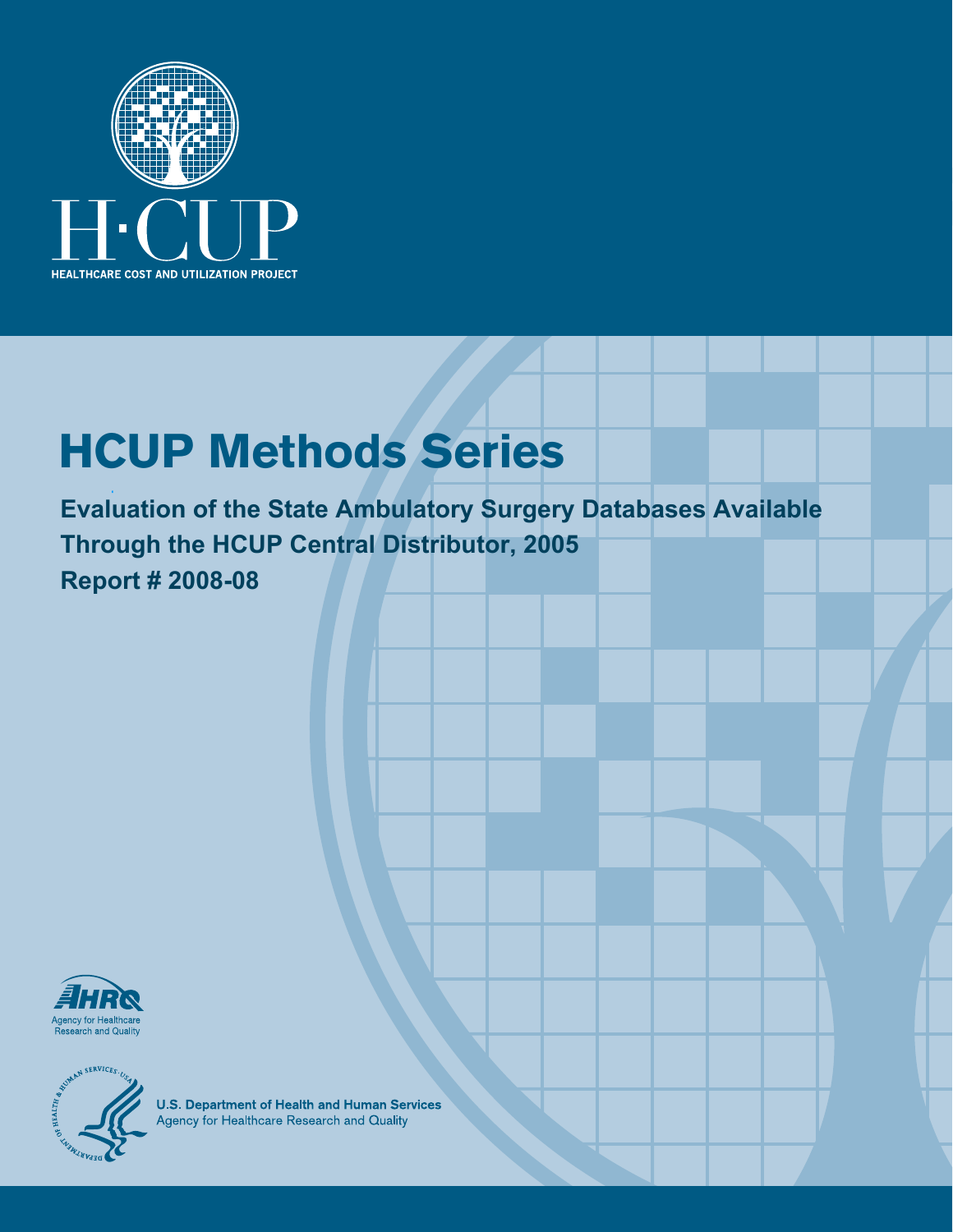H·CUP

HEALTHCARE COST AND UTILIZATION PROJECT

# HCUP Methods Series

**Evaluation of the State Ambulatory Surgery Databases Available Through the HCUP Central Distributor, 2005**

**Report # 2008-08**

AHRQ
Agency for Healthcare Research and Quality

U.S. Department of Health and Human Services
Agency for Healthcare Research and Quality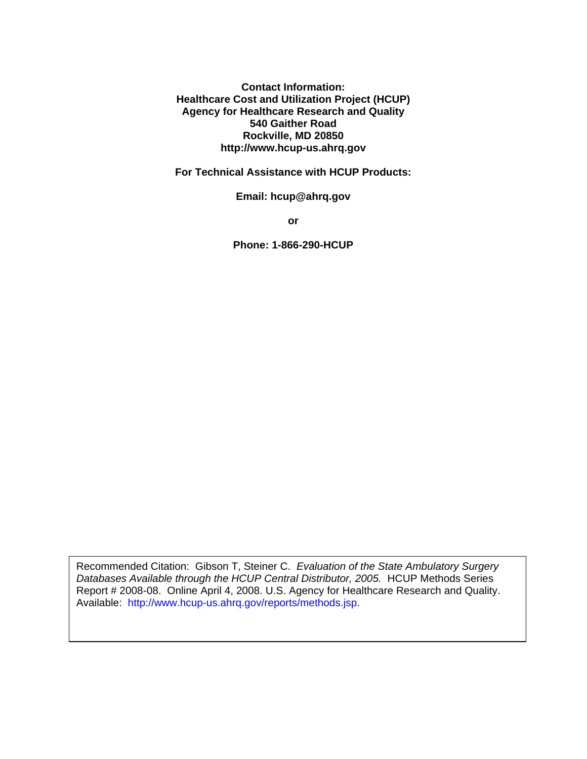**Contact Information:**
**Healthcare Cost and Utilization Project (HCUP)**
**Agency for Healthcare Research and Quality**
**540 Gaither Road**
**Rockville, MD 20850**
**http://www.hcup-us.ahrq.gov**

**For Technical Assistance with HCUP Products:**

**Email: hcup@ahrq.gov**

**or**

**Phone: 1-866-290-HCUP**

Recommended Citation: Gibson T, Steiner C. *Evaluation of the State Ambulatory Surgery Databases Available through the HCUP Central Distributor, 2005.* HCUP Methods Series Report # 2008-08. Online April 4, 2008. U.S. Agency for Healthcare Research and Quality. Available: http://www.hcup-us.ahrq.gov/reports/methods.jsp.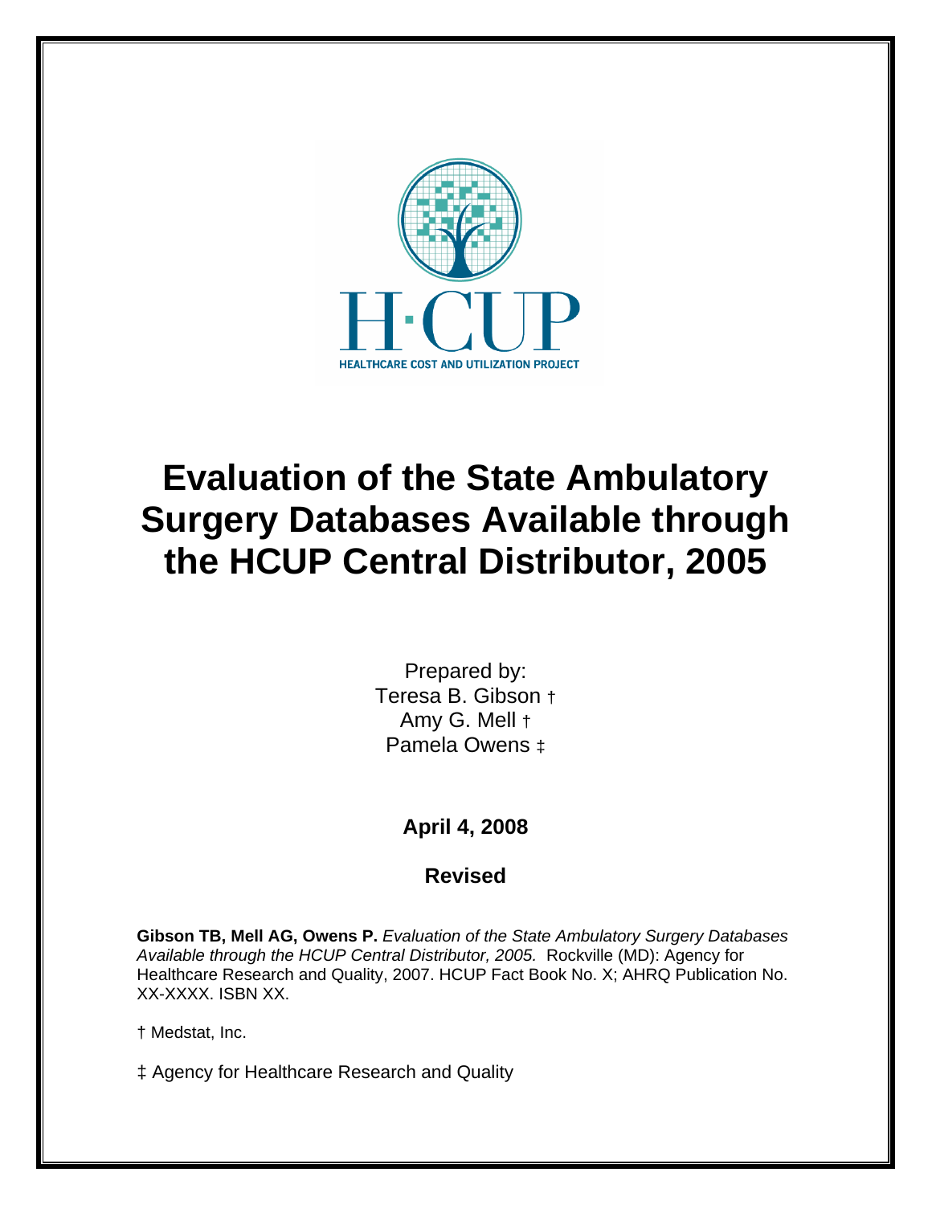H·CUP

HEALTHCARE COST AND UTILIZATION PROJECT

# Evaluation of the State Ambulatory Surgery Databases Available through the HCUP Central Distributor, 2005

Prepared by:
Teresa B. Gibson †
Amy G. Mell †
Pamela Owens ‡

**April 4, 2008**

**Revised**

**Gibson TB, Mell AG, Owens P.** *Evaluation of the State Ambulatory Surgery Databases Available through the HCUP Central Distributor, 2005.* Rockville (MD): Agency for Healthcare Research and Quality, 2007. HCUP Fact Book No. X; AHRQ Publication No. XX-XXXX. ISBN XX.

† Medstat, Inc.

‡ Agency for Healthcare Research and Quality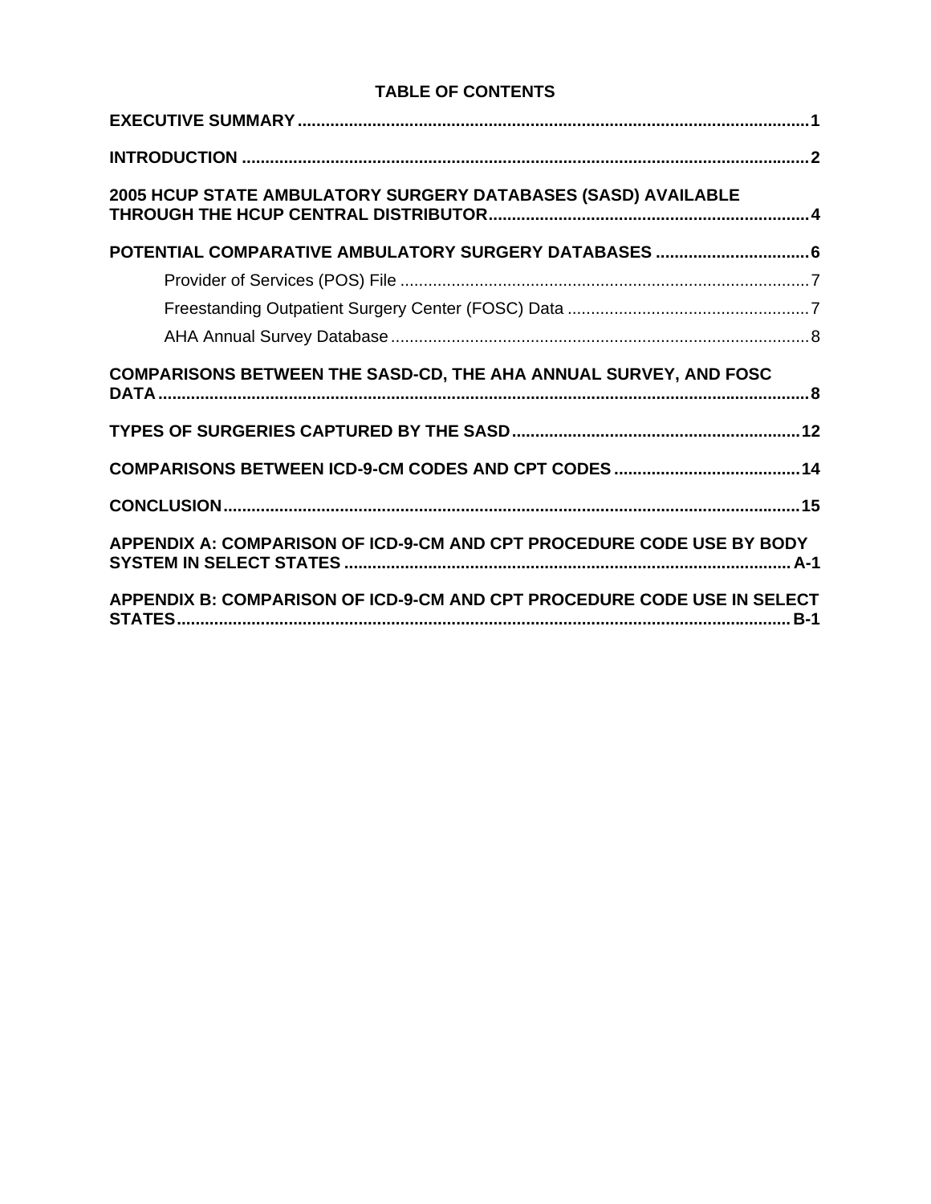# TABLE OF CONTENTS

**EXECUTIVE SUMMARY** ..... 1

**INTRODUCTION** ..... 2

**2005 HCUP STATE AMBULATORY SURGERY DATABASES (SASD) AVAILABLE THROUGH THE HCUP CENTRAL DISTRIBUTOR** ..... 4

**POTENTIAL COMPARATIVE AMBULATORY SURGERY DATABASES** ..... 6

- Provider of Services (POS) File ..... 7
- Freestanding Outpatient Surgery Center (FOSC) Data ..... 7
- AHA Annual Survey Database ..... 8

**COMPARISONS BETWEEN THE SASD-CD, THE AHA ANNUAL SURVEY, AND FOSC DATA** ..... 8

**TYPES OF SURGERIES CAPTURED BY THE SASD** ..... 12

**COMPARISONS BETWEEN ICD-9-CM CODES AND CPT CODES** ..... 14

**CONCLUSION** ..... 15

**APPENDIX A: COMPARISON OF ICD-9-CM AND CPT PROCEDURE CODE USE BY BODY SYSTEM IN SELECT STATES** ..... A-1

**APPENDIX B: COMPARISON OF ICD-9-CM AND CPT PROCEDURE CODE USE IN SELECT STATES** ..... B-1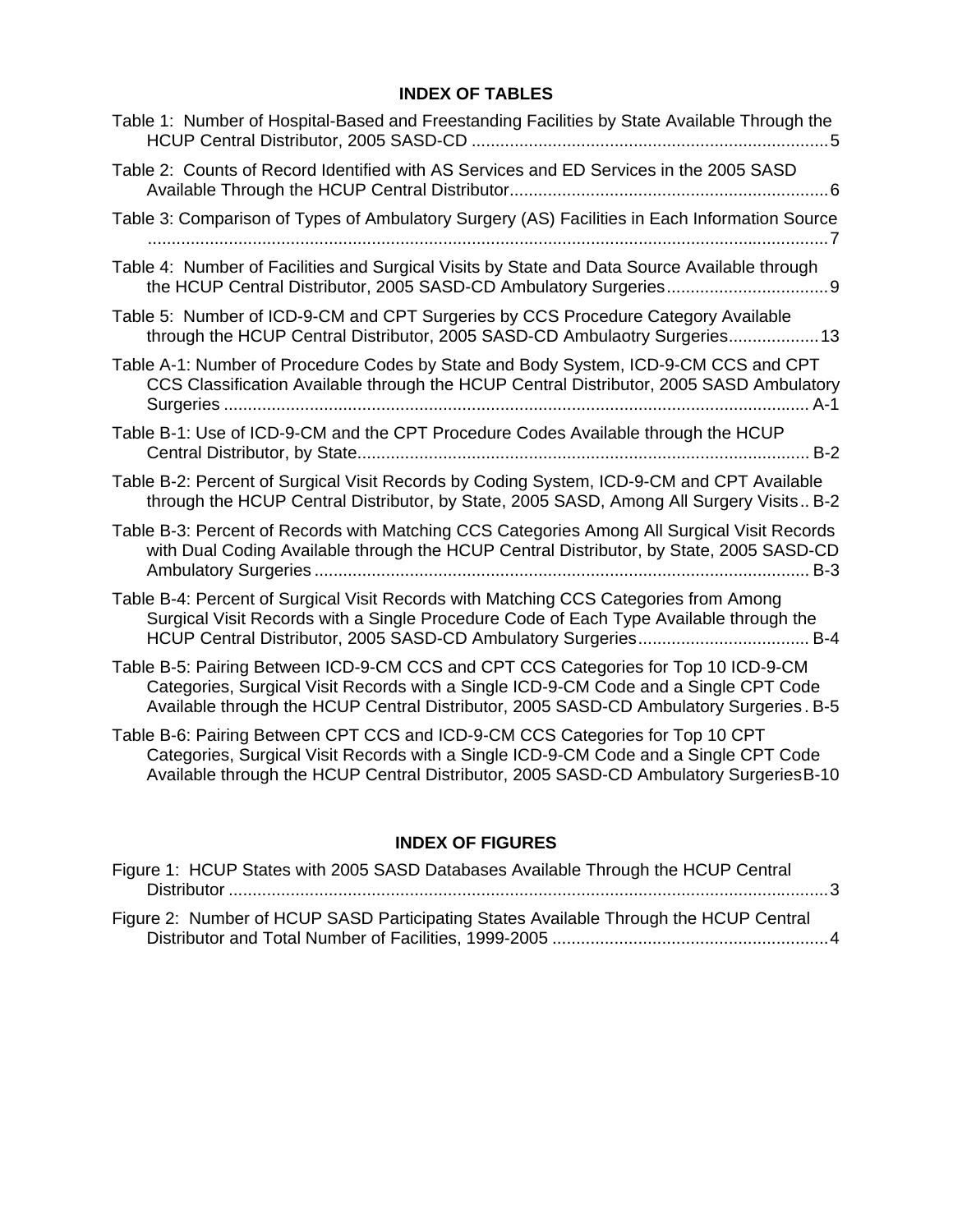## INDEX OF TABLES

Table 1: Number of Hospital-Based and Freestanding Facilities by State Available Through the HCUP Central Distributor, 2005 SASD-CD ........................................................................... 5

Table 2: Counts of Record Identified with AS Services and ED Services in the 2005 SASD Available Through the HCUP Central Distributor................................................................... 6

Table 3: Comparison of Types of Ambulatory Surgery (AS) Facilities in Each Information Source ............................................................................................................................................... 7

Table 4: Number of Facilities and Surgical Visits by State and Data Source Available through the HCUP Central Distributor, 2005 SASD-CD Ambulatory Surgeries.................................. 9

Table 5: Number of ICD-9-CM and CPT Surgeries by CCS Procedure Category Available through the HCUP Central Distributor, 2005 SASD-CD Ambulaotry Surgeries................... 13

Table A-1: Number of Procedure Codes by State and Body System, ICD-9-CM CCS and CPT CCS Classification Available through the HCUP Central Distributor, 2005 SASD Ambulatory Surgeries .......................................................................................................................... A-1

Table B-1: Use of ICD-9-CM and the CPT Procedure Codes Available through the HCUP Central Distributor, by State............................................................................................... B-2

Table B-2: Percent of Surgical Visit Records by Coding System, ICD-9-CM and CPT Available through the HCUP Central Distributor, by State, 2005 SASD, Among All Surgery Visits.. B-2

Table B-3: Percent of Records with Matching CCS Categories Among All Surgical Visit Records with Dual Coding Available through the HCUP Central Distributor, by State, 2005 SASD-CD Ambulatory Surgeries ........................................................................................................ B-3

Table B-4: Percent of Surgical Visit Records with Matching CCS Categories from Among Surgical Visit Records with a Single Procedure Code of Each Type Available through the HCUP Central Distributor, 2005 SASD-CD Ambulatory Surgeries.................................... B-4

Table B-5: Pairing Between ICD-9-CM CCS and CPT CCS Categories for Top 10 ICD-9-CM Categories, Surgical Visit Records with a Single ICD-9-CM Code and a Single CPT Code Available through the HCUP Central Distributor, 2005 SASD-CD Ambulatory Surgeries . B-5

Table B-6: Pairing Between CPT CCS and ICD-9-CM CCS Categories for Top 10 CPT Categories, Surgical Visit Records with a Single ICD-9-CM Code and a Single CPT Code Available through the HCUP Central Distributor, 2005 SASD-CD Ambulatory Surgeries B-10

## INDEX OF FIGURES

Figure 1: HCUP States with 2005 SASD Databases Available Through the HCUP Central Distributor ............................................................................................................................. 3

Figure 2: Number of HCUP SASD Participating States Available Through the HCUP Central Distributor and Total Number of Facilities, 1999-2005 .......................................................... 4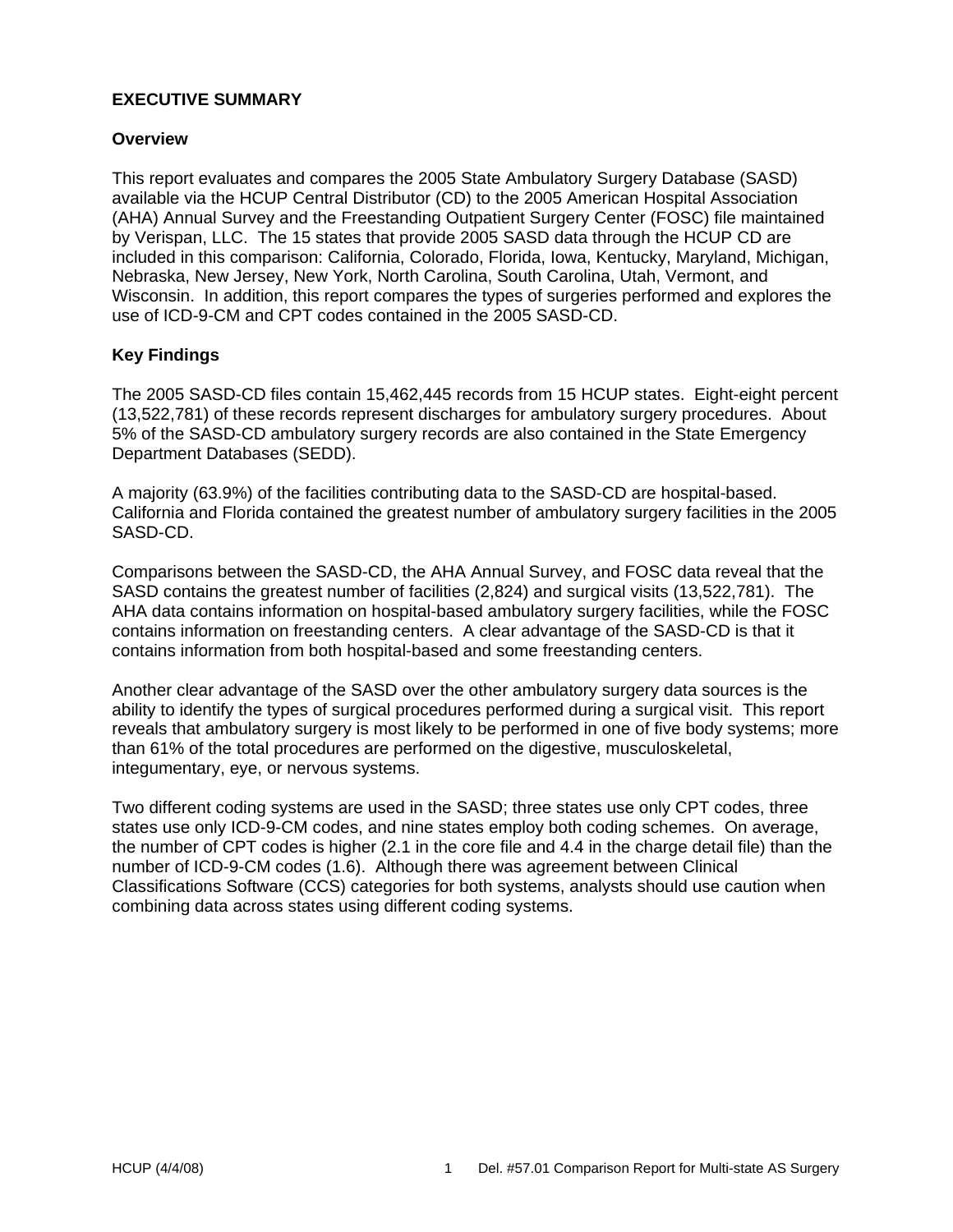# EXECUTIVE SUMMARY

## Overview

This report evaluates and compares the 2005 State Ambulatory Surgery Database (SASD) available via the HCUP Central Distributor (CD) to the 2005 American Hospital Association (AHA) Annual Survey and the Freestanding Outpatient Surgery Center (FOSC) file maintained by Verispan, LLC. The 15 states that provide 2005 SASD data through the HCUP CD are included in this comparison: California, Colorado, Florida, Iowa, Kentucky, Maryland, Michigan, Nebraska, New Jersey, New York, North Carolina, South Carolina, Utah, Vermont, and Wisconsin. In addition, this report compares the types of surgeries performed and explores the use of ICD-9-CM and CPT codes contained in the 2005 SASD-CD.

## Key Findings

The 2005 SASD-CD files contain 15,462,445 records from 15 HCUP states. Eight-eight percent (13,522,781) of these records represent discharges for ambulatory surgery procedures. About 5% of the SASD-CD ambulatory surgery records are also contained in the State Emergency Department Databases (SEDD).

A majority (63.9%) of the facilities contributing data to the SASD-CD are hospital-based. California and Florida contained the greatest number of ambulatory surgery facilities in the 2005 SASD-CD.

Comparisons between the SASD-CD, the AHA Annual Survey, and FOSC data reveal that the SASD contains the greatest number of facilities (2,824) and surgical visits (13,522,781). The AHA data contains information on hospital-based ambulatory surgery facilities, while the FOSC contains information on freestanding centers. A clear advantage of the SASD-CD is that it contains information from both hospital-based and some freestanding centers.

Another clear advantage of the SASD over the other ambulatory surgery data sources is the ability to identify the types of surgical procedures performed during a surgical visit. This report reveals that ambulatory surgery is most likely to be performed in one of five body systems; more than 61% of the total procedures are performed on the digestive, musculoskeletal, integumentary, eye, or nervous systems.

Two different coding systems are used in the SASD; three states use only CPT codes, three states use only ICD-9-CM codes, and nine states employ both coding schemes. On average, the number of CPT codes is higher (2.1 in the core file and 4.4 in the charge detail file) than the number of ICD-9-CM codes (1.6). Although there was agreement between Clinical Classifications Software (CCS) categories for both systems, analysts should use caution when combining data across states using different coding systems.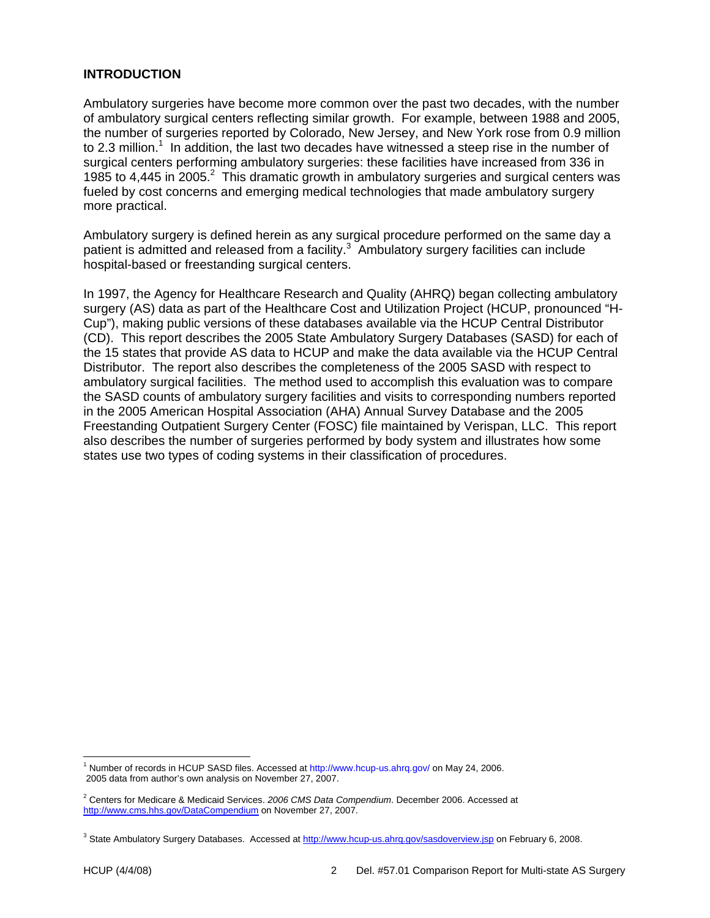## INTRODUCTION

Ambulatory surgeries have become more common over the past two decades, with the number of ambulatory surgical centers reflecting similar growth. For example, between 1988 and 2005, the number of surgeries reported by Colorado, New Jersey, and New York rose from 0.9 million to 2.3 million.[1] In addition, the last two decades have witnessed a steep rise in the number of surgical centers performing ambulatory surgeries: these facilities have increased from 336 in 1985 to 4,445 in 2005.[2] This dramatic growth in ambulatory surgeries and surgical centers was fueled by cost concerns and emerging medical technologies that made ambulatory surgery more practical.

Ambulatory surgery is defined herein as any surgical procedure performed on the same day a patient is admitted and released from a facility.[3] Ambulatory surgery facilities can include hospital-based or freestanding surgical centers.

In 1997, the Agency for Healthcare Research and Quality (AHRQ) began collecting ambulatory surgery (AS) data as part of the Healthcare Cost and Utilization Project (HCUP, pronounced "H-Cup"), making public versions of these databases available via the HCUP Central Distributor (CD). This report describes the 2005 State Ambulatory Surgery Databases (SASD) for each of the 15 states that provide AS data to HCUP and make the data available via the HCUP Central Distributor. The report also describes the completeness of the 2005 SASD with respect to ambulatory surgical facilities. The method used to accomplish this evaluation was to compare the SASD counts of ambulatory surgery facilities and visits to corresponding numbers reported in the 2005 American Hospital Association (AHA) Annual Survey Database and the 2005 Freestanding Outpatient Surgery Center (FOSC) file maintained by Verispan, LLC. This report also describes the number of surgeries performed by body system and illustrates how some states use two types of coding systems in their classification of procedures.

---

[1] Number of records in HCUP SASD files. Accessed at http://www.hcup-us.ahrq.gov/ on May 24, 2006. 2005 data from author's own analysis on November 27, 2007.

[2] Centers for Medicare & Medicaid Services. *2006 CMS Data Compendium*. December 2006. Accessed at http://www.cms.hhs.gov/DataCompendium on November 27, 2007.

[3] State Ambulatory Surgery Databases. Accessed at http://www.hcup-us.ahrq.gov/sasdoverview.jsp on February 6, 2008.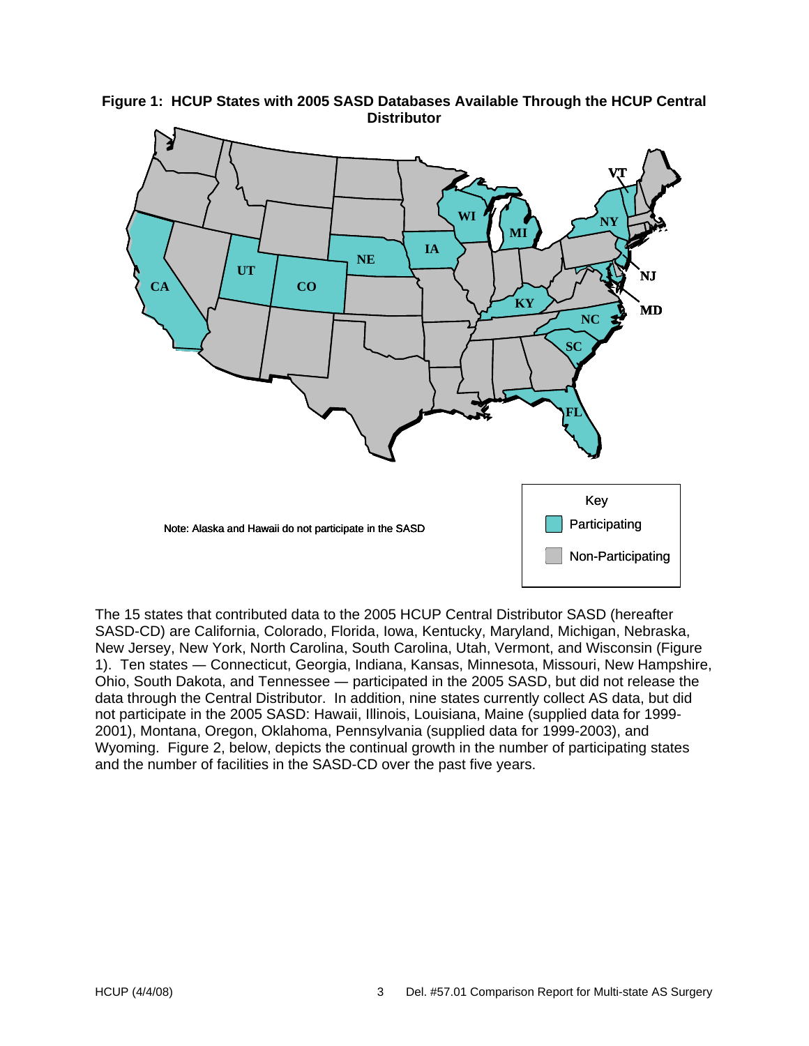**Figure 1: HCUP States with 2005 SASD Databases Available Through the HCUP Central Distributor**

Note: Alaska and Hawaii do not participate in the SASD

Key
- Participating
- Non-Participating

The 15 states that contributed data to the 2005 HCUP Central Distributor SASD (hereafter SASD-CD) are California, Colorado, Florida, Iowa, Kentucky, Maryland, Michigan, Nebraska, New Jersey, New York, North Carolina, South Carolina, Utah, Vermont, and Wisconsin (Figure 1). Ten states — Connecticut, Georgia, Indiana, Kansas, Minnesota, Missouri, New Hampshire, Ohio, South Dakota, and Tennessee — participated in the 2005 SASD, but did not release the data through the Central Distributor. In addition, nine states currently collect AS data, but did not participate in the 2005 SASD: Hawaii, Illinois, Louisiana, Maine (supplied data for 1999-2001), Montana, Oregon, Oklahoma, Pennsylvania (supplied data for 1999-2003), and Wyoming. Figure 2, below, depicts the continual growth in the number of participating states and the number of facilities in the SASD-CD over the past five years.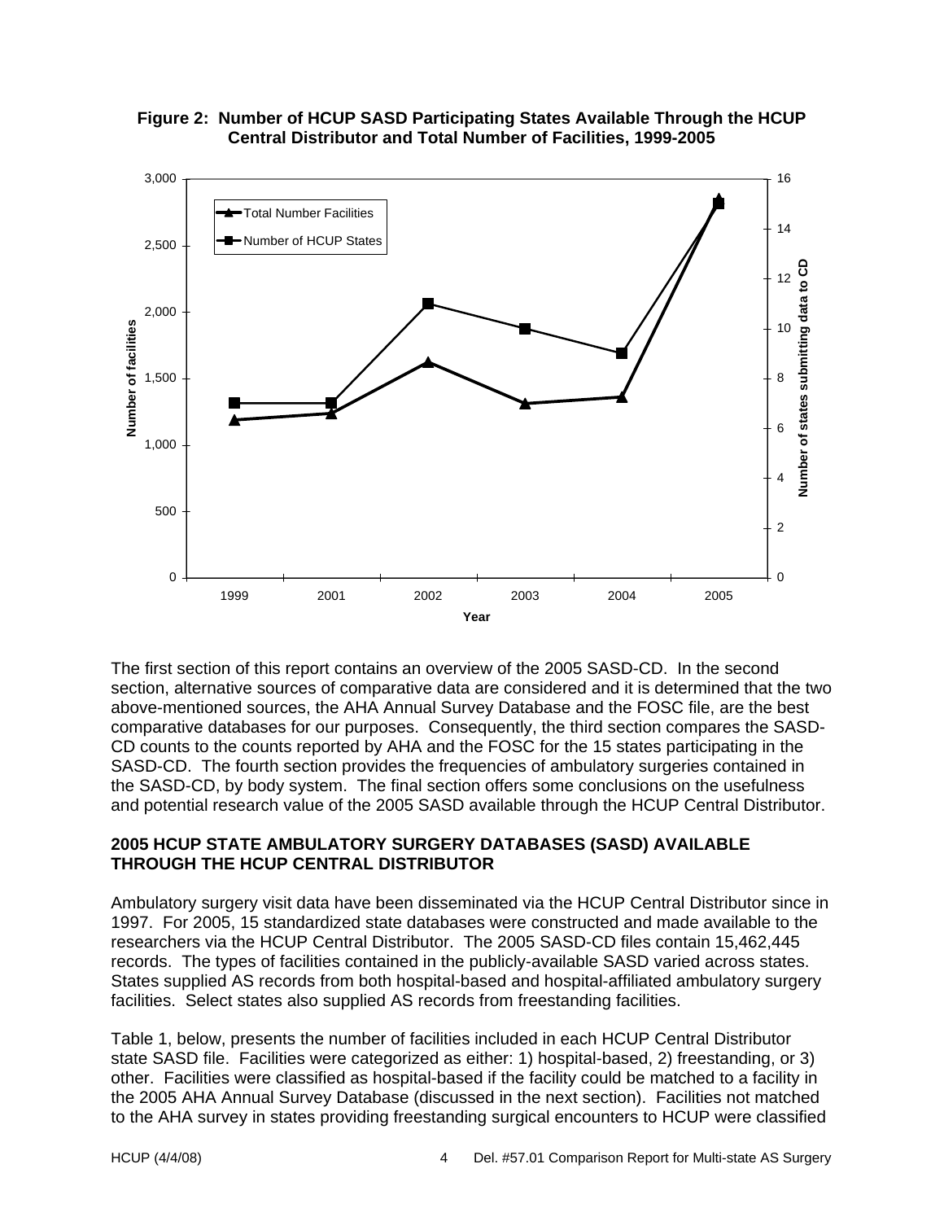**Figure 2: Number of HCUP SASD Participating States Available Through the HCUP Central Distributor and Total Number of Facilities, 1999-2005**

The first section of this report contains an overview of the 2005 SASD-CD. In the second section, alternative sources of comparative data are considered and it is determined that the two above-mentioned sources, the AHA Annual Survey Database and the FOSC file, are the best comparative databases for our purposes. Consequently, the third section compares the SASD-CD counts to the counts reported by AHA and the FOSC for the 15 states participating in the SASD-CD. The fourth section provides the frequencies of ambulatory surgeries contained in the SASD-CD, by body system. The final section offers some conclusions on the usefulness and potential research value of the 2005 SASD available through the HCUP Central Distributor.

## 2005 HCUP STATE AMBULATORY SURGERY DATABASES (SASD) AVAILABLE THROUGH THE HCUP CENTRAL DISTRIBUTOR

Ambulatory surgery visit data have been disseminated via the HCUP Central Distributor since in 1997. For 2005, 15 standardized state databases were constructed and made available to the researchers via the HCUP Central Distributor. The 2005 SASD-CD files contain 15,462,445 records. The types of facilities contained in the publicly-available SASD varied across states. States supplied AS records from both hospital-based and hospital-affiliated ambulatory surgery facilities. Select states also supplied AS records from freestanding facilities.

Table 1, below, presents the number of facilities included in each HCUP Central Distributor state SASD file. Facilities were categorized as either: 1) hospital-based, 2) freestanding, or 3) other. Facilities were classified as hospital-based if the facility could be matched to a facility in the 2005 AHA Annual Survey Database (discussed in the next section). Facilities not matched to the AHA survey in states providing freestanding surgical encounters to HCUP were classified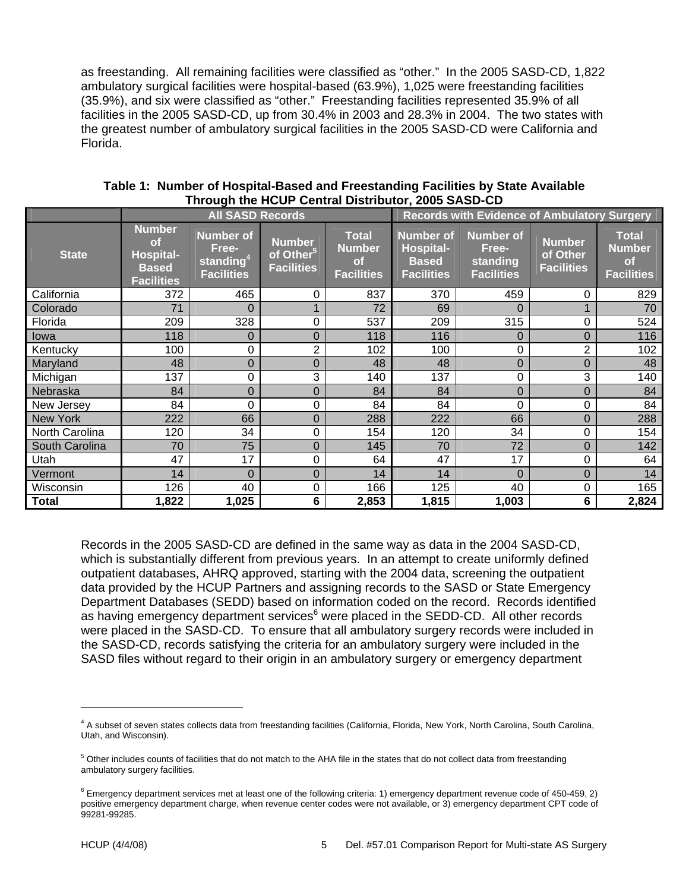as freestanding. All remaining facilities were classified as "other." In the 2005 SASD-CD, 1,822 ambulatory surgical facilities were hospital-based (63.9%), 1,025 were freestanding facilities (35.9%), and six were classified as "other." Freestanding facilities represented 35.9% of all facilities in the 2005 SASD-CD, up from 30.4% in 2003 and 28.3% in 2004. The two states with the greatest number of ambulatory surgical facilities in the 2005 SASD-CD were California and Florida.

**Table 1: Number of Hospital-Based and Freestanding Facilities by State Available Through the HCUP Central Distributor, 2005 SASD-CD**

| | All SASD Records | | | | Records with Evidence of Ambulatory Surgery | | | |
|---|---|---|---|---|---|---|---|---|
| **State** | **Number of Hospital-Based Facilities** | **Number of Free-standing[4] Facilities** | **Number of Other[5] Facilities** | **Total Number of Facilities** | **Number of Hospital-Based Facilities** | **Number of Free-standing Facilities** | **Number of Other Facilities** | **Total Number of Facilities** |
| California | 372 | 465 | 0 | 837 | 370 | 459 | 0 | 829 |
| Colorado | 71 | 0 | 1 | 72 | 69 | 0 | 1 | 70 |
| Florida | 209 | 328 | 0 | 537 | 209 | 315 | 0 | 524 |
| Iowa | 118 | 0 | 0 | 118 | 116 | 0 | 0 | 116 |
| Kentucky | 100 | 0 | 2 | 102 | 100 | 0 | 2 | 102 |
| Maryland | 48 | 0 | 0 | 48 | 48 | 0 | 0 | 48 |
| Michigan | 137 | 0 | 3 | 140 | 137 | 0 | 3 | 140 |
| Nebraska | 84 | 0 | 0 | 84 | 84 | 0 | 0 | 84 |
| New Jersey | 84 | 0 | 0 | 84 | 84 | 0 | 0 | 84 |
| New York | 222 | 66 | 0 | 288 | 222 | 66 | 0 | 288 |
| North Carolina | 120 | 34 | 0 | 154 | 120 | 34 | 0 | 154 |
| South Carolina | 70 | 75 | 0 | 145 | 70 | 72 | 0 | 142 |
| Utah | 47 | 17 | 0 | 64 | 47 | 17 | 0 | 64 |
| Vermont | 14 | 0 | 0 | 14 | 14 | 0 | 0 | 14 |
| Wisconsin | 126 | 40 | 0 | 166 | 125 | 40 | 0 | 165 |
| **Total** | **1,822** | **1,025** | **6** | **2,853** | **1,815** | **1,003** | **6** | **2,824** |

Records in the 2005 SASD-CD are defined in the same way as data in the 2004 SASD-CD, which is substantially different from previous years. In an attempt to create uniformly defined outpatient databases, AHRQ approved, starting with the 2004 data, screening the outpatient data provided by the HCUP Partners and assigning records to the SASD or State Emergency Department Databases (SEDD) based on information coded on the record. Records identified as having emergency department services[6] were placed in the SEDD-CD. All other records were placed in the SASD-CD. To ensure that all ambulatory surgery records were included in the SASD-CD, records satisfying the criteria for an ambulatory surgery were included in the SASD files without regard to their origin in an ambulatory surgery or emergency department

---

[4] A subset of seven states collects data from freestanding facilities (California, Florida, New York, North Carolina, South Carolina, Utah, and Wisconsin).

[5] Other includes counts of facilities that do not match to the AHA file in the states that do not collect data from freestanding ambulatory surgery facilities.

[6] Emergency department services met at least one of the following criteria: 1) emergency department revenue code of 450-459, 2) positive emergency department charge, when revenue center codes were not available, or 3) emergency department CPT code of 99281-99285.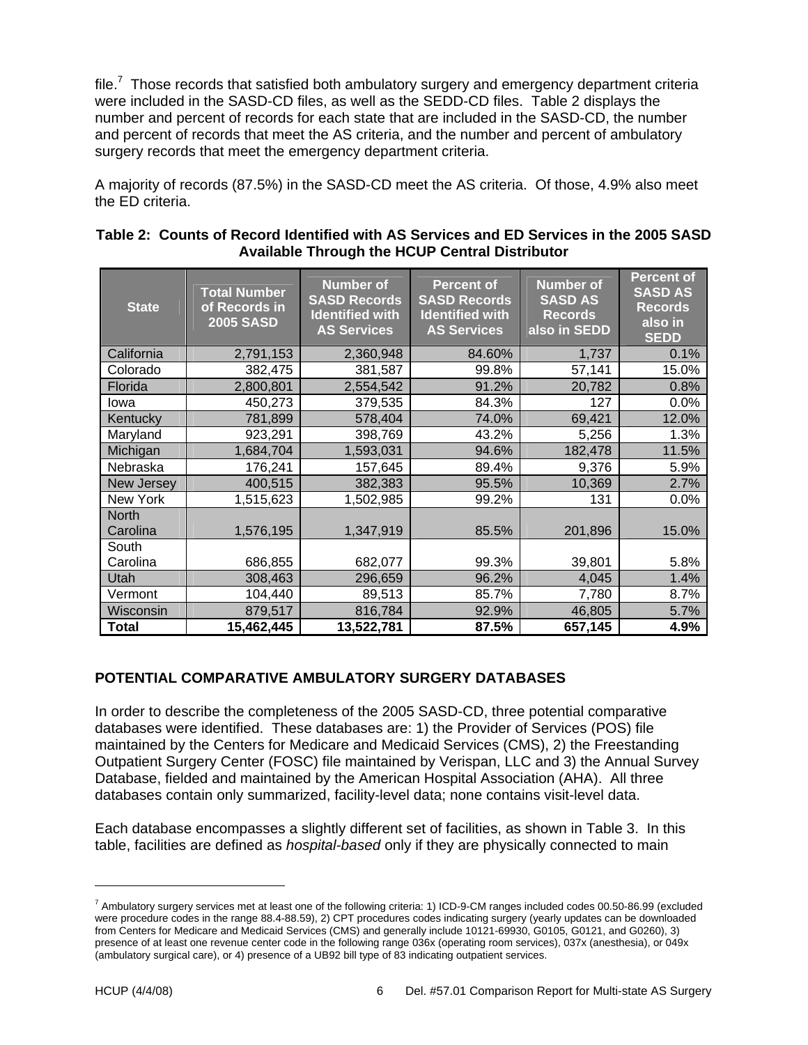file.[7] Those records that satisfied both ambulatory surgery and emergency department criteria were included in the SASD-CD files, as well as the SEDD-CD files. Table 2 displays the number and percent of records for each state that are included in the SASD-CD, the number and percent of records that meet the AS criteria, and the number and percent of ambulatory surgery records that meet the emergency department criteria.

A majority of records (87.5%) in the SASD-CD meet the AS criteria. Of those, 4.9% also meet the ED criteria.

**Table 2: Counts of Record Identified with AS Services and ED Services in the 2005 SASD Available Through the HCUP Central Distributor**

| State | Total Number of Records in 2005 SASD | Number of SASD Records Identified with AS Services | Percent of SASD Records Identified with AS Services | Number of SASD AS Records also in SEDD | Percent of SASD AS Records also in SEDD |
|---|---|---|---|---|---|
| California | 2,791,153 | 2,360,948 | 84.60% | 1,737 | 0.1% |
| Colorado | 382,475 | 381,587 | 99.8% | 57,141 | 15.0% |
| Florida | 2,800,801 | 2,554,542 | 91.2% | 20,782 | 0.8% |
| Iowa | 450,273 | 379,535 | 84.3% | 127 | 0.0% |
| Kentucky | 781,899 | 578,404 | 74.0% | 69,421 | 12.0% |
| Maryland | 923,291 | 398,769 | 43.2% | 5,256 | 1.3% |
| Michigan | 1,684,704 | 1,593,031 | 94.6% | 182,478 | 11.5% |
| Nebraska | 176,241 | 157,645 | 89.4% | 9,376 | 5.9% |
| New Jersey | 400,515 | 382,383 | 95.5% | 10,369 | 2.7% |
| New York | 1,515,623 | 1,502,985 | 99.2% | 131 | 0.0% |
| North Carolina | 1,576,195 | 1,347,919 | 85.5% | 201,896 | 15.0% |
| South Carolina | 686,855 | 682,077 | 99.3% | 39,801 | 5.8% |
| Utah | 308,463 | 296,659 | 96.2% | 4,045 | 1.4% |
| Vermont | 104,440 | 89,513 | 85.7% | 7,780 | 8.7% |
| Wisconsin | 879,517 | 816,784 | 92.9% | 46,805 | 5.7% |
| **Total** | **15,462,445** | **13,522,781** | **87.5%** | **657,145** | **4.9%** |

## POTENTIAL COMPARATIVE AMBULATORY SURGERY DATABASES

In order to describe the completeness of the 2005 SASD-CD, three potential comparative databases were identified. These databases are: 1) the Provider of Services (POS) file maintained by the Centers for Medicare and Medicaid Services (CMS), 2) the Freestanding Outpatient Surgery Center (FOSC) file maintained by Verispan, LLC and 3) the Annual Survey Database, fielded and maintained by the American Hospital Association (AHA). All three databases contain only summarized, facility-level data; none contains visit-level data.

Each database encompasses a slightly different set of facilities, as shown in Table 3. In this table, facilities are defined as *hospital-based* only if they are physically connected to main

[7] Ambulatory surgery services met at least one of the following criteria: 1) ICD-9-CM ranges included codes 00.50-86.99 (excluded were procedure codes in the range 88.4-88.59), 2) CPT procedures codes indicating surgery (yearly updates can be downloaded from Centers for Medicare and Medicaid Services (CMS) and generally include 10121-69930, G0105, G0121, and G0260), 3) presence of at least one revenue center code in the following range 036x (operating room services), 037x (anesthesia), or 049x (ambulatory surgical care), or 4) presence of a UB92 bill type of 83 indicating outpatient services.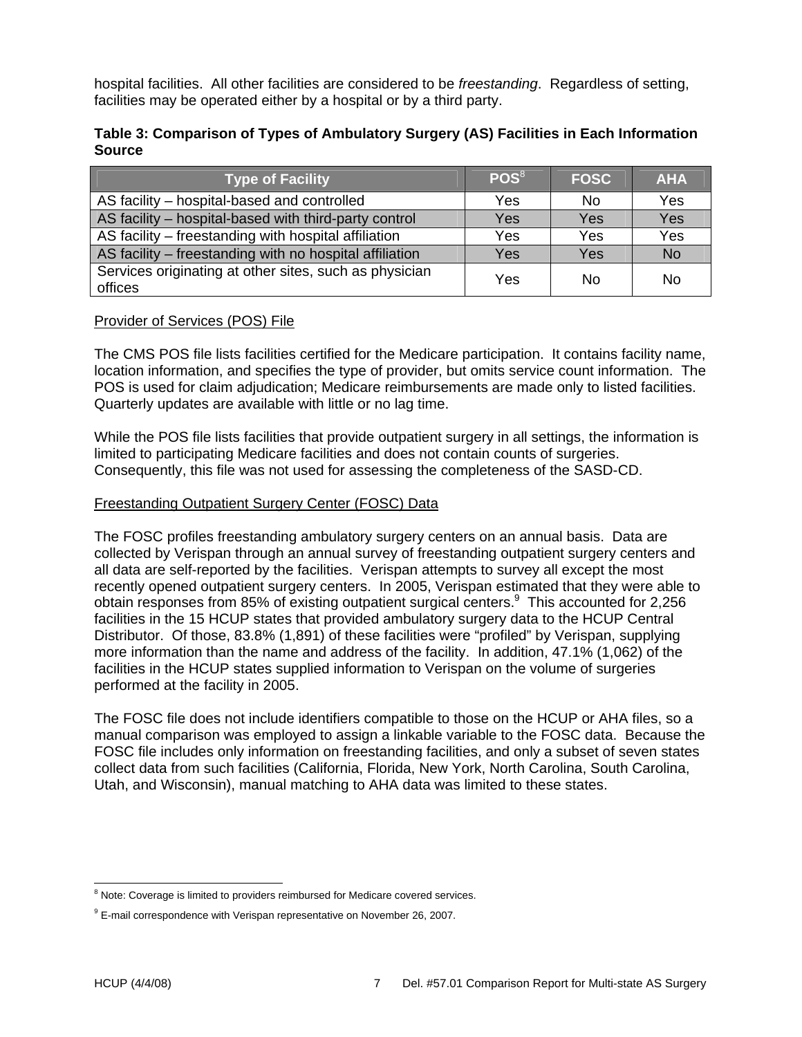hospital facilities. All other facilities are considered to be *freestanding*. Regardless of setting, facilities may be operated either by a hospital or by a third party.

**Table 3: Comparison of Types of Ambulatory Surgery (AS) Facilities in Each Information Source**

| Type of Facility | POS[8] | FOSC | AHA |
|---|---|---|---|
| AS facility – hospital-based and controlled | Yes | No | Yes |
| AS facility – hospital-based with third-party control | Yes | Yes | Yes |
| AS facility – freestanding with hospital affiliation | Yes | Yes | Yes |
| AS facility – freestanding with no hospital affiliation | Yes | Yes | No |
| Services originating at other sites, such as physician offices | Yes | No | No |

Provider of Services (POS) File

The CMS POS file lists facilities certified for the Medicare participation. It contains facility name, location information, and specifies the type of provider, but omits service count information. The POS is used for claim adjudication; Medicare reimbursements are made only to listed facilities. Quarterly updates are available with little or no lag time.

While the POS file lists facilities that provide outpatient surgery in all settings, the information is limited to participating Medicare facilities and does not contain counts of surgeries. Consequently, this file was not used for assessing the completeness of the SASD-CD.

Freestanding Outpatient Surgery Center (FOSC) Data

The FOSC profiles freestanding ambulatory surgery centers on an annual basis. Data are collected by Verispan through an annual survey of freestanding outpatient surgery centers and all data are self-reported by the facilities. Verispan attempts to survey all except the most recently opened outpatient surgery centers. In 2005, Verispan estimated that they were able to obtain responses from 85% of existing outpatient surgical centers.[9] This accounted for 2,256 facilities in the 15 HCUP states that provided ambulatory surgery data to the HCUP Central Distributor. Of those, 83.8% (1,891) of these facilities were "profiled" by Verispan, supplying more information than the name and address of the facility. In addition, 47.1% (1,062) of the facilities in the HCUP states supplied information to Verispan on the volume of surgeries performed at the facility in 2005.

The FOSC file does not include identifiers compatible to those on the HCUP or AHA files, so a manual comparison was employed to assign a linkable variable to the FOSC data. Because the FOSC file includes only information on freestanding facilities, and only a subset of seven states collect data from such facilities (California, Florida, New York, North Carolina, South Carolina, Utah, and Wisconsin), manual matching to AHA data was limited to these states.

[8] Note: Coverage is limited to providers reimbursed for Medicare covered services.

[9] E-mail correspondence with Verispan representative on November 26, 2007.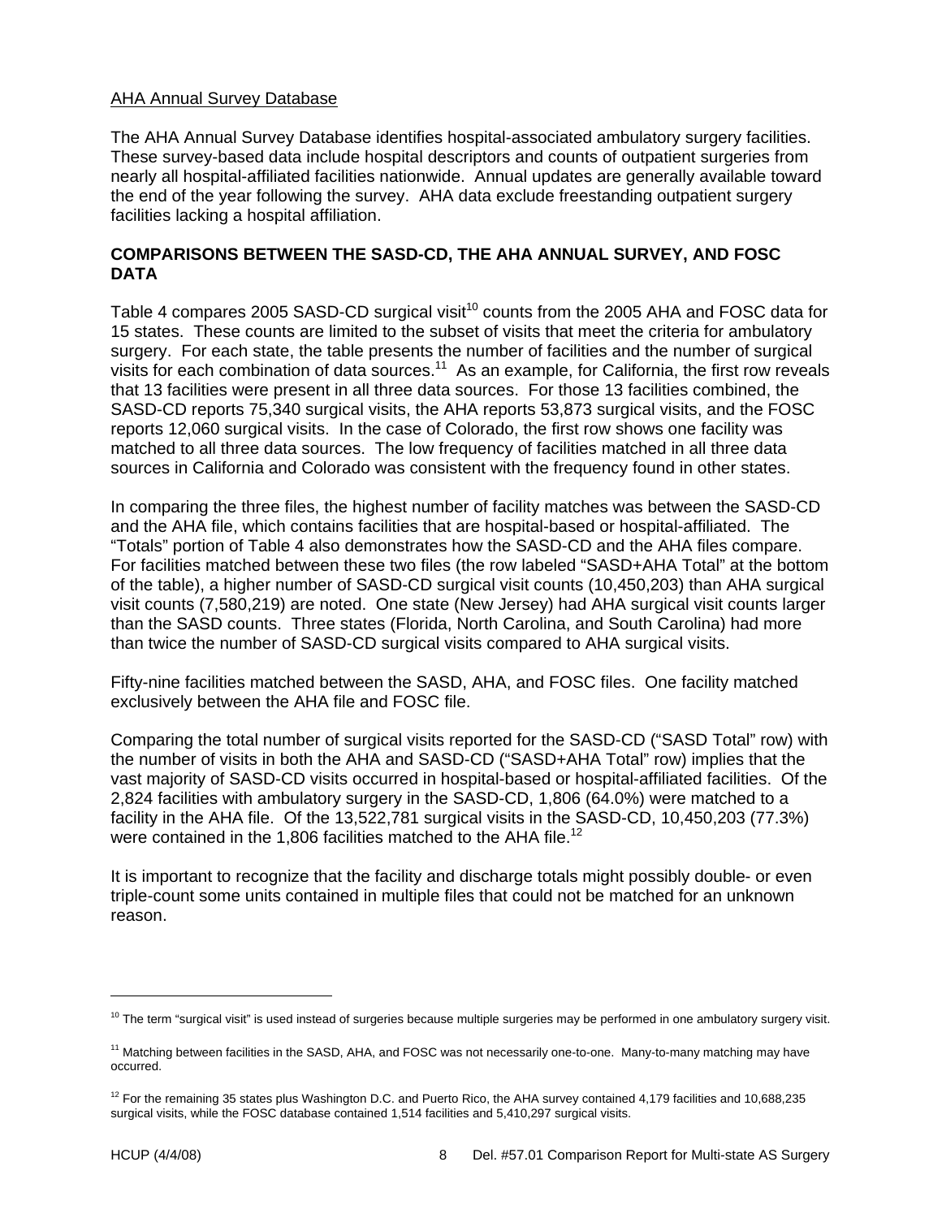AHA Annual Survey Database

The AHA Annual Survey Database identifies hospital-associated ambulatory surgery facilities. These survey-based data include hospital descriptors and counts of outpatient surgeries from nearly all hospital-affiliated facilities nationwide. Annual updates are generally available toward the end of the year following the survey. AHA data exclude freestanding outpatient surgery facilities lacking a hospital affiliation.

## COMPARISONS BETWEEN THE SASD-CD, THE AHA ANNUAL SURVEY, AND FOSC DATA

Table 4 compares 2005 SASD-CD surgical visit[10] counts from the 2005 AHA and FOSC data for 15 states. These counts are limited to the subset of visits that meet the criteria for ambulatory surgery. For each state, the table presents the number of facilities and the number of surgical visits for each combination of data sources.[11] As an example, for California, the first row reveals that 13 facilities were present in all three data sources. For those 13 facilities combined, the SASD-CD reports 75,340 surgical visits, the AHA reports 53,873 surgical visits, and the FOSC reports 12,060 surgical visits. In the case of Colorado, the first row shows one facility was matched to all three data sources. The low frequency of facilities matched in all three data sources in California and Colorado was consistent with the frequency found in other states.

In comparing the three files, the highest number of facility matches was between the SASD-CD and the AHA file, which contains facilities that are hospital-based or hospital-affiliated. The "Totals" portion of Table 4 also demonstrates how the SASD-CD and the AHA files compare. For facilities matched between these two files (the row labeled "SASD+AHA Total" at the bottom of the table), a higher number of SASD-CD surgical visit counts (10,450,203) than AHA surgical visit counts (7,580,219) are noted. One state (New Jersey) had AHA surgical visit counts larger than the SASD counts. Three states (Florida, North Carolina, and South Carolina) had more than twice the number of SASD-CD surgical visits compared to AHA surgical visits.

Fifty-nine facilities matched between the SASD, AHA, and FOSC files. One facility matched exclusively between the AHA file and FOSC file.

Comparing the total number of surgical visits reported for the SASD-CD ("SASD Total" row) with the number of visits in both the AHA and SASD-CD ("SASD+AHA Total" row) implies that the vast majority of SASD-CD visits occurred in hospital-based or hospital-affiliated facilities. Of the 2,824 facilities with ambulatory surgery in the SASD-CD, 1,806 (64.0%) were matched to a facility in the AHA file. Of the 13,522,781 surgical visits in the SASD-CD, 10,450,203 (77.3%) were contained in the 1,806 facilities matched to the AHA file.[12]

It is important to recognize that the facility and discharge totals might possibly double- or even triple-count some units contained in multiple files that could not be matched for an unknown reason.

---

[10] The term "surgical visit" is used instead of surgeries because multiple surgeries may be performed in one ambulatory surgery visit.

[11] Matching between facilities in the SASD, AHA, and FOSC was not necessarily one-to-one. Many-to-many matching may have occurred.

[12] For the remaining 35 states plus Washington D.C. and Puerto Rico, the AHA survey contained 4,179 facilities and 10,688,235 surgical visits, while the FOSC database contained 1,514 facilities and 5,410,297 surgical visits.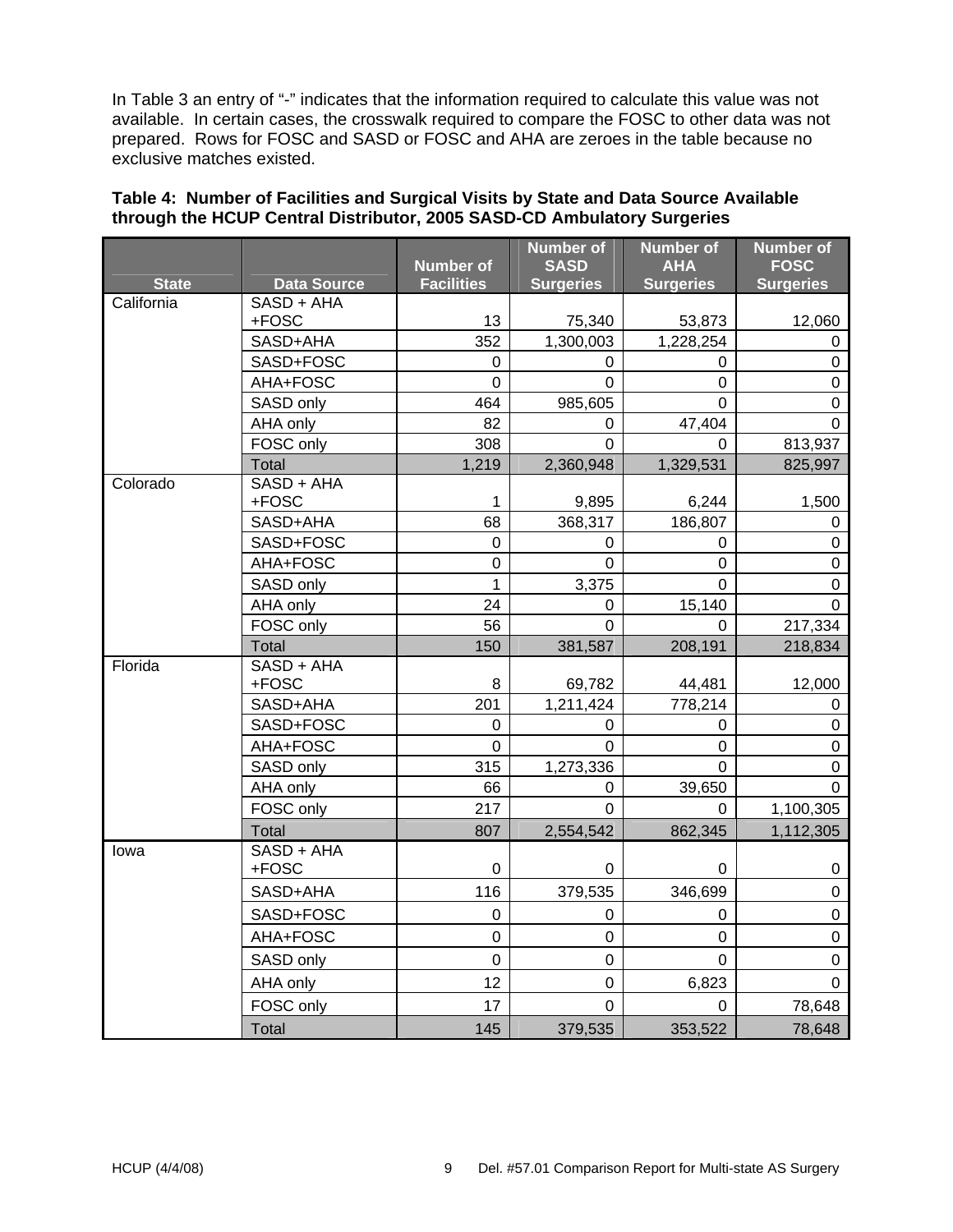In Table 3 an entry of "-" indicates that the information required to calculate this value was not available. In certain cases, the crosswalk required to compare the FOSC to other data was not prepared. Rows for FOSC and SASD or FOSC and AHA are zeroes in the table because no exclusive matches existed.

**Table 4: Number of Facilities and Surgical Visits by State and Data Source Available through the HCUP Central Distributor, 2005 SASD-CD Ambulatory Surgeries**

| State | Data Source | Number of Facilities | Number of SASD Surgeries | Number of AHA Surgeries | Number of FOSC Surgeries |
|---|---|---|---|---|---|
| California | SASD + AHA +FOSC | 13 | 75,340 | 53,873 | 12,060 |
| | SASD+AHA | 352 | 1,300,003 | 1,228,254 | 0 |
| | SASD+FOSC | 0 | 0 | 0 | 0 |
| | AHA+FOSC | 0 | 0 | 0 | 0 |
| | SASD only | 464 | 985,605 | 0 | 0 |
| | AHA only | 82 | 0 | 47,404 | 0 |
| | FOSC only | 308 | 0 | 0 | 813,937 |
| | Total | 1,219 | 2,360,948 | 1,329,531 | 825,997 |
| Colorado | SASD + AHA +FOSC | 1 | 9,895 | 6,244 | 1,500 |
| | SASD+AHA | 68 | 368,317 | 186,807 | 0 |
| | SASD+FOSC | 0 | 0 | 0 | 0 |
| | AHA+FOSC | 0 | 0 | 0 | 0 |
| | SASD only | 1 | 3,375 | 0 | 0 |
| | AHA only | 24 | 0 | 15,140 | 0 |
| | FOSC only | 56 | 0 | 0 | 217,334 |
| | Total | 150 | 381,587 | 208,191 | 218,834 |
| Florida | SASD + AHA +FOSC | 8 | 69,782 | 44,481 | 12,000 |
| | SASD+AHA | 201 | 1,211,424 | 778,214 | 0 |
| | SASD+FOSC | 0 | 0 | 0 | 0 |
| | AHA+FOSC | 0 | 0 | 0 | 0 |
| | SASD only | 315 | 1,273,336 | 0 | 0 |
| | AHA only | 66 | 0 | 39,650 | 0 |
| | FOSC only | 217 | 0 | 0 | 1,100,305 |
| | Total | 807 | 2,554,542 | 862,345 | 1,112,305 |
| Iowa | SASD + AHA +FOSC | 0 | 0 | 0 | 0 |
| | SASD+AHA | 116 | 379,535 | 346,699 | 0 |
| | SASD+FOSC | 0 | 0 | 0 | 0 |
| | AHA+FOSC | 0 | 0 | 0 | 0 |
| | SASD only | 0 | 0 | 0 | 0 |
| | AHA only | 12 | 0 | 6,823 | 0 |
| | FOSC only | 17 | 0 | 0 | 78,648 |
| | Total | 145 | 379,535 | 353,522 | 78,648 |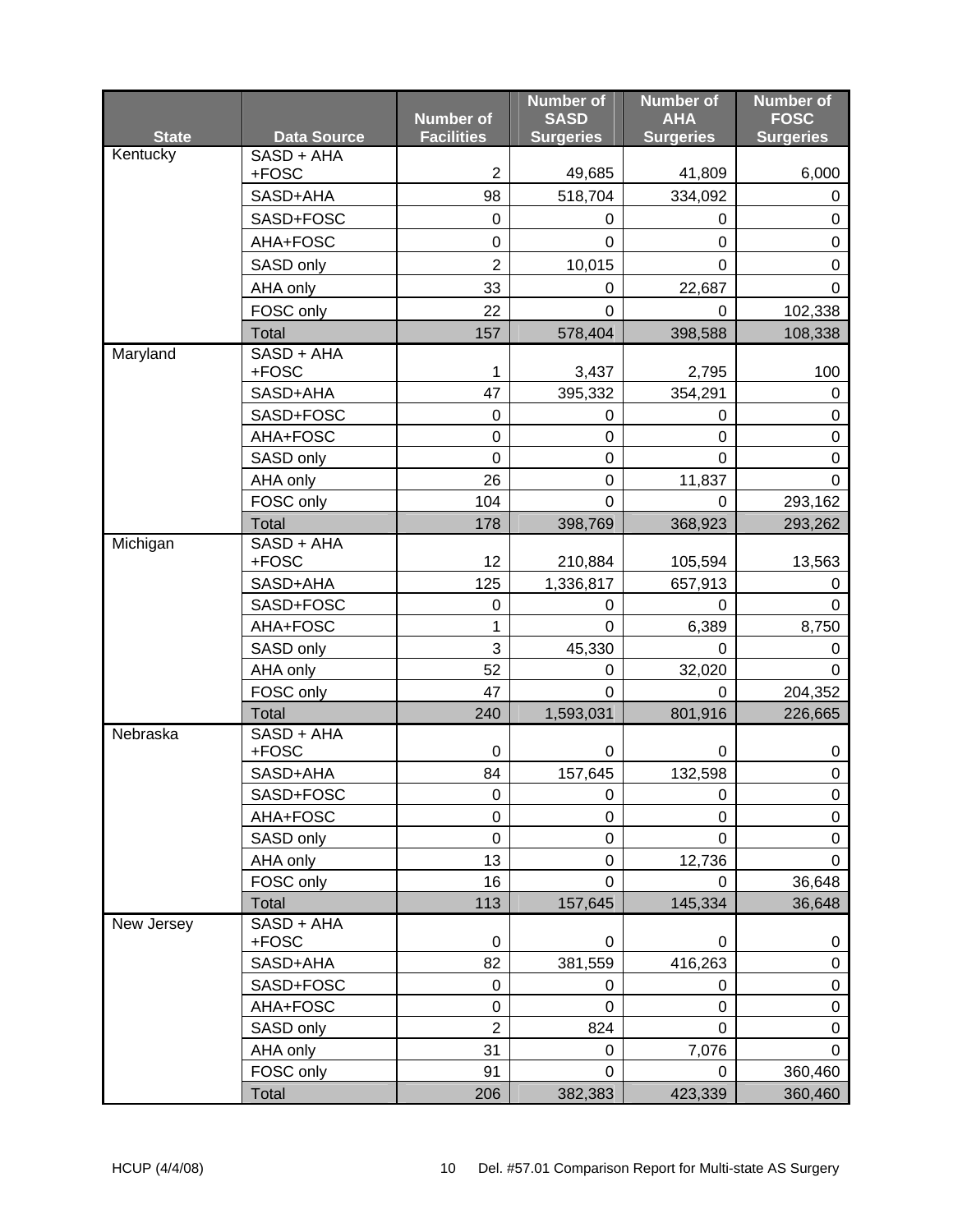| State | Data Source | Number of Facilities | Number of SASD Surgeries | Number of AHA Surgeries | Number of FOSC Surgeries |
|---|---|---|---|---|---|
| Kentucky | SASD + AHA +FOSC | 2 | 49,685 | 41,809 | 6,000 |
| | SASD+AHA | 98 | 518,704 | 334,092 | 0 |
| | SASD+FOSC | 0 | 0 | 0 | 0 |
| | AHA+FOSC | 0 | 0 | 0 | 0 |
| | SASD only | 2 | 10,015 | 0 | 0 |
| | AHA only | 33 | 0 | 22,687 | 0 |
| | FOSC only | 22 | 0 | 0 | 102,338 |
| | Total | 157 | 578,404 | 398,588 | 108,338 |
| Maryland | SASD + AHA +FOSC | 1 | 3,437 | 2,795 | 100 |
| | SASD+AHA | 47 | 395,332 | 354,291 | 0 |
| | SASD+FOSC | 0 | 0 | 0 | 0 |
| | AHA+FOSC | 0 | 0 | 0 | 0 |
| | SASD only | 0 | 0 | 0 | 0 |
| | AHA only | 26 | 0 | 11,837 | 0 |
| | FOSC only | 104 | 0 | 0 | 293,162 |
| | Total | 178 | 398,769 | 368,923 | 293,262 |
| Michigan | SASD + AHA +FOSC | 12 | 210,884 | 105,594 | 13,563 |
| | SASD+AHA | 125 | 1,336,817 | 657,913 | 0 |
| | SASD+FOSC | 0 | 0 | 0 | 0 |
| | AHA+FOSC | 1 | 0 | 6,389 | 8,750 |
| | SASD only | 3 | 45,330 | 0 | 0 |
| | AHA only | 52 | 0 | 32,020 | 0 |
| | FOSC only | 47 | 0 | 0 | 204,352 |
| | Total | 240 | 1,593,031 | 801,916 | 226,665 |
| Nebraska | SASD + AHA +FOSC | 0 | 0 | 0 | 0 |
| | SASD+AHA | 84 | 157,645 | 132,598 | 0 |
| | SASD+FOSC | 0 | 0 | 0 | 0 |
| | AHA+FOSC | 0 | 0 | 0 | 0 |
| | SASD only | 0 | 0 | 0 | 0 |
| | AHA only | 13 | 0 | 12,736 | 0 |
| | FOSC only | 16 | 0 | 0 | 36,648 |
| | Total | 113 | 157,645 | 145,334 | 36,648 |
| New Jersey | SASD + AHA +FOSC | 0 | 0 | 0 | 0 |
| | SASD+AHA | 82 | 381,559 | 416,263 | 0 |
| | SASD+FOSC | 0 | 0 | 0 | 0 |
| | AHA+FOSC | 0 | 0 | 0 | 0 |
| | SASD only | 2 | 824 | 0 | 0 |
| | AHA only | 31 | 0 | 7,076 | 0 |
| | FOSC only | 91 | 0 | 0 | 360,460 |
| | Total | 206 | 382,383 | 423,339 | 360,460 |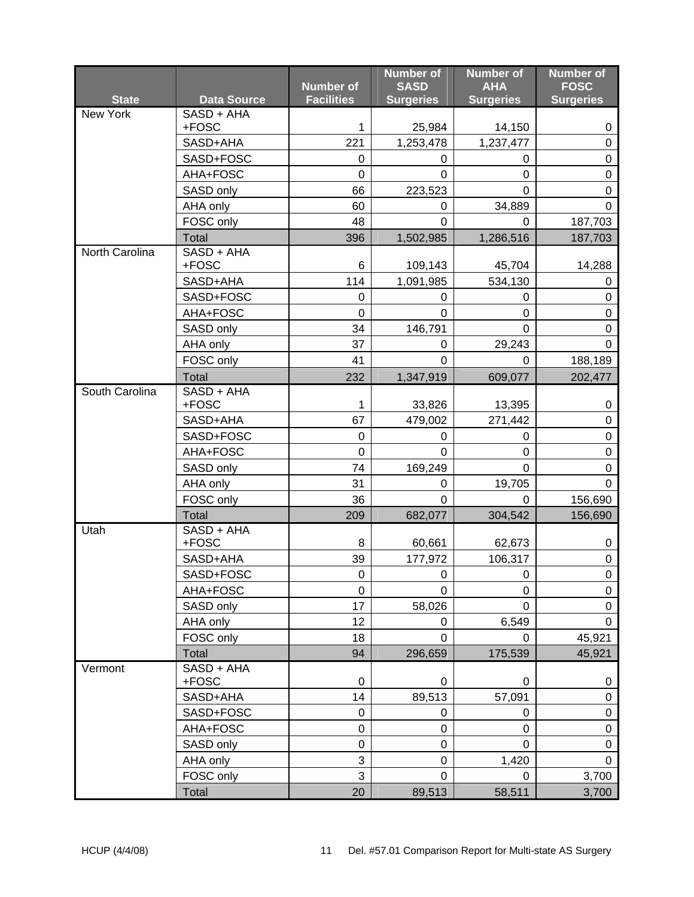| State | Data Source | Number of Facilities | Number of SASD Surgeries | Number of AHA Surgeries | Number of FOSC Surgeries |
|---|---|---|---|---|---|
| New York | SASD + AHA +FOSC | 1 | 25,984 | 14,150 | 0 |
| | SASD+AHA | 221 | 1,253,478 | 1,237,477 | 0 |
| | SASD+FOSC | 0 | 0 | 0 | 0 |
| | AHA+FOSC | 0 | 0 | 0 | 0 |
| | SASD only | 66 | 223,523 | 0 | 0 |
| | AHA only | 60 | 0 | 34,889 | 0 |
| | FOSC only | 48 | 0 | 0 | 187,703 |
| | Total | 396 | 1,502,985 | 1,286,516 | 187,703 |
| North Carolina | SASD + AHA +FOSC | 6 | 109,143 | 45,704 | 14,288 |
| | SASD+AHA | 114 | 1,091,985 | 534,130 | 0 |
| | SASD+FOSC | 0 | 0 | 0 | 0 |
| | AHA+FOSC | 0 | 0 | 0 | 0 |
| | SASD only | 34 | 146,791 | 0 | 0 |
| | AHA only | 37 | 0 | 29,243 | 0 |
| | FOSC only | 41 | 0 | 0 | 188,189 |
| | Total | 232 | 1,347,919 | 609,077 | 202,477 |
| South Carolina | SASD + AHA +FOSC | 1 | 33,826 | 13,395 | 0 |
| | SASD+AHA | 67 | 479,002 | 271,442 | 0 |
| | SASD+FOSC | 0 | 0 | 0 | 0 |
| | AHA+FOSC | 0 | 0 | 0 | 0 |
| | SASD only | 74 | 169,249 | 0 | 0 |
| | AHA only | 31 | 0 | 19,705 | 0 |
| | FOSC only | 36 | 0 | 0 | 156,690 |
| | Total | 209 | 682,077 | 304,542 | 156,690 |
| Utah | SASD + AHA +FOSC | 8 | 60,661 | 62,673 | 0 |
| | SASD+AHA | 39 | 177,972 | 106,317 | 0 |
| | SASD+FOSC | 0 | 0 | 0 | 0 |
| | AHA+FOSC | 0 | 0 | 0 | 0 |
| | SASD only | 17 | 58,026 | 0 | 0 |
| | AHA only | 12 | 0 | 6,549 | 0 |
| | FOSC only | 18 | 0 | 0 | 45,921 |
| | Total | 94 | 296,659 | 175,539 | 45,921 |
| Vermont | SASD + AHA +FOSC | 0 | 0 | 0 | 0 |
| | SASD+AHA | 14 | 89,513 | 57,091 | 0 |
| | SASD+FOSC | 0 | 0 | 0 | 0 |
| | AHA+FOSC | 0 | 0 | 0 | 0 |
| | SASD only | 0 | 0 | 0 | 0 |
| | AHA only | 3 | 0 | 1,420 | 0 |
| | FOSC only | 3 | 0 | 0 | 3,700 |
| | Total | 20 | 89,513 | 58,511 | 3,700 |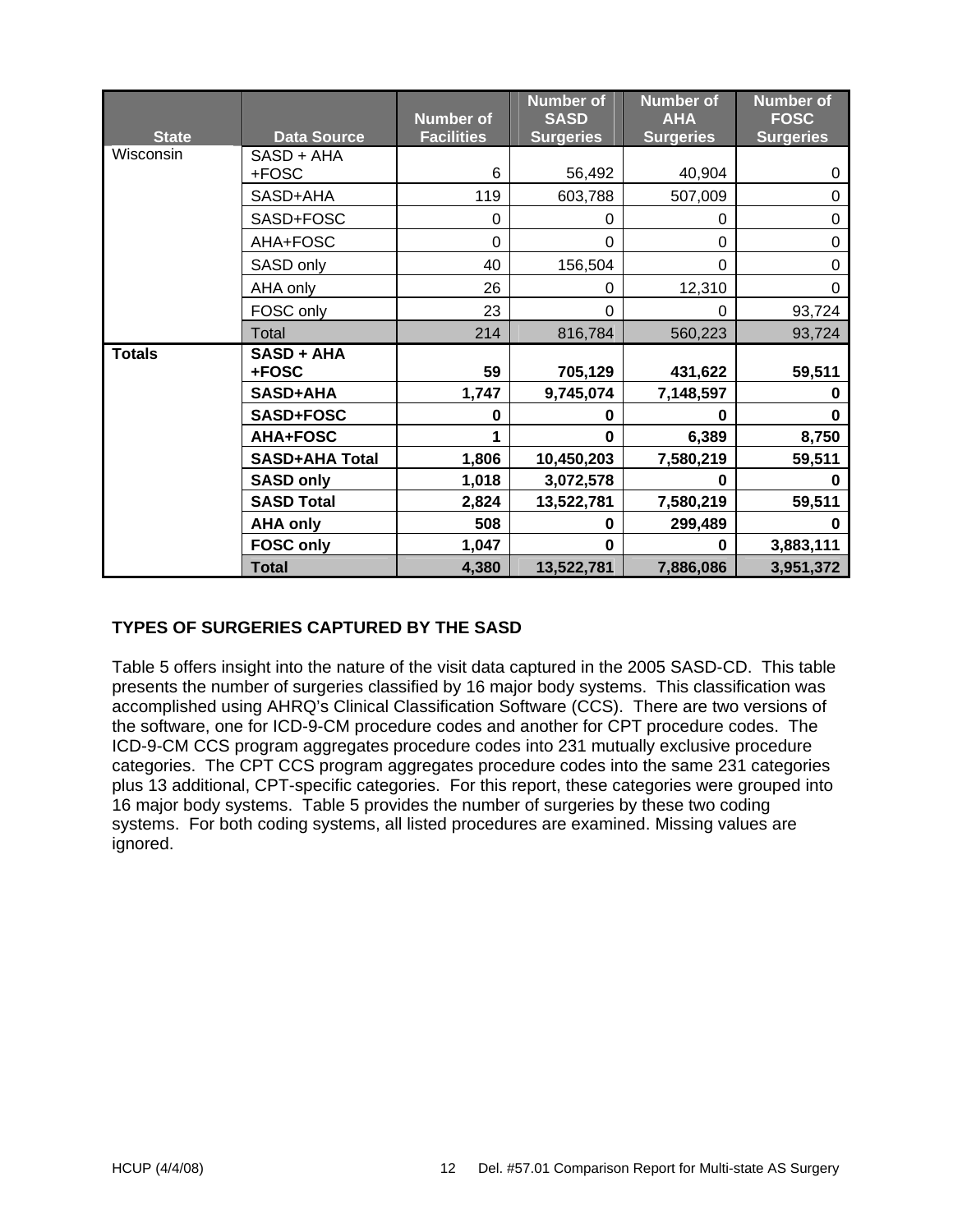| State | Data Source | Number of Facilities | Number of SASD Surgeries | Number of AHA Surgeries | Number of FOSC Surgeries |
|---|---|---|---|---|---|
| Wisconsin | SASD + AHA +FOSC | 6 | 56,492 | 40,904 | 0 |
| | SASD+AHA | 119 | 603,788 | 507,009 | 0 |
| | SASD+FOSC | 0 | 0 | 0 | 0 |
| | AHA+FOSC | 0 | 0 | 0 | 0 |
| | SASD only | 40 | 156,504 | 0 | 0 |
| | AHA only | 26 | 0 | 12,310 | 0 |
| | FOSC only | 23 | 0 | 0 | 93,724 |
| | Total | 214 | 816,784 | 560,223 | 93,724 |
| **Totals** | **SASD + AHA +FOSC** | **59** | **705,129** | **431,622** | **59,511** |
| | **SASD+AHA** | **1,747** | **9,745,074** | **7,148,597** | **0** |
| | **SASD+FOSC** | **0** | **0** | **0** | **0** |
| | **AHA+FOSC** | **1** | **0** | **6,389** | **8,750** |
| | **SASD+AHA Total** | **1,806** | **10,450,203** | **7,580,219** | **59,511** |
| | **SASD only** | **1,018** | **3,072,578** | **0** | **0** |
| | **SASD Total** | **2,824** | **13,522,781** | **7,580,219** | **59,511** |
| | **AHA only** | **508** | **0** | **299,489** | **0** |
| | **FOSC only** | **1,047** | **0** | **0** | **3,883,111** |
| | **Total** | **4,380** | **13,522,781** | **7,886,086** | **3,951,372** |

## TYPES OF SURGERIES CAPTURED BY THE SASD

Table 5 offers insight into the nature of the visit data captured in the 2005 SASD-CD. This table presents the number of surgeries classified by 16 major body systems. This classification was accomplished using AHRQ's Clinical Classification Software (CCS). There are two versions of the software, one for ICD-9-CM procedure codes and another for CPT procedure codes. The ICD-9-CM CCS program aggregates procedure codes into 231 mutually exclusive procedure categories. The CPT CCS program aggregates procedure codes into the same 231 categories plus 13 additional, CPT-specific categories. For this report, these categories were grouped into 16 major body systems. Table 5 provides the number of surgeries by these two coding systems. For both coding systems, all listed procedures are examined. Missing values are ignored.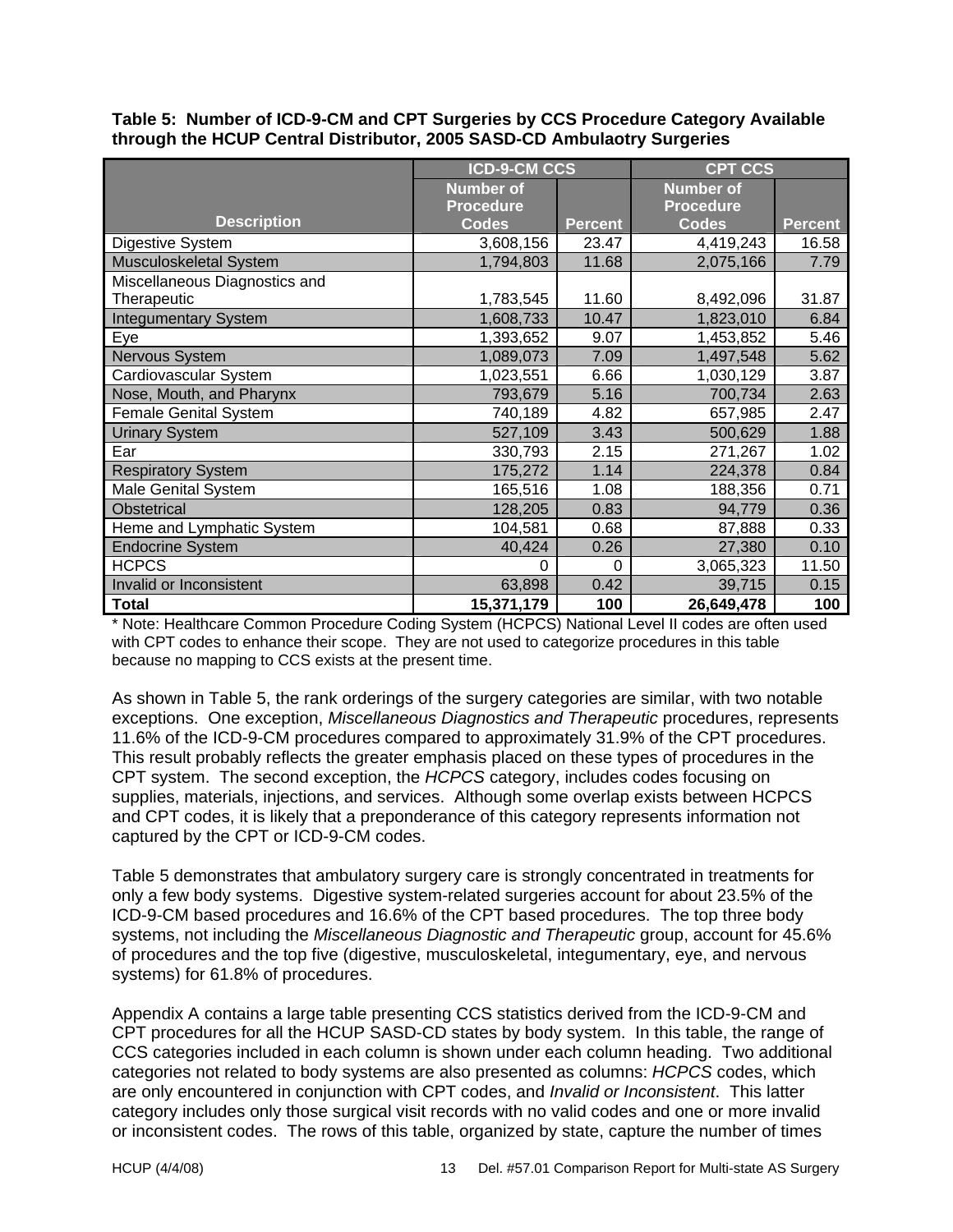**Table 5: Number of ICD-9-CM and CPT Surgeries by CCS Procedure Category Available through the HCUP Central Distributor, 2005 SASD-CD Ambulaotry Surgeries**

| Description | ICD-9-CM CCS | | CPT CCS | |
|---|---|---|---|---|
| | Number of Procedure Codes | Percent | Number of Procedure Codes | Percent |
| Digestive System | 3,608,156 | 23.47 | 4,419,243 | 16.58 |
| Musculoskeletal System | 1,794,803 | 11.68 | 2,075,166 | 7.79 |
| Miscellaneous Diagnostics and Therapeutic | 1,783,545 | 11.60 | 8,492,096 | 31.87 |
| Integumentary System | 1,608,733 | 10.47 | 1,823,010 | 6.84 |
| Eye | 1,393,652 | 9.07 | 1,453,852 | 5.46 |
| Nervous System | 1,089,073 | 7.09 | 1,497,548 | 5.62 |
| Cardiovascular System | 1,023,551 | 6.66 | 1,030,129 | 3.87 |
| Nose, Mouth, and Pharynx | 793,679 | 5.16 | 700,734 | 2.63 |
| Female Genital System | 740,189 | 4.82 | 657,985 | 2.47 |
| Urinary System | 527,109 | 3.43 | 500,629 | 1.88 |
| Ear | 330,793 | 2.15 | 271,267 | 1.02 |
| Respiratory System | 175,272 | 1.14 | 224,378 | 0.84 |
| Male Genital System | 165,516 | 1.08 | 188,356 | 0.71 |
| Obstetrical | 128,205 | 0.83 | 94,779 | 0.36 |
| Heme and Lymphatic System | 104,581 | 0.68 | 87,888 | 0.33 |
| Endocrine System | 40,424 | 0.26 | 27,380 | 0.10 |
| HCPCS | 0 | 0 | 3,065,323 | 11.50 |
| Invalid or Inconsistent | 63,898 | 0.42 | 39,715 | 0.15 |
| **Total** | **15,371,179** | **100** | **26,649,478** | **100** |

* Note: Healthcare Common Procedure Coding System (HCPCS) National Level II codes are often used with CPT codes to enhance their scope. They are not used to categorize procedures in this table because no mapping to CCS exists at the present time.

As shown in Table 5, the rank orderings of the surgery categories are similar, with two notable exceptions. One exception, *Miscellaneous Diagnostics and Therapeutic* procedures, represents 11.6% of the ICD-9-CM procedures compared to approximately 31.9% of the CPT procedures. This result probably reflects the greater emphasis placed on these types of procedures in the CPT system. The second exception, the *HCPCS* category, includes codes focusing on supplies, materials, injections, and services. Although some overlap exists between HCPCS and CPT codes, it is likely that a preponderance of this category represents information not captured by the CPT or ICD-9-CM codes.

Table 5 demonstrates that ambulatory surgery care is strongly concentrated in treatments for only a few body systems. Digestive system-related surgeries account for about 23.5% of the ICD-9-CM based procedures and 16.6% of the CPT based procedures. The top three body systems, not including the *Miscellaneous Diagnostic and Therapeutic* group, account for 45.6% of procedures and the top five (digestive, musculoskeletal, integumentary, eye, and nervous systems) for 61.8% of procedures.

Appendix A contains a large table presenting CCS statistics derived from the ICD-9-CM and CPT procedures for all the HCUP SASD-CD states by body system. In this table, the range of CCS categories included in each column is shown under each column heading. Two additional categories not related to body systems are also presented as columns: *HCPCS* codes, which are only encountered in conjunction with CPT codes, and *Invalid or Inconsistent*. This latter category includes only those surgical visit records with no valid codes and one or more invalid or inconsistent codes. The rows of this table, organized by state, capture the number of times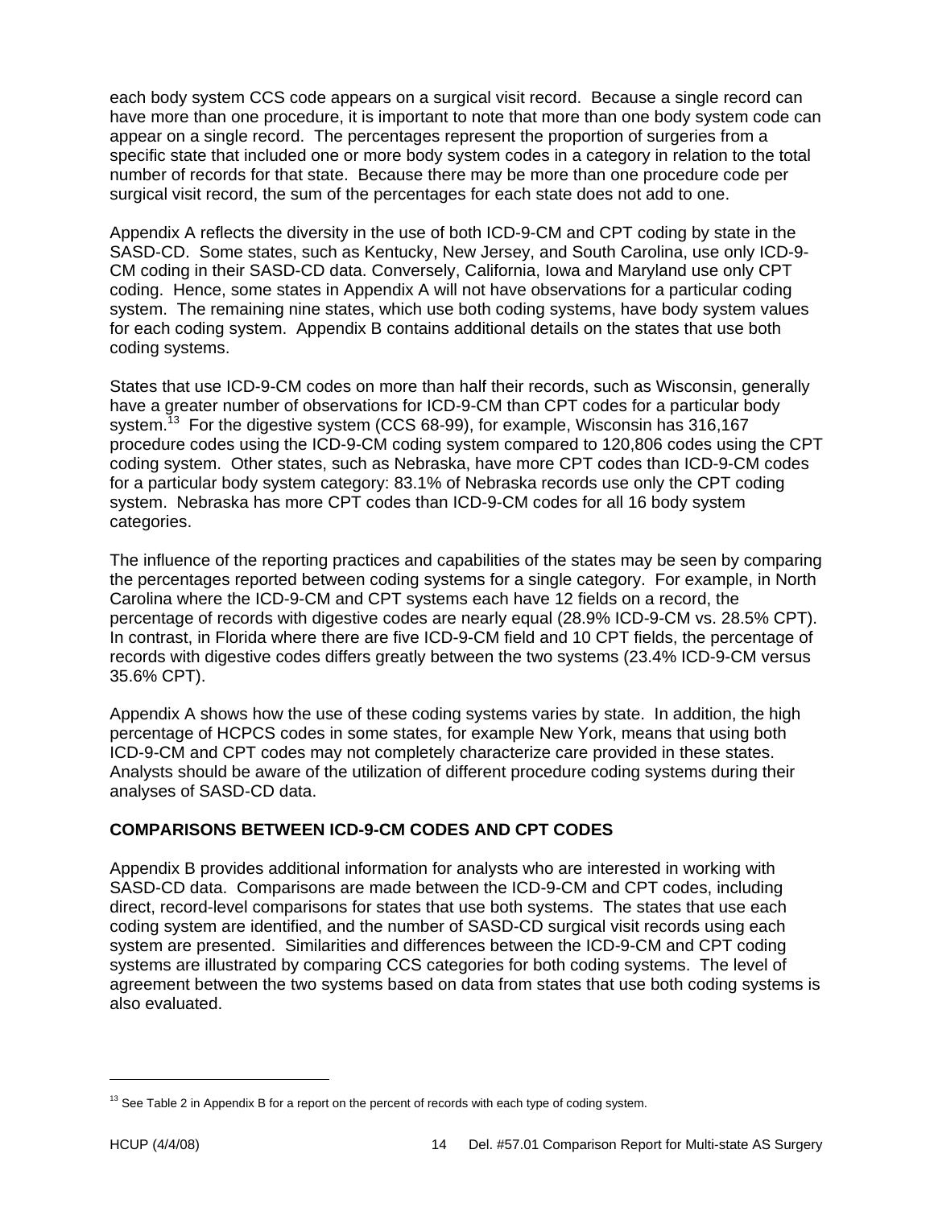each body system CCS code appears on a surgical visit record. Because a single record can have more than one procedure, it is important to note that more than one body system code can appear on a single record. The percentages represent the proportion of surgeries from a specific state that included one or more body system codes in a category in relation to the total number of records for that state. Because there may be more than one procedure code per surgical visit record, the sum of the percentages for each state does not add to one.

Appendix A reflects the diversity in the use of both ICD-9-CM and CPT coding by state in the SASD-CD. Some states, such as Kentucky, New Jersey, and South Carolina, use only ICD-9-CM coding in their SASD-CD data. Conversely, California, Iowa and Maryland use only CPT coding. Hence, some states in Appendix A will not have observations for a particular coding system. The remaining nine states, which use both coding systems, have body system values for each coding system. Appendix B contains additional details on the states that use both coding systems.

States that use ICD-9-CM codes on more than half their records, such as Wisconsin, generally have a greater number of observations for ICD-9-CM than CPT codes for a particular body system.[13] For the digestive system (CCS 68-99), for example, Wisconsin has 316,167 procedure codes using the ICD-9-CM coding system compared to 120,806 codes using the CPT coding system. Other states, such as Nebraska, have more CPT codes than ICD-9-CM codes for a particular body system category: 83.1% of Nebraska records use only the CPT coding system. Nebraska has more CPT codes than ICD-9-CM codes for all 16 body system categories.

The influence of the reporting practices and capabilities of the states may be seen by comparing the percentages reported between coding systems for a single category. For example, in North Carolina where the ICD-9-CM and CPT systems each have 12 fields on a record, the percentage of records with digestive codes are nearly equal (28.9% ICD-9-CM vs. 28.5% CPT). In contrast, in Florida where there are five ICD-9-CM field and 10 CPT fields, the percentage of records with digestive codes differs greatly between the two systems (23.4% ICD-9-CM versus 35.6% CPT).

Appendix A shows how the use of these coding systems varies by state. In addition, the high percentage of HCPCS codes in some states, for example New York, means that using both ICD-9-CM and CPT codes may not completely characterize care provided in these states. Analysts should be aware of the utilization of different procedure coding systems during their analyses of SASD-CD data.

## COMPARISONS BETWEEN ICD-9-CM CODES AND CPT CODES

Appendix B provides additional information for analysts who are interested in working with SASD-CD data. Comparisons are made between the ICD-9-CM and CPT codes, including direct, record-level comparisons for states that use both systems. The states that use each coding system are identified, and the number of SASD-CD surgical visit records using each system are presented. Similarities and differences between the ICD-9-CM and CPT coding systems are illustrated by comparing CCS categories for both coding systems. The level of agreement between the two systems based on data from states that use both coding systems is also evaluated.

[13] See Table 2 in Appendix B for a report on the percent of records with each type of coding system.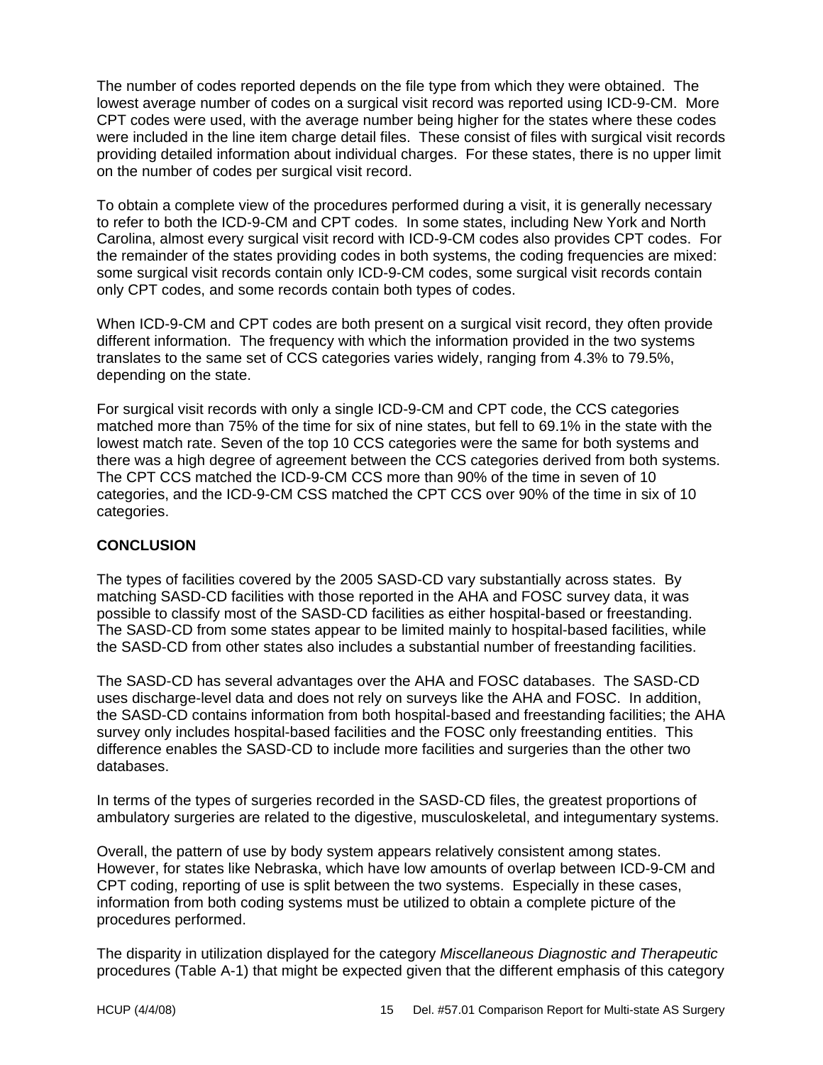The number of codes reported depends on the file type from which they were obtained. The lowest average number of codes on a surgical visit record was reported using ICD-9-CM. More CPT codes were used, with the average number being higher for the states where these codes were included in the line item charge detail files. These consist of files with surgical visit records providing detailed information about individual charges. For these states, there is no upper limit on the number of codes per surgical visit record.

To obtain a complete view of the procedures performed during a visit, it is generally necessary to refer to both the ICD-9-CM and CPT codes. In some states, including New York and North Carolina, almost every surgical visit record with ICD-9-CM codes also provides CPT codes. For the remainder of the states providing codes in both systems, the coding frequencies are mixed: some surgical visit records contain only ICD-9-CM codes, some surgical visit records contain only CPT codes, and some records contain both types of codes.

When ICD-9-CM and CPT codes are both present on a surgical visit record, they often provide different information. The frequency with which the information provided in the two systems translates to the same set of CCS categories varies widely, ranging from 4.3% to 79.5%, depending on the state.

For surgical visit records with only a single ICD-9-CM and CPT code, the CCS categories matched more than 75% of the time for six of nine states, but fell to 69.1% in the state with the lowest match rate. Seven of the top 10 CCS categories were the same for both systems and there was a high degree of agreement between the CCS categories derived from both systems. The CPT CCS matched the ICD-9-CM CCS more than 90% of the time in seven of 10 categories, and the ICD-9-CM CSS matched the CPT CCS over 90% of the time in six of 10 categories.

## CONCLUSION

The types of facilities covered by the 2005 SASD-CD vary substantially across states. By matching SASD-CD facilities with those reported in the AHA and FOSC survey data, it was possible to classify most of the SASD-CD facilities as either hospital-based or freestanding. The SASD-CD from some states appear to be limited mainly to hospital-based facilities, while the SASD-CD from other states also includes a substantial number of freestanding facilities.

The SASD-CD has several advantages over the AHA and FOSC databases. The SASD-CD uses discharge-level data and does not rely on surveys like the AHA and FOSC. In addition, the SASD-CD contains information from both hospital-based and freestanding facilities; the AHA survey only includes hospital-based facilities and the FOSC only freestanding entities. This difference enables the SASD-CD to include more facilities and surgeries than the other two databases.

In terms of the types of surgeries recorded in the SASD-CD files, the greatest proportions of ambulatory surgeries are related to the digestive, musculoskeletal, and integumentary systems.

Overall, the pattern of use by body system appears relatively consistent among states. However, for states like Nebraska, which have low amounts of overlap between ICD-9-CM and CPT coding, reporting of use is split between the two systems. Especially in these cases, information from both coding systems must be utilized to obtain a complete picture of the procedures performed.

The disparity in utilization displayed for the category *Miscellaneous Diagnostic and Therapeutic* procedures (Table A-1) that might be expected given that the different emphasis of this category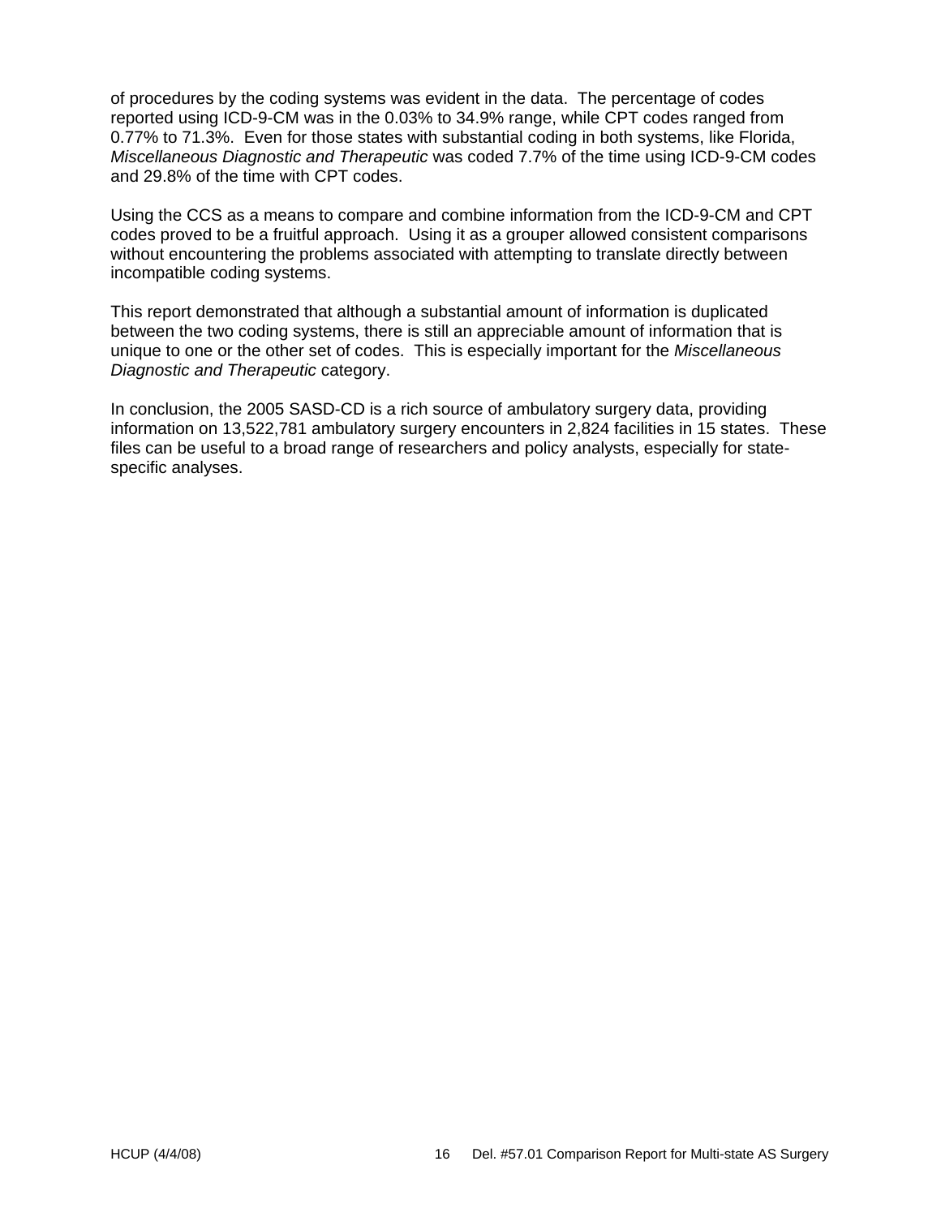of procedures by the coding systems was evident in the data. The percentage of codes reported using ICD-9-CM was in the 0.03% to 34.9% range, while CPT codes ranged from 0.77% to 71.3%. Even for those states with substantial coding in both systems, like Florida, *Miscellaneous Diagnostic and Therapeutic* was coded 7.7% of the time using ICD-9-CM codes and 29.8% of the time with CPT codes.

Using the CCS as a means to compare and combine information from the ICD-9-CM and CPT codes proved to be a fruitful approach. Using it as a grouper allowed consistent comparisons without encountering the problems associated with attempting to translate directly between incompatible coding systems.

This report demonstrated that although a substantial amount of information is duplicated between the two coding systems, there is still an appreciable amount of information that is unique to one or the other set of codes. This is especially important for the *Miscellaneous Diagnostic and Therapeutic* category.

In conclusion, the 2005 SASD-CD is a rich source of ambulatory surgery data, providing information on 13,522,781 ambulatory surgery encounters in 2,824 facilities in 15 states. These files can be useful to a broad range of researchers and policy analysts, especially for state-specific analyses.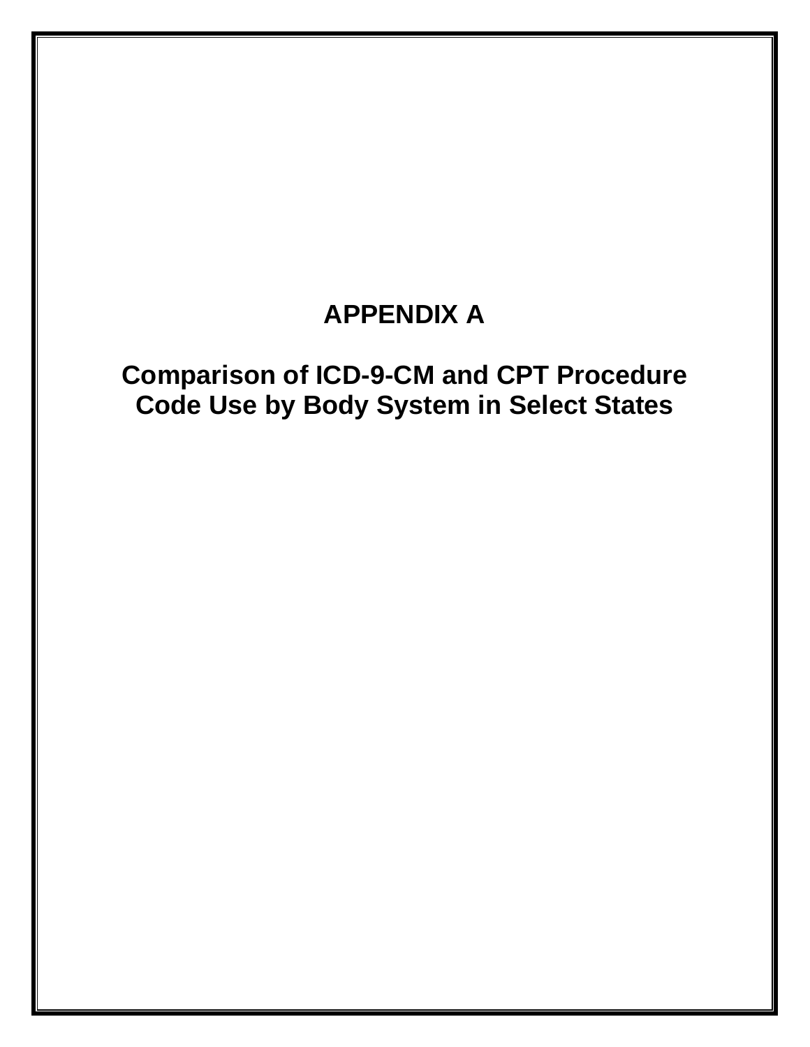# APPENDIX A

## Comparison of ICD-9-CM and CPT Procedure Code Use by Body System in Select States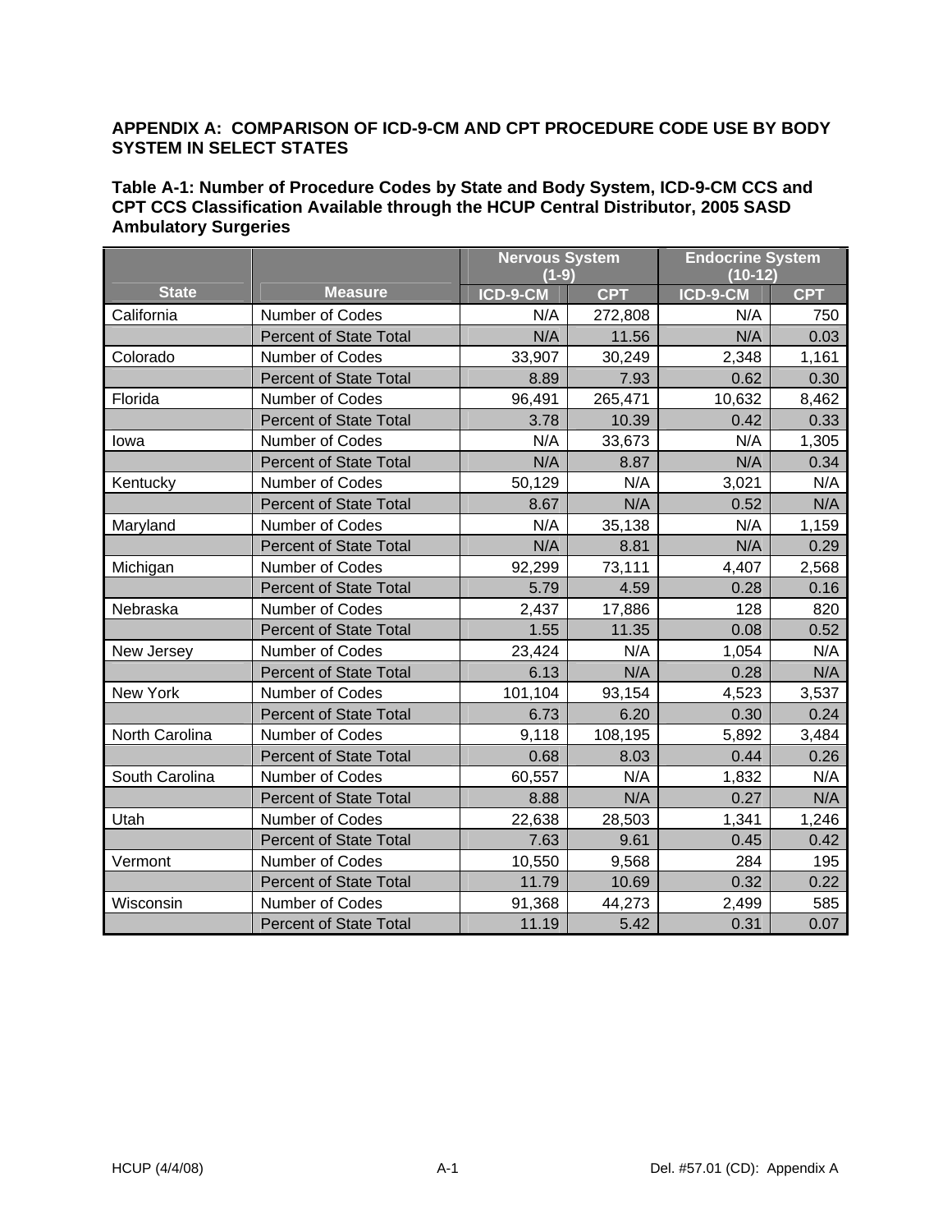## APPENDIX A: COMPARISON OF ICD-9-CM AND CPT PROCEDURE CODE USE BY BODY SYSTEM IN SELECT STATES

**Table A-1: Number of Procedure Codes by State and Body System, ICD-9-CM CCS and CPT CCS Classification Available through the HCUP Central Distributor, 2005 SASD Ambulatory Surgeries**

| | | Nervous System (1-9) | | Endocrine System (10-12) | |
|---|---|---|---|---|---|
| **State** | **Measure** | **ICD-9-CM** | **CPT** | **ICD-9-CM** | **CPT** |
| California | Number of Codes | N/A | 272,808 | N/A | 750 |
| | Percent of State Total | N/A | 11.56 | N/A | 0.03 |
| Colorado | Number of Codes | 33,907 | 30,249 | 2,348 | 1,161 |
| | Percent of State Total | 8.89 | 7.93 | 0.62 | 0.30 |
| Florida | Number of Codes | 96,491 | 265,471 | 10,632 | 8,462 |
| | Percent of State Total | 3.78 | 10.39 | 0.42 | 0.33 |
| Iowa | Number of Codes | N/A | 33,673 | N/A | 1,305 |
| | Percent of State Total | N/A | 8.87 | N/A | 0.34 |
| Kentucky | Number of Codes | 50,129 | N/A | 3,021 | N/A |
| | Percent of State Total | 8.67 | N/A | 0.52 | N/A |
| Maryland | Number of Codes | N/A | 35,138 | N/A | 1,159 |
| | Percent of State Total | N/A | 8.81 | N/A | 0.29 |
| Michigan | Number of Codes | 92,299 | 73,111 | 4,407 | 2,568 |
| | Percent of State Total | 5.79 | 4.59 | 0.28 | 0.16 |
| Nebraska | Number of Codes | 2,437 | 17,886 | 128 | 820 |
| | Percent of State Total | 1.55 | 11.35 | 0.08 | 0.52 |
| New Jersey | Number of Codes | 23,424 | N/A | 1,054 | N/A |
| | Percent of State Total | 6.13 | N/A | 0.28 | N/A |
| New York | Number of Codes | 101,104 | 93,154 | 4,523 | 3,537 |
| | Percent of State Total | 6.73 | 6.20 | 0.30 | 0.24 |
| North Carolina | Number of Codes | 9,118 | 108,195 | 5,892 | 3,484 |
| | Percent of State Total | 0.68 | 8.03 | 0.44 | 0.26 |
| South Carolina | Number of Codes | 60,557 | N/A | 1,832 | N/A |
| | Percent of State Total | 8.88 | N/A | 0.27 | N/A |
| Utah | Number of Codes | 22,638 | 28,503 | 1,341 | 1,246 |
| | Percent of State Total | 7.63 | 9.61 | 0.45 | 0.42 |
| Vermont | Number of Codes | 10,550 | 9,568 | 284 | 195 |
| | Percent of State Total | 11.79 | 10.69 | 0.32 | 0.22 |
| Wisconsin | Number of Codes | 91,368 | 44,273 | 2,499 | 585 |
| | Percent of State Total | 11.19 | 5.42 | 0.31 | 0.07 |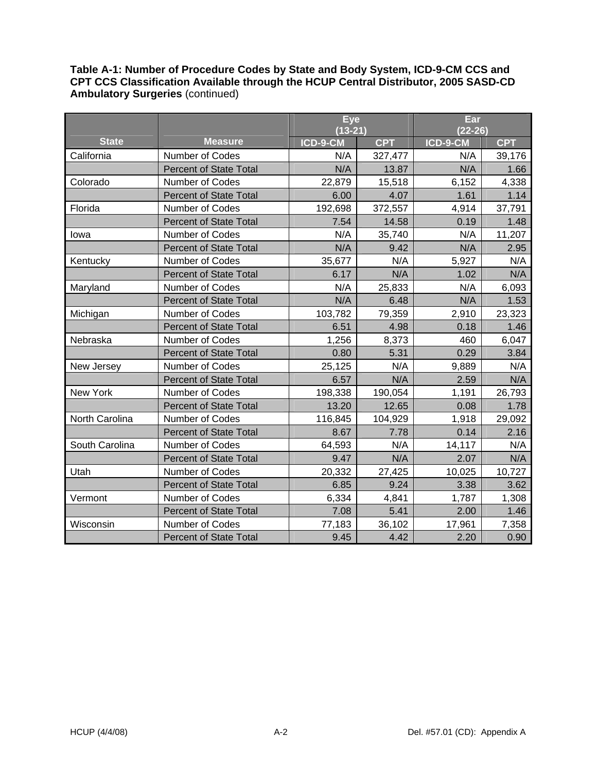**Table A-1: Number of Procedure Codes by State and Body System, ICD-9-CM CCS and CPT CCS Classification Available through the HCUP Central Distributor, 2005 SASD-CD Ambulatory Surgeries** (continued)

| | | Eye (13-21) | | Ear (22-26) | |
|---|---|---|---|---|---|
| **State** | **Measure** | **ICD-9-CM** | **CPT** | **ICD-9-CM** | **CPT** |
| California | Number of Codes | N/A | 327,477 | N/A | 39,176 |
| | Percent of State Total | N/A | 13.87 | N/A | 1.66 |
| Colorado | Number of Codes | 22,879 | 15,518 | 6,152 | 4,338 |
| | Percent of State Total | 6.00 | 4.07 | 1.61 | 1.14 |
| Florida | Number of Codes | 192,698 | 372,557 | 4,914 | 37,791 |
| | Percent of State Total | 7.54 | 14.58 | 0.19 | 1.48 |
| Iowa | Number of Codes | N/A | 35,740 | N/A | 11,207 |
| | Percent of State Total | N/A | 9.42 | N/A | 2.95 |
| Kentucky | Number of Codes | 35,677 | N/A | 5,927 | N/A |
| | Percent of State Total | 6.17 | N/A | 1.02 | N/A |
| Maryland | Number of Codes | N/A | 25,833 | N/A | 6,093 |
| | Percent of State Total | N/A | 6.48 | N/A | 1.53 |
| Michigan | Number of Codes | 103,782 | 79,359 | 2,910 | 23,323 |
| | Percent of State Total | 6.51 | 4.98 | 0.18 | 1.46 |
| Nebraska | Number of Codes | 1,256 | 8,373 | 460 | 6,047 |
| | Percent of State Total | 0.80 | 5.31 | 0.29 | 3.84 |
| New Jersey | Number of Codes | 25,125 | N/A | 9,889 | N/A |
| | Percent of State Total | 6.57 | N/A | 2.59 | N/A |
| New York | Number of Codes | 198,338 | 190,054 | 1,191 | 26,793 |
| | Percent of State Total | 13.20 | 12.65 | 0.08 | 1.78 |
| North Carolina | Number of Codes | 116,845 | 104,929 | 1,918 | 29,092 |
| | Percent of State Total | 8.67 | 7.78 | 0.14 | 2.16 |
| South Carolina | Number of Codes | 64,593 | N/A | 14,117 | N/A |
| | Percent of State Total | 9.47 | N/A | 2.07 | N/A |
| Utah | Number of Codes | 20,332 | 27,425 | 10,025 | 10,727 |
| | Percent of State Total | 6.85 | 9.24 | 3.38 | 3.62 |
| Vermont | Number of Codes | 6,334 | 4,841 | 1,787 | 1,308 |
| | Percent of State Total | 7.08 | 5.41 | 2.00 | 1.46 |
| Wisconsin | Number of Codes | 77,183 | 36,102 | 17,961 | 7,358 |
| | Percent of State Total | 9.45 | 4.42 | 2.20 | 0.90 |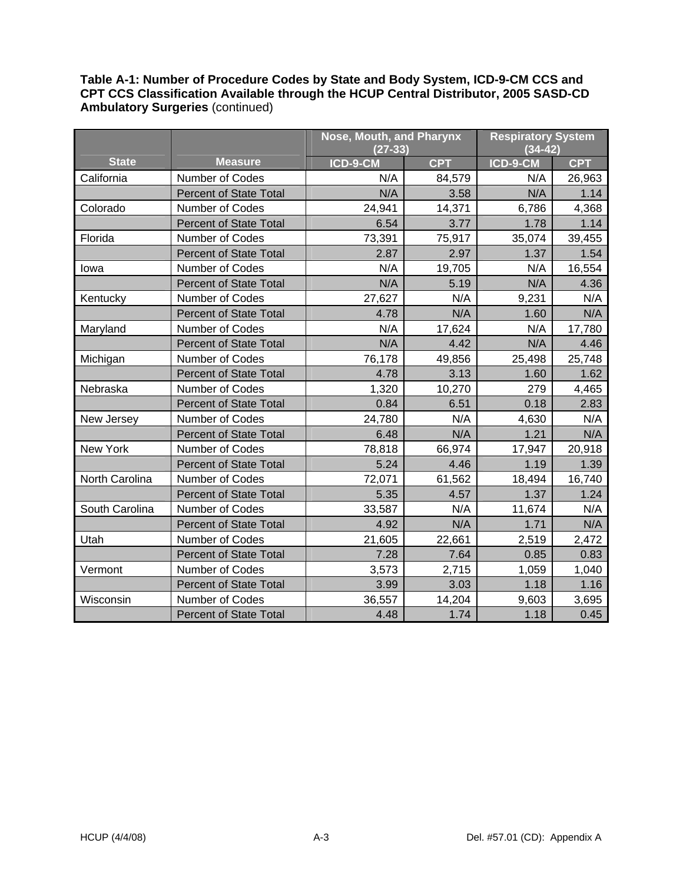**Table A-1: Number of Procedure Codes by State and Body System, ICD-9-CM CCS and CPT CCS Classification Available through the HCUP Central Distributor, 2005 SASD-CD Ambulatory Surgeries** (continued)

| | | Nose, Mouth, and Pharynx (27-33) | | Respiratory System (34-42) | |
|---|---|---|---|---|---|
| **State** | **Measure** | **ICD-9-CM** | **CPT** | **ICD-9-CM** | **CPT** |
| California | Number of Codes | N/A | 84,579 | N/A | 26,963 |
| | Percent of State Total | N/A | 3.58 | N/A | 1.14 |
| Colorado | Number of Codes | 24,941 | 14,371 | 6,786 | 4,368 |
| | Percent of State Total | 6.54 | 3.77 | 1.78 | 1.14 |
| Florida | Number of Codes | 73,391 | 75,917 | 35,074 | 39,455 |
| | Percent of State Total | 2.87 | 2.97 | 1.37 | 1.54 |
| Iowa | Number of Codes | N/A | 19,705 | N/A | 16,554 |
| | Percent of State Total | N/A | 5.19 | N/A | 4.36 |
| Kentucky | Number of Codes | 27,627 | N/A | 9,231 | N/A |
| | Percent of State Total | 4.78 | N/A | 1.60 | N/A |
| Maryland | Number of Codes | N/A | 17,624 | N/A | 17,780 |
| | Percent of State Total | N/A | 4.42 | N/A | 4.46 |
| Michigan | Number of Codes | 76,178 | 49,856 | 25,498 | 25,748 |
| | Percent of State Total | 4.78 | 3.13 | 1.60 | 1.62 |
| Nebraska | Number of Codes | 1,320 | 10,270 | 279 | 4,465 |
| | Percent of State Total | 0.84 | 6.51 | 0.18 | 2.83 |
| New Jersey | Number of Codes | 24,780 | N/A | 4,630 | N/A |
| | Percent of State Total | 6.48 | N/A | 1.21 | N/A |
| New York | Number of Codes | 78,818 | 66,974 | 17,947 | 20,918 |
| | Percent of State Total | 5.24 | 4.46 | 1.19 | 1.39 |
| North Carolina | Number of Codes | 72,071 | 61,562 | 18,494 | 16,740 |
| | Percent of State Total | 5.35 | 4.57 | 1.37 | 1.24 |
| South Carolina | Number of Codes | 33,587 | N/A | 11,674 | N/A |
| | Percent of State Total | 4.92 | N/A | 1.71 | N/A |
| Utah | Number of Codes | 21,605 | 22,661 | 2,519 | 2,472 |
| | Percent of State Total | 7.28 | 7.64 | 0.85 | 0.83 |
| Vermont | Number of Codes | 3,573 | 2,715 | 1,059 | 1,040 |
| | Percent of State Total | 3.99 | 3.03 | 1.18 | 1.16 |
| Wisconsin | Number of Codes | 36,557 | 14,204 | 9,603 | 3,695 |
| | Percent of State Total | 4.48 | 1.74 | 1.18 | 0.45 |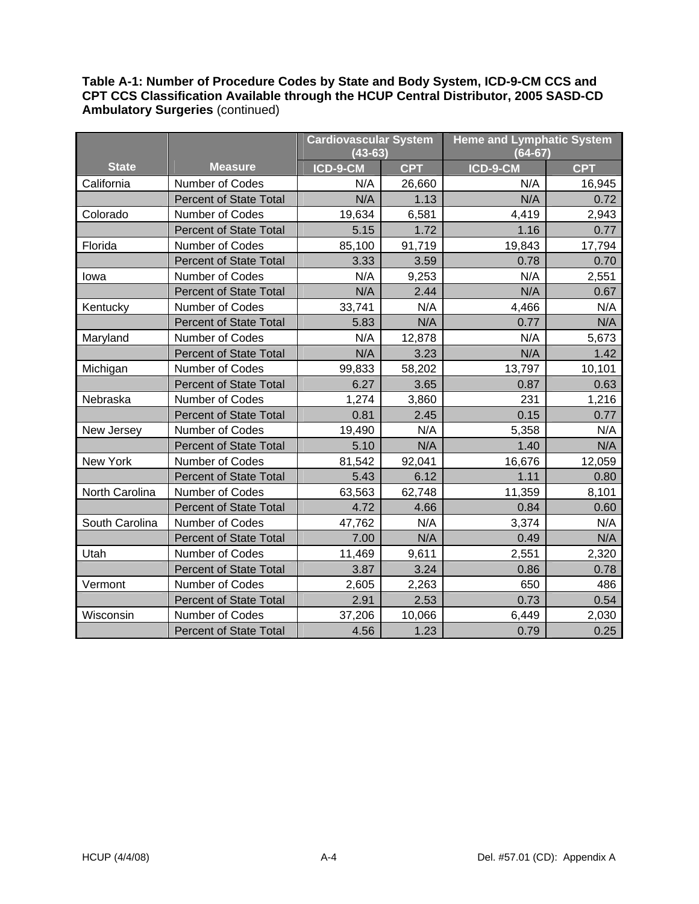**Table A-1: Number of Procedure Codes by State and Body System, ICD-9-CM CCS and CPT CCS Classification Available through the HCUP Central Distributor, 2005 SASD-CD Ambulatory Surgeries** (continued)

| State | Measure | Cardiovascular System (43-63) | | Heme and Lymphatic System (64-67) | |
|---|---|---|---|---|---|
| | | ICD-9-CM | CPT | ICD-9-CM | CPT |
| California | Number of Codes | N/A | 26,660 | N/A | 16,945 |
| | Percent of State Total | N/A | 1.13 | N/A | 0.72 |
| Colorado | Number of Codes | 19,634 | 6,581 | 4,419 | 2,943 |
| | Percent of State Total | 5.15 | 1.72 | 1.16 | 0.77 |
| Florida | Number of Codes | 85,100 | 91,719 | 19,843 | 17,794 |
| | Percent of State Total | 3.33 | 3.59 | 0.78 | 0.70 |
| Iowa | Number of Codes | N/A | 9,253 | N/A | 2,551 |
| | Percent of State Total | N/A | 2.44 | N/A | 0.67 |
| Kentucky | Number of Codes | 33,741 | N/A | 4,466 | N/A |
| | Percent of State Total | 5.83 | N/A | 0.77 | N/A |
| Maryland | Number of Codes | N/A | 12,878 | N/A | 5,673 |
| | Percent of State Total | N/A | 3.23 | N/A | 1.42 |
| Michigan | Number of Codes | 99,833 | 58,202 | 13,797 | 10,101 |
| | Percent of State Total | 6.27 | 3.65 | 0.87 | 0.63 |
| Nebraska | Number of Codes | 1,274 | 3,860 | 231 | 1,216 |
| | Percent of State Total | 0.81 | 2.45 | 0.15 | 0.77 |
| New Jersey | Number of Codes | 19,490 | N/A | 5,358 | N/A |
| | Percent of State Total | 5.10 | N/A | 1.40 | N/A |
| New York | Number of Codes | 81,542 | 92,041 | 16,676 | 12,059 |
| | Percent of State Total | 5.43 | 6.12 | 1.11 | 0.80 |
| North Carolina | Number of Codes | 63,563 | 62,748 | 11,359 | 8,101 |
| | Percent of State Total | 4.72 | 4.66 | 0.84 | 0.60 |
| South Carolina | Number of Codes | 47,762 | N/A | 3,374 | N/A |
| | Percent of State Total | 7.00 | N/A | 0.49 | N/A |
| Utah | Number of Codes | 11,469 | 9,611 | 2,551 | 2,320 |
| | Percent of State Total | 3.87 | 3.24 | 0.86 | 0.78 |
| Vermont | Number of Codes | 2,605 | 2,263 | 650 | 486 |
| | Percent of State Total | 2.91 | 2.53 | 0.73 | 0.54 |
| Wisconsin | Number of Codes | 37,206 | 10,066 | 6,449 | 2,030 |
| | Percent of State Total | 4.56 | 1.23 | 0.79 | 0.25 |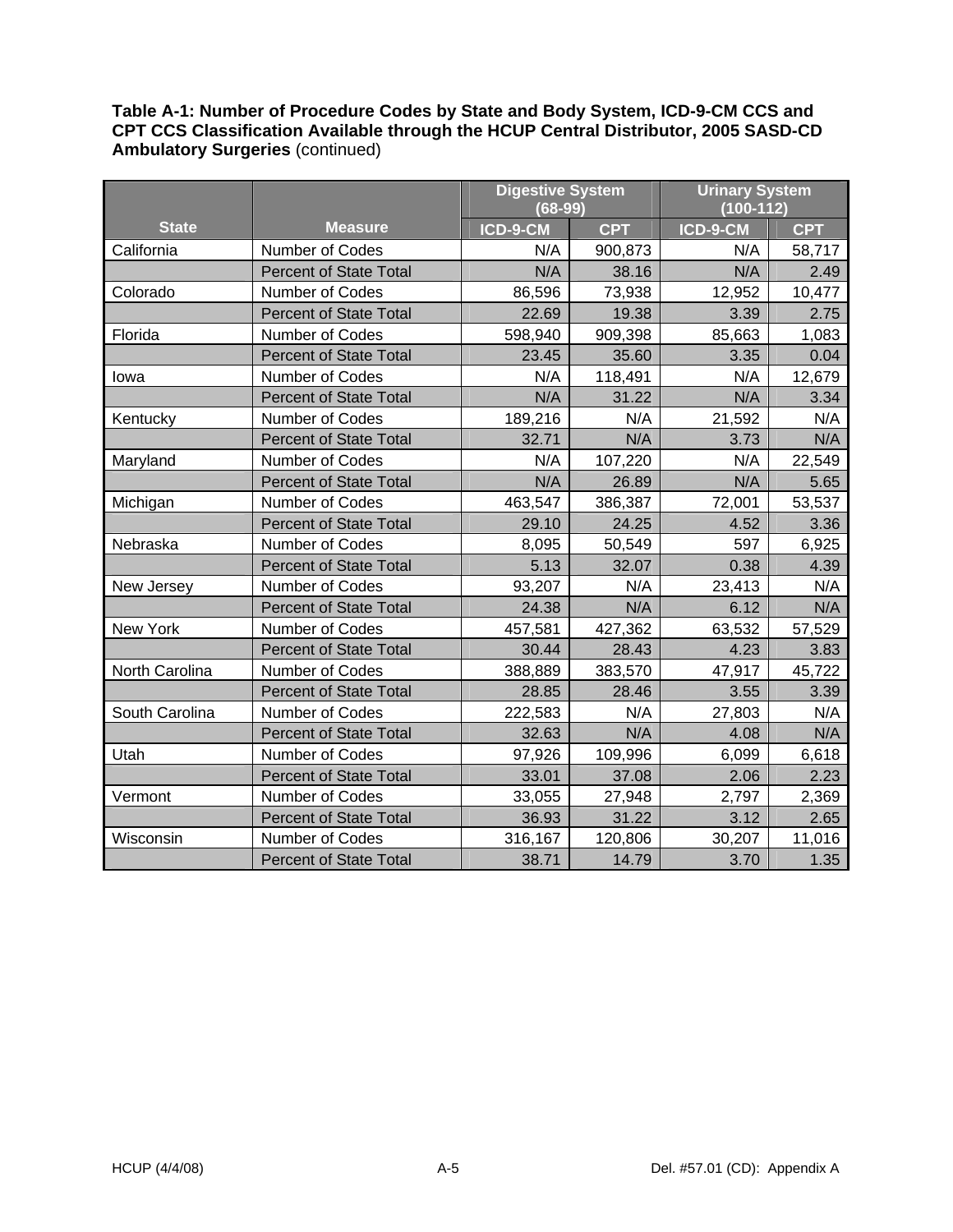**Table A-1: Number of Procedure Codes by State and Body System, ICD-9-CM CCS and CPT CCS Classification Available through the HCUP Central Distributor, 2005 SASD-CD Ambulatory Surgeries** (continued)

| | | Digestive System (68-99) | | Urinary System (100-112) | |
|---|---|---|---|---|---|
| **State** | **Measure** | **ICD-9-CM** | **CPT** | **ICD-9-CM** | **CPT** |
| California | Number of Codes | N/A | 900,873 | N/A | 58,717 |
| | Percent of State Total | N/A | 38.16 | N/A | 2.49 |
| Colorado | Number of Codes | 86,596 | 73,938 | 12,952 | 10,477 |
| | Percent of State Total | 22.69 | 19.38 | 3.39 | 2.75 |
| Florida | Number of Codes | 598,940 | 909,398 | 85,663 | 1,083 |
| | Percent of State Total | 23.45 | 35.60 | 3.35 | 0.04 |
| Iowa | Number of Codes | N/A | 118,491 | N/A | 12,679 |
| | Percent of State Total | N/A | 31.22 | N/A | 3.34 |
| Kentucky | Number of Codes | 189,216 | N/A | 21,592 | N/A |
| | Percent of State Total | 32.71 | N/A | 3.73 | N/A |
| Maryland | Number of Codes | N/A | 107,220 | N/A | 22,549 |
| | Percent of State Total | N/A | 26.89 | N/A | 5.65 |
| Michigan | Number of Codes | 463,547 | 386,387 | 72,001 | 53,537 |
| | Percent of State Total | 29.10 | 24.25 | 4.52 | 3.36 |
| Nebraska | Number of Codes | 8,095 | 50,549 | 597 | 6,925 |
| | Percent of State Total | 5.13 | 32.07 | 0.38 | 4.39 |
| New Jersey | Number of Codes | 93,207 | N/A | 23,413 | N/A |
| | Percent of State Total | 24.38 | N/A | 6.12 | N/A |
| New York | Number of Codes | 457,581 | 427,362 | 63,532 | 57,529 |
| | Percent of State Total | 30.44 | 28.43 | 4.23 | 3.83 |
| North Carolina | Number of Codes | 388,889 | 383,570 | 47,917 | 45,722 |
| | Percent of State Total | 28.85 | 28.46 | 3.55 | 3.39 |
| South Carolina | Number of Codes | 222,583 | N/A | 27,803 | N/A |
| | Percent of State Total | 32.63 | N/A | 4.08 | N/A |
| Utah | Number of Codes | 97,926 | 109,996 | 6,099 | 6,618 |
| | Percent of State Total | 33.01 | 37.08 | 2.06 | 2.23 |
| Vermont | Number of Codes | 33,055 | 27,948 | 2,797 | 2,369 |
| | Percent of State Total | 36.93 | 31.22 | 3.12 | 2.65 |
| Wisconsin | Number of Codes | 316,167 | 120,806 | 30,207 | 11,016 |
| | Percent of State Total | 38.71 | 14.79 | 3.70 | 1.35 |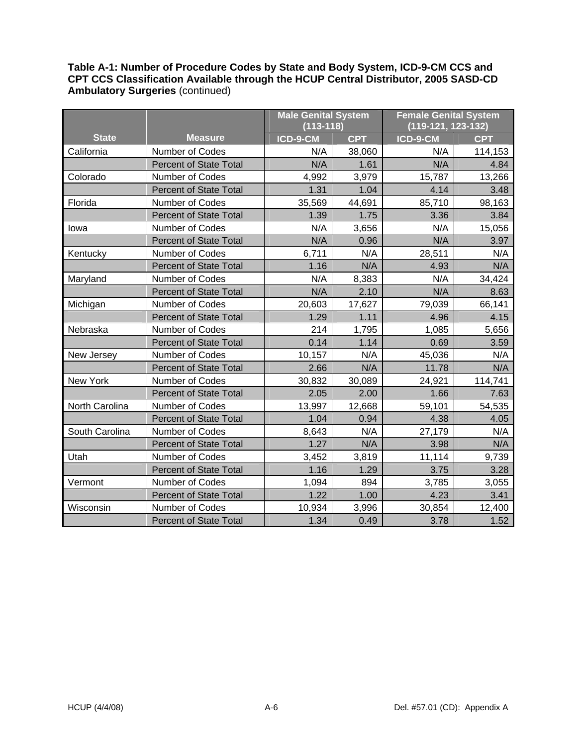**Table A-1: Number of Procedure Codes by State and Body System, ICD-9-CM CCS and CPT CCS Classification Available through the HCUP Central Distributor, 2005 SASD-CD Ambulatory Surgeries** (continued)

| State | Measure | Male Genital System (113-118) | | Female Genital System (119-121, 123-132) | |
|---|---|---|---|---|---|
| | | ICD-9-CM | CPT | ICD-9-CM | CPT |
| California | Number of Codes | N/A | 38,060 | N/A | 114,153 |
| | Percent of State Total | N/A | 1.61 | N/A | 4.84 |
| Colorado | Number of Codes | 4,992 | 3,979 | 15,787 | 13,266 |
| | Percent of State Total | 1.31 | 1.04 | 4.14 | 3.48 |
| Florida | Number of Codes | 35,569 | 44,691 | 85,710 | 98,163 |
| | Percent of State Total | 1.39 | 1.75 | 3.36 | 3.84 |
| Iowa | Number of Codes | N/A | 3,656 | N/A | 15,056 |
| | Percent of State Total | N/A | 0.96 | N/A | 3.97 |
| Kentucky | Number of Codes | 6,711 | N/A | 28,511 | N/A |
| | Percent of State Total | 1.16 | N/A | 4.93 | N/A |
| Maryland | Number of Codes | N/A | 8,383 | N/A | 34,424 |
| | Percent of State Total | N/A | 2.10 | N/A | 8.63 |
| Michigan | Number of Codes | 20,603 | 17,627 | 79,039 | 66,141 |
| | Percent of State Total | 1.29 | 1.11 | 4.96 | 4.15 |
| Nebraska | Number of Codes | 214 | 1,795 | 1,085 | 5,656 |
| | Percent of State Total | 0.14 | 1.14 | 0.69 | 3.59 |
| New Jersey | Number of Codes | 10,157 | N/A | 45,036 | N/A |
| | Percent of State Total | 2.66 | N/A | 11.78 | N/A |
| New York | Number of Codes | 30,832 | 30,089 | 24,921 | 114,741 |
| | Percent of State Total | 2.05 | 2.00 | 1.66 | 7.63 |
| North Carolina | Number of Codes | 13,997 | 12,668 | 59,101 | 54,535 |
| | Percent of State Total | 1.04 | 0.94 | 4.38 | 4.05 |
| South Carolina | Number of Codes | 8,643 | N/A | 27,179 | N/A |
| | Percent of State Total | 1.27 | N/A | 3.98 | N/A |
| Utah | Number of Codes | 3,452 | 3,819 | 11,114 | 9,739 |
| | Percent of State Total | 1.16 | 1.29 | 3.75 | 3.28 |
| Vermont | Number of Codes | 1,094 | 894 | 3,785 | 3,055 |
| | Percent of State Total | 1.22 | 1.00 | 4.23 | 3.41 |
| Wisconsin | Number of Codes | 10,934 | 3,996 | 30,854 | 12,400 |
| | Percent of State Total | 1.34 | 0.49 | 3.78 | 1.52 |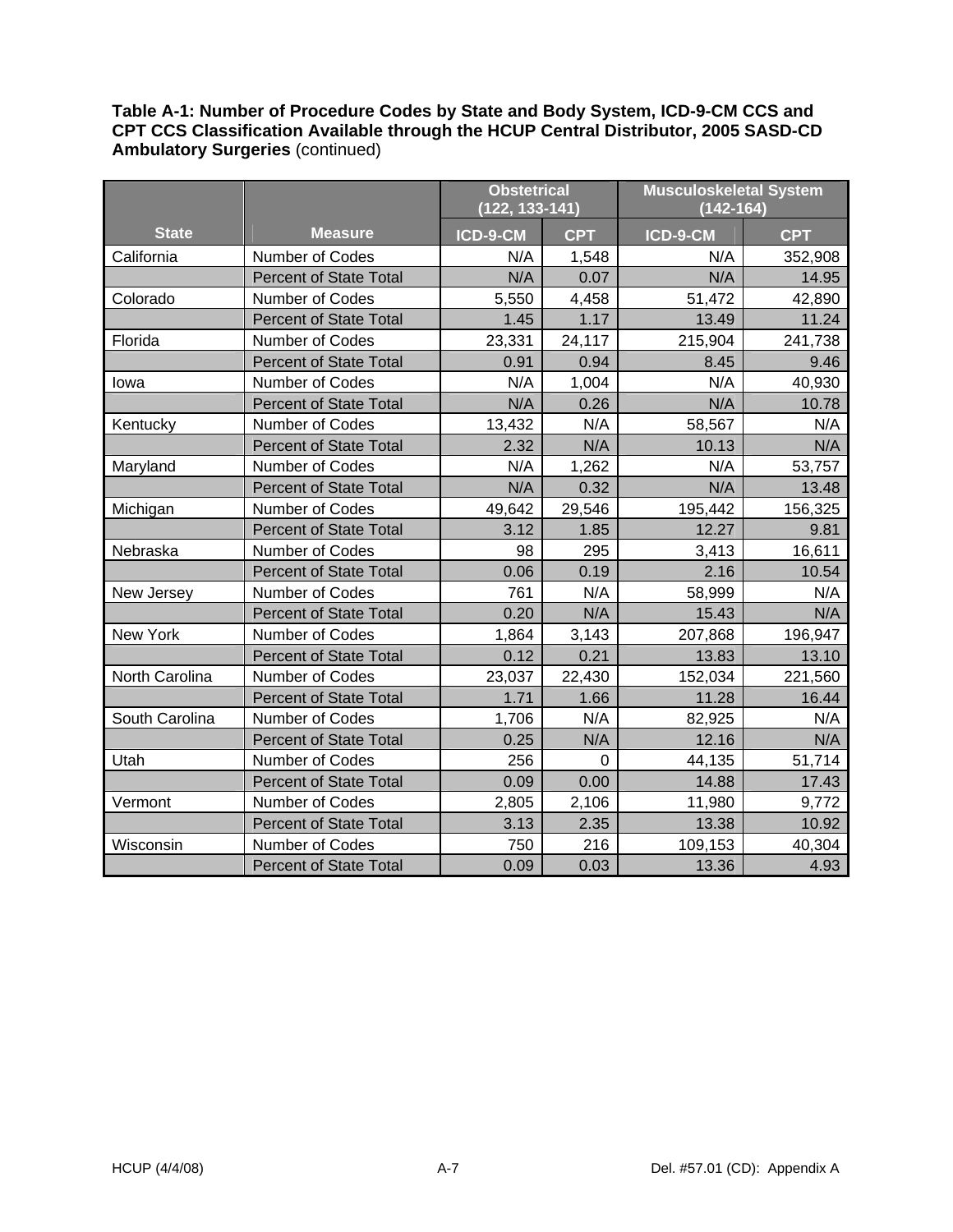**Table A-1: Number of Procedure Codes by State and Body System, ICD-9-CM CCS and CPT CCS Classification Available through the HCUP Central Distributor, 2005 SASD-CD Ambulatory Surgeries** (continued)

| State | Measure | Obstetrical (122, 133-141) | | Musculoskeletal System (142-164) | |
|---|---|---|---|---|---|
| | | ICD-9-CM | CPT | ICD-9-CM | CPT |
| California | Number of Codes | N/A | 1,548 | N/A | 352,908 |
| | Percent of State Total | N/A | 0.07 | N/A | 14.95 |
| Colorado | Number of Codes | 5,550 | 4,458 | 51,472 | 42,890 |
| | Percent of State Total | 1.45 | 1.17 | 13.49 | 11.24 |
| Florida | Number of Codes | 23,331 | 24,117 | 215,904 | 241,738 |
| | Percent of State Total | 0.91 | 0.94 | 8.45 | 9.46 |
| Iowa | Number of Codes | N/A | 1,004 | N/A | 40,930 |
| | Percent of State Total | N/A | 0.26 | N/A | 10.78 |
| Kentucky | Number of Codes | 13,432 | N/A | 58,567 | N/A |
| | Percent of State Total | 2.32 | N/A | 10.13 | N/A |
| Maryland | Number of Codes | N/A | 1,262 | N/A | 53,757 |
| | Percent of State Total | N/A | 0.32 | N/A | 13.48 |
| Michigan | Number of Codes | 49,642 | 29,546 | 195,442 | 156,325 |
| | Percent of State Total | 3.12 | 1.85 | 12.27 | 9.81 |
| Nebraska | Number of Codes | 98 | 295 | 3,413 | 16,611 |
| | Percent of State Total | 0.06 | 0.19 | 2.16 | 10.54 |
| New Jersey | Number of Codes | 761 | N/A | 58,999 | N/A |
| | Percent of State Total | 0.20 | N/A | 15.43 | N/A |
| New York | Number of Codes | 1,864 | 3,143 | 207,868 | 196,947 |
| | Percent of State Total | 0.12 | 0.21 | 13.83 | 13.10 |
| North Carolina | Number of Codes | 23,037 | 22,430 | 152,034 | 221,560 |
| | Percent of State Total | 1.71 | 1.66 | 11.28 | 16.44 |
| South Carolina | Number of Codes | 1,706 | N/A | 82,925 | N/A |
| | Percent of State Total | 0.25 | N/A | 12.16 | N/A |
| Utah | Number of Codes | 256 | 0 | 44,135 | 51,714 |
| | Percent of State Total | 0.09 | 0.00 | 14.88 | 17.43 |
| Vermont | Number of Codes | 2,805 | 2,106 | 11,980 | 9,772 |
| | Percent of State Total | 3.13 | 2.35 | 13.38 | 10.92 |
| Wisconsin | Number of Codes | 750 | 216 | 109,153 | 40,304 |
| | Percent of State Total | 0.09 | 0.03 | 13.36 | 4.93 |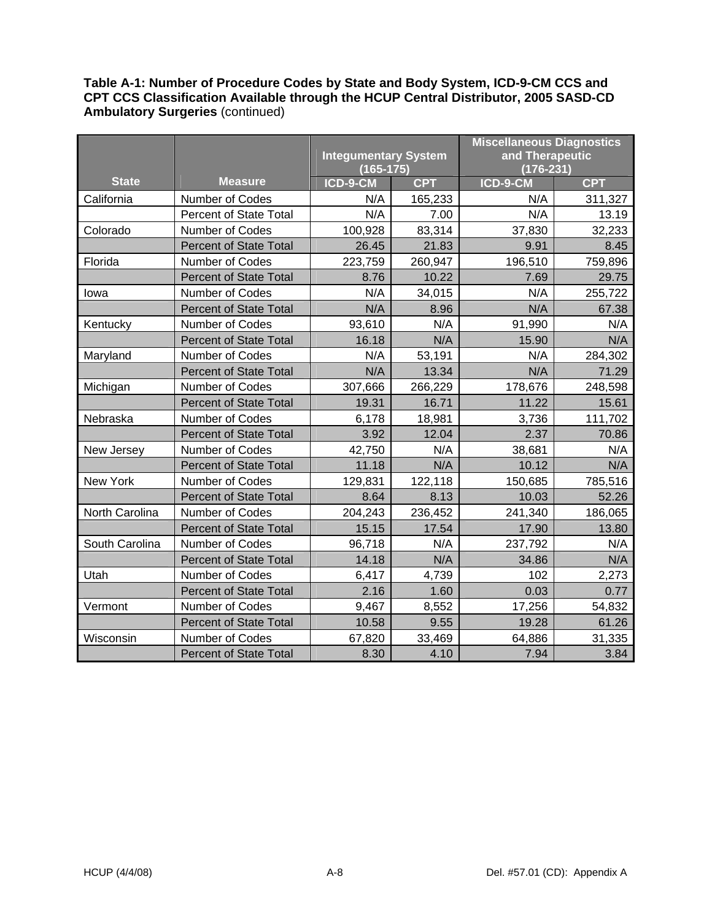**Table A-1: Number of Procedure Codes by State and Body System, ICD-9-CM CCS and CPT CCS Classification Available through the HCUP Central Distributor, 2005 SASD-CD Ambulatory Surgeries** (continued)

| State | Measure | Integumentary System (165-175) | | Miscellaneous Diagnostics and Therapeutic (176-231) | |
|---|---|---|---|---|---|
| | | ICD-9-CM | CPT | ICD-9-CM | CPT |
| California | Number of Codes | N/A | 165,233 | N/A | 311,327 |
| | Percent of State Total | N/A | 7.00 | N/A | 13.19 |
| Colorado | Number of Codes | 100,928 | 83,314 | 37,830 | 32,233 |
| | Percent of State Total | 26.45 | 21.83 | 9.91 | 8.45 |
| Florida | Number of Codes | 223,759 | 260,947 | 196,510 | 759,896 |
| | Percent of State Total | 8.76 | 10.22 | 7.69 | 29.75 |
| Iowa | Number of Codes | N/A | 34,015 | N/A | 255,722 |
| | Percent of State Total | N/A | 8.96 | N/A | 67.38 |
| Kentucky | Number of Codes | 93,610 | N/A | 91,990 | N/A |
| | Percent of State Total | 16.18 | N/A | 15.90 | N/A |
| Maryland | Number of Codes | N/A | 53,191 | N/A | 284,302 |
| | Percent of State Total | N/A | 13.34 | N/A | 71.29 |
| Michigan | Number of Codes | 307,666 | 266,229 | 178,676 | 248,598 |
| | Percent of State Total | 19.31 | 16.71 | 11.22 | 15.61 |
| Nebraska | Number of Codes | 6,178 | 18,981 | 3,736 | 111,702 |
| | Percent of State Total | 3.92 | 12.04 | 2.37 | 70.86 |
| New Jersey | Number of Codes | 42,750 | N/A | 38,681 | N/A |
| | Percent of State Total | 11.18 | N/A | 10.12 | N/A |
| New York | Number of Codes | 129,831 | 122,118 | 150,685 | 785,516 |
| | Percent of State Total | 8.64 | 8.13 | 10.03 | 52.26 |
| North Carolina | Number of Codes | 204,243 | 236,452 | 241,340 | 186,065 |
| | Percent of State Total | 15.15 | 17.54 | 17.90 | 13.80 |
| South Carolina | Number of Codes | 96,718 | N/A | 237,792 | N/A |
| | Percent of State Total | 14.18 | N/A | 34.86 | N/A |
| Utah | Number of Codes | 6,417 | 4,739 | 102 | 2,273 |
| | Percent of State Total | 2.16 | 1.60 | 0.03 | 0.77 |
| Vermont | Number of Codes | 9,467 | 8,552 | 17,256 | 54,832 |
| | Percent of State Total | 10.58 | 9.55 | 19.28 | 61.26 |
| Wisconsin | Number of Codes | 67,820 | 33,469 | 64,886 | 31,335 |
| | Percent of State Total | 8.30 | 4.10 | 7.94 | 3.84 |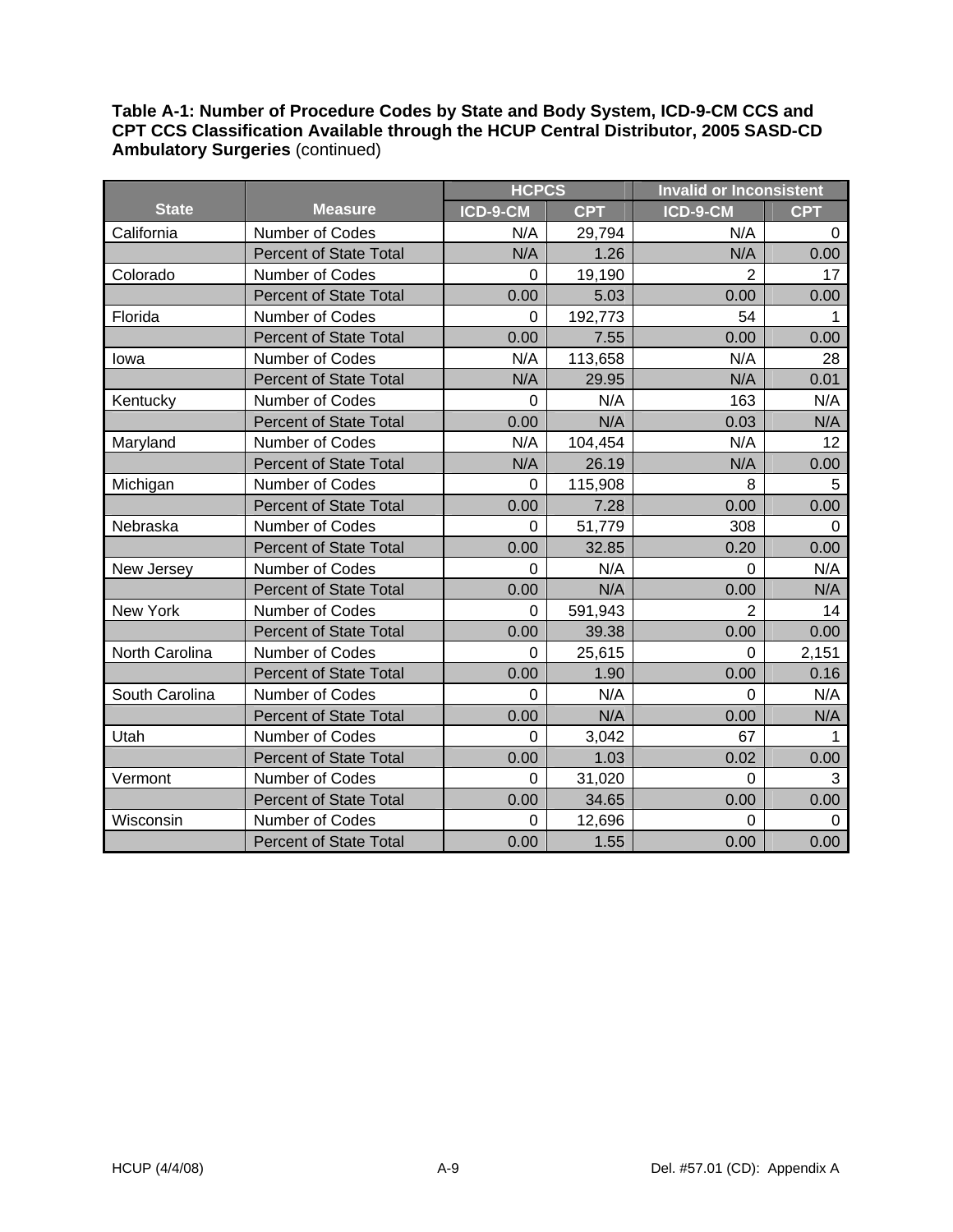**Table A-1: Number of Procedure Codes by State and Body System, ICD-9-CM CCS and CPT CCS Classification Available through the HCUP Central Distributor, 2005 SASD-CD Ambulatory Surgeries** (continued)

| State | Measure | HCPCS | | Invalid or Inconsistent | |
|---|---|---|---|---|---|
| | | ICD-9-CM | CPT | ICD-9-CM | CPT |
| California | Number of Codes | N/A | 29,794 | N/A | 0 |
| | Percent of State Total | N/A | 1.26 | N/A | 0.00 |
| Colorado | Number of Codes | 0 | 19,190 | 2 | 17 |
| | Percent of State Total | 0.00 | 5.03 | 0.00 | 0.00 |
| Florida | Number of Codes | 0 | 192,773 | 54 | 1 |
| | Percent of State Total | 0.00 | 7.55 | 0.00 | 0.00 |
| Iowa | Number of Codes | N/A | 113,658 | N/A | 28 |
| | Percent of State Total | N/A | 29.95 | N/A | 0.01 |
| Kentucky | Number of Codes | 0 | N/A | 163 | N/A |
| | Percent of State Total | 0.00 | N/A | 0.03 | N/A |
| Maryland | Number of Codes | N/A | 104,454 | N/A | 12 |
| | Percent of State Total | N/A | 26.19 | N/A | 0.00 |
| Michigan | Number of Codes | 0 | 115,908 | 8 | 5 |
| | Percent of State Total | 0.00 | 7.28 | 0.00 | 0.00 |
| Nebraska | Number of Codes | 0 | 51,779 | 308 | 0 |
| | Percent of State Total | 0.00 | 32.85 | 0.20 | 0.00 |
| New Jersey | Number of Codes | 0 | N/A | 0 | N/A |
| | Percent of State Total | 0.00 | N/A | 0.00 | N/A |
| New York | Number of Codes | 0 | 591,943 | 2 | 14 |
| | Percent of State Total | 0.00 | 39.38 | 0.00 | 0.00 |
| North Carolina | Number of Codes | 0 | 25,615 | 0 | 2,151 |
| | Percent of State Total | 0.00 | 1.90 | 0.00 | 0.16 |
| South Carolina | Number of Codes | 0 | N/A | 0 | N/A |
| | Percent of State Total | 0.00 | N/A | 0.00 | N/A |
| Utah | Number of Codes | 0 | 3,042 | 67 | 1 |
| | Percent of State Total | 0.00 | 1.03 | 0.02 | 0.00 |
| Vermont | Number of Codes | 0 | 31,020 | 0 | 3 |
| | Percent of State Total | 0.00 | 34.65 | 0.00 | 0.00 |
| Wisconsin | Number of Codes | 0 | 12,696 | 0 | 0 |
| | Percent of State Total | 0.00 | 1.55 | 0.00 | 0.00 |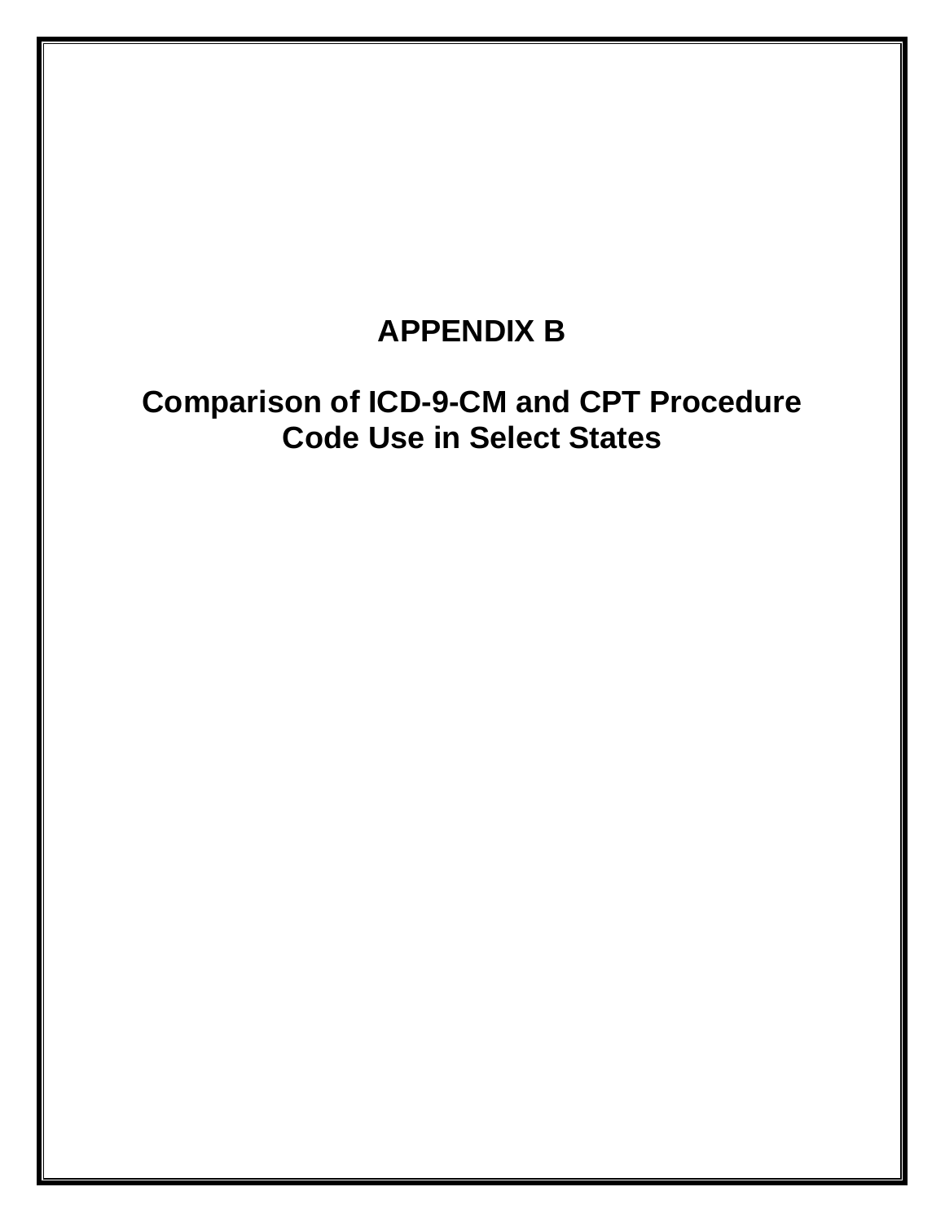# APPENDIX B

## Comparison of ICD-9-CM and CPT Procedure Code Use in Select States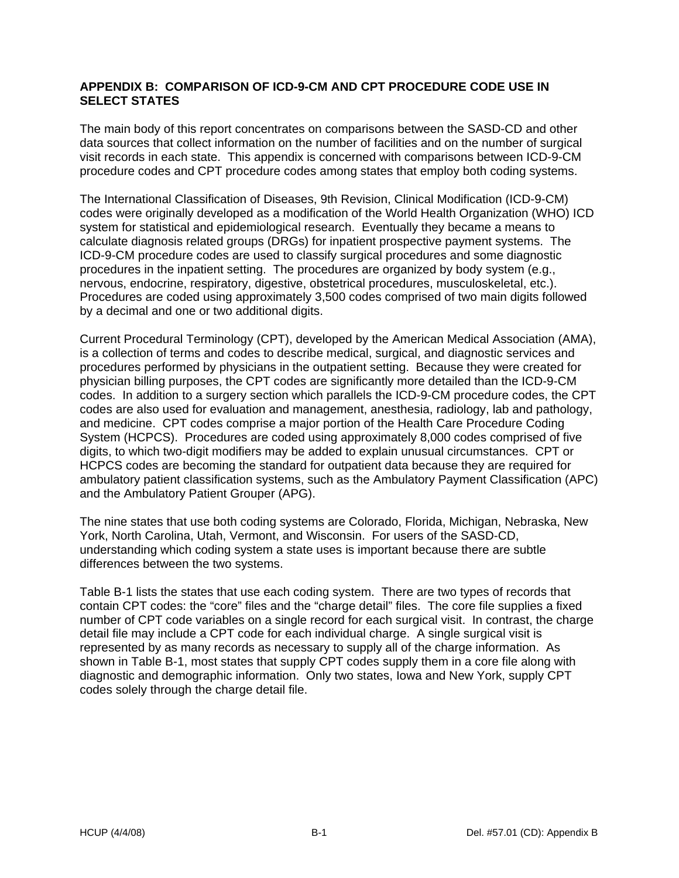# APPENDIX B: COMPARISON OF ICD-9-CM AND CPT PROCEDURE CODE USE IN SELECT STATES

The main body of this report concentrates on comparisons between the SASD-CD and other data sources that collect information on the number of facilities and on the number of surgical visit records in each state. This appendix is concerned with comparisons between ICD-9-CM procedure codes and CPT procedure codes among states that employ both coding systems.

The International Classification of Diseases, 9th Revision, Clinical Modification (ICD-9-CM) codes were originally developed as a modification of the World Health Organization (WHO) ICD system for statistical and epidemiological research. Eventually they became a means to calculate diagnosis related groups (DRGs) for inpatient prospective payment systems. The ICD-9-CM procedure codes are used to classify surgical procedures and some diagnostic procedures in the inpatient setting. The procedures are organized by body system (e.g., nervous, endocrine, respiratory, digestive, obstetrical procedures, musculoskeletal, etc.). Procedures are coded using approximately 3,500 codes comprised of two main digits followed by a decimal and one or two additional digits.

Current Procedural Terminology (CPT), developed by the American Medical Association (AMA), is a collection of terms and codes to describe medical, surgical, and diagnostic services and procedures performed by physicians in the outpatient setting. Because they were created for physician billing purposes, the CPT codes are significantly more detailed than the ICD-9-CM codes. In addition to a surgery section which parallels the ICD-9-CM procedure codes, the CPT codes are also used for evaluation and management, anesthesia, radiology, lab and pathology, and medicine. CPT codes comprise a major portion of the Health Care Procedure Coding System (HCPCS). Procedures are coded using approximately 8,000 codes comprised of five digits, to which two-digit modifiers may be added to explain unusual circumstances. CPT or HCPCS codes are becoming the standard for outpatient data because they are required for ambulatory patient classification systems, such as the Ambulatory Payment Classification (APC) and the Ambulatory Patient Grouper (APG).

The nine states that use both coding systems are Colorado, Florida, Michigan, Nebraska, New York, North Carolina, Utah, Vermont, and Wisconsin. For users of the SASD-CD, understanding which coding system a state uses is important because there are subtle differences between the two systems.

Table B-1 lists the states that use each coding system. There are two types of records that contain CPT codes: the "core" files and the "charge detail" files. The core file supplies a fixed number of CPT code variables on a single record for each surgical visit. In contrast, the charge detail file may include a CPT code for each individual charge. A single surgical visit is represented by as many records as necessary to supply all of the charge information. As shown in Table B-1, most states that supply CPT codes supply them in a core file along with diagnostic and demographic information. Only two states, Iowa and New York, supply CPT codes solely through the charge detail file.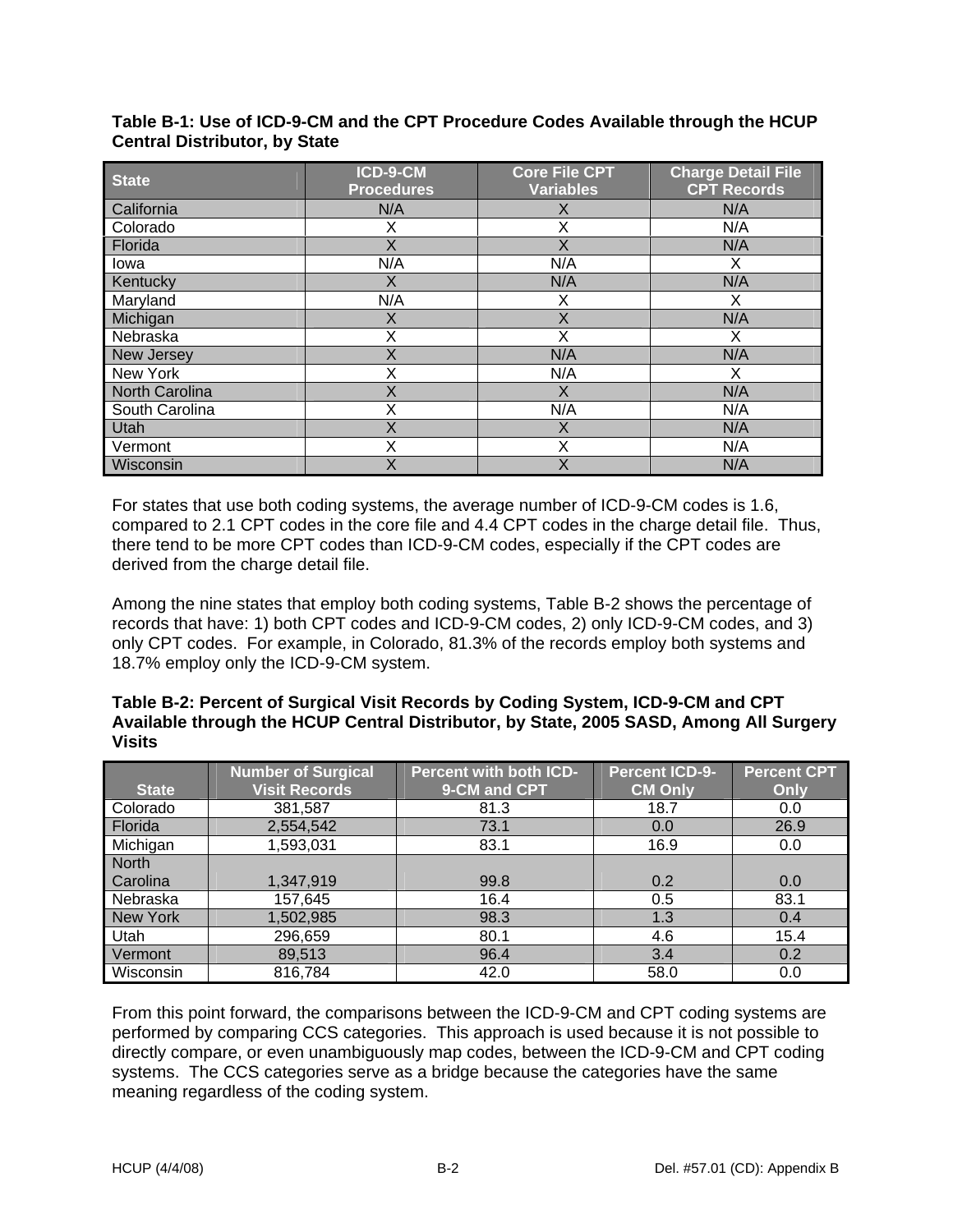**Table B-1: Use of ICD-9-CM and the CPT Procedure Codes Available through the HCUP Central Distributor, by State**

| State | ICD-9-CM Procedures | Core File CPT Variables | Charge Detail File CPT Records |
|---|---|---|---|
| California | N/A | X | N/A |
| Colorado | X | X | N/A |
| Florida | X | X | N/A |
| Iowa | N/A | N/A | X |
| Kentucky | X | N/A | N/A |
| Maryland | N/A | X | X |
| Michigan | X | X | N/A |
| Nebraska | X | X | X |
| New Jersey | X | N/A | N/A |
| New York | X | N/A | X |
| North Carolina | X | X | N/A |
| South Carolina | X | N/A | N/A |
| Utah | X | X | N/A |
| Vermont | X | X | N/A |
| Wisconsin | X | X | N/A |

For states that use both coding systems, the average number of ICD-9-CM codes is 1.6, compared to 2.1 CPT codes in the core file and 4.4 CPT codes in the charge detail file. Thus, there tend to be more CPT codes than ICD-9-CM codes, especially if the CPT codes are derived from the charge detail file.

Among the nine states that employ both coding systems, Table B-2 shows the percentage of records that have: 1) both CPT codes and ICD-9-CM codes, 2) only ICD-9-CM codes, and 3) only CPT codes. For example, in Colorado, 81.3% of the records employ both systems and 18.7% employ only the ICD-9-CM system.

**Table B-2: Percent of Surgical Visit Records by Coding System, ICD-9-CM and CPT Available through the HCUP Central Distributor, by State, 2005 SASD, Among All Surgery Visits**

| State | Number of Surgical Visit Records | Percent with both ICD-9-CM and CPT | Percent ICD-9-CM Only | Percent CPT Only |
|---|---|---|---|---|
| Colorado | 381,587 | 81.3 | 18.7 | 0.0 |
| Florida | 2,554,542 | 73.1 | 0.0 | 26.9 |
| Michigan | 1,593,031 | 83.1 | 16.9 | 0.0 |
| North Carolina | 1,347,919 | 99.8 | 0.2 | 0.0 |
| Nebraska | 157,645 | 16.4 | 0.5 | 83.1 |
| New York | 1,502,985 | 98.3 | 1.3 | 0.4 |
| Utah | 296,659 | 80.1 | 4.6 | 15.4 |
| Vermont | 89,513 | 96.4 | 3.4 | 0.2 |
| Wisconsin | 816,784 | 42.0 | 58.0 | 0.0 |

From this point forward, the comparisons between the ICD-9-CM and CPT coding systems are performed by comparing CCS categories. This approach is used because it is not possible to directly compare, or even unambiguously map codes, between the ICD-9-CM and CPT coding systems. The CCS categories serve as a bridge because the categories have the same meaning regardless of the coding system.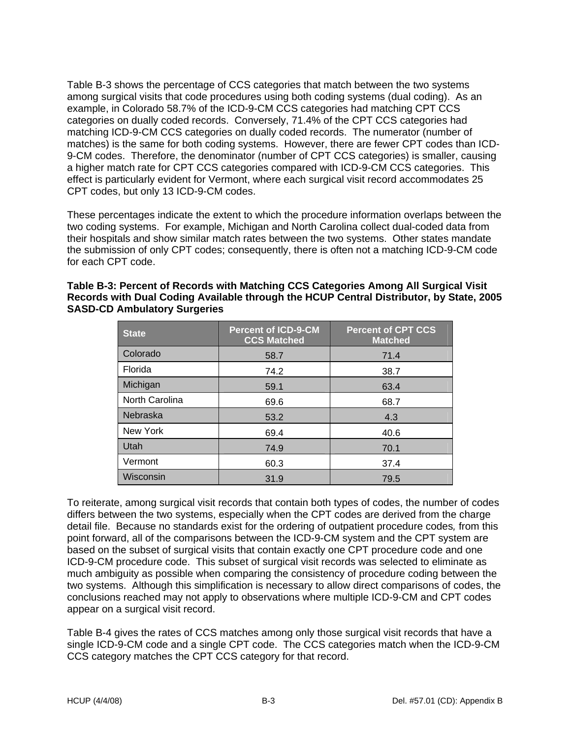Table B-3 shows the percentage of CCS categories that match between the two systems among surgical visits that code procedures using both coding systems (dual coding). As an example, in Colorado 58.7% of the ICD-9-CM CCS categories had matching CPT CCS categories on dually coded records. Conversely, 71.4% of the CPT CCS categories had matching ICD-9-CM CCS categories on dually coded records. The numerator (number of matches) is the same for both coding systems. However, there are fewer CPT codes than ICD-9-CM codes. Therefore, the denominator (number of CPT CCS categories) is smaller, causing a higher match rate for CPT CCS categories compared with ICD-9-CM CCS categories. This effect is particularly evident for Vermont, where each surgical visit record accommodates 25 CPT codes, but only 13 ICD-9-CM codes.

These percentages indicate the extent to which the procedure information overlaps between the two coding systems. For example, Michigan and North Carolina collect dual-coded data from their hospitals and show similar match rates between the two systems. Other states mandate the submission of only CPT codes; consequently, there is often not a matching ICD-9-CM code for each CPT code.

**Table B-3: Percent of Records with Matching CCS Categories Among All Surgical Visit Records with Dual Coding Available through the HCUP Central Distributor, by State, 2005 SASD-CD Ambulatory Surgeries**

| State | Percent of ICD-9-CM CCS Matched | Percent of CPT CCS Matched |
|---|---|---|
| Colorado | 58.7 | 71.4 |
| Florida | 74.2 | 38.7 |
| Michigan | 59.1 | 63.4 |
| North Carolina | 69.6 | 68.7 |
| Nebraska | 53.2 | 4.3 |
| New York | 69.4 | 40.6 |
| Utah | 74.9 | 70.1 |
| Vermont | 60.3 | 37.4 |
| Wisconsin | 31.9 | 79.5 |

To reiterate, among surgical visit records that contain both types of codes, the number of codes differs between the two systems, especially when the CPT codes are derived from the charge detail file. Because no standards exist for the ordering of outpatient procedure codes*,* from this point forward, all of the comparisons between the ICD-9-CM system and the CPT system are based on the subset of surgical visits that contain exactly one CPT procedure code and one ICD-9-CM procedure code. This subset of surgical visit records was selected to eliminate as much ambiguity as possible when comparing the consistency of procedure coding between the two systems. Although this simplification is necessary to allow direct comparisons of codes, the conclusions reached may not apply to observations where multiple ICD-9-CM and CPT codes appear on a surgical visit record.

Table B-4 gives the rates of CCS matches among only those surgical visit records that have a single ICD-9-CM code and a single CPT code. The CCS categories match when the ICD-9-CM CCS category matches the CPT CCS category for that record.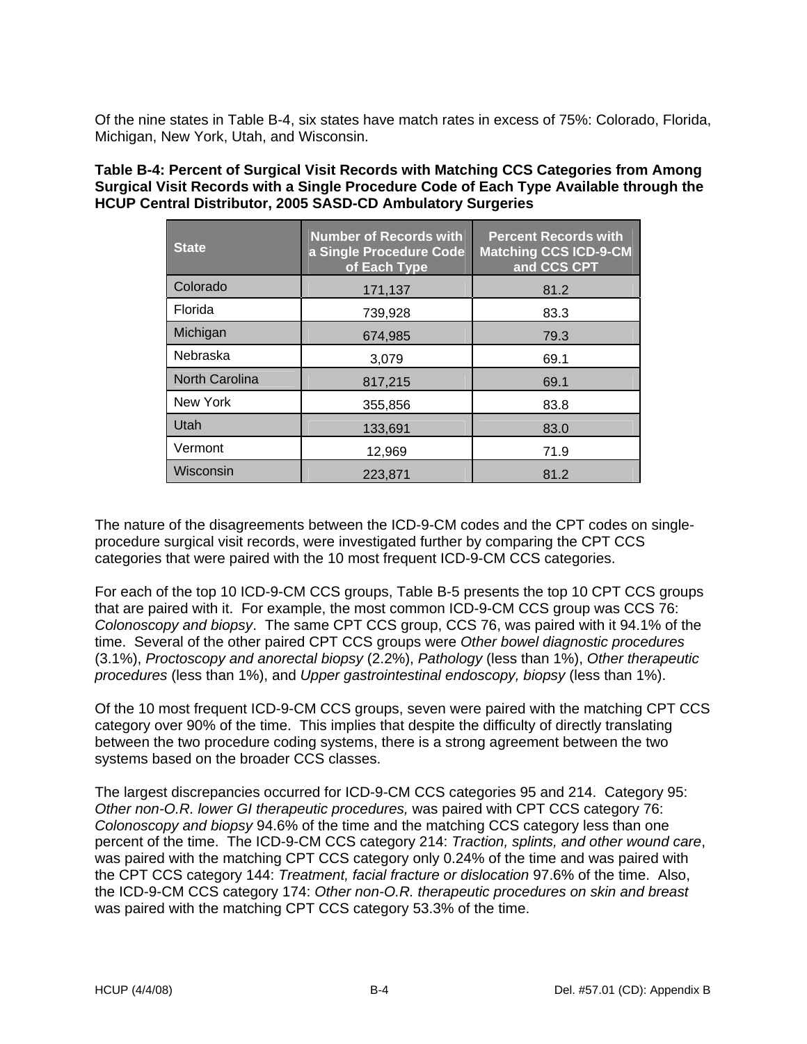Of the nine states in Table B-4, six states have match rates in excess of 75%: Colorado, Florida, Michigan, New York, Utah, and Wisconsin.

**Table B-4: Percent of Surgical Visit Records with Matching CCS Categories from Among Surgical Visit Records with a Single Procedure Code of Each Type Available through the HCUP Central Distributor, 2005 SASD-CD Ambulatory Surgeries**

| State | Number of Records with a Single Procedure Code of Each Type | Percent Records with Matching CCS ICD-9-CM and CCS CPT |
|---|---|---|
| Colorado | 171,137 | 81.2 |
| Florida | 739,928 | 83.3 |
| Michigan | 674,985 | 79.3 |
| Nebraska | 3,079 | 69.1 |
| North Carolina | 817,215 | 69.1 |
| New York | 355,856 | 83.8 |
| Utah | 133,691 | 83.0 |
| Vermont | 12,969 | 71.9 |
| Wisconsin | 223,871 | 81.2 |

The nature of the disagreements between the ICD-9-CM codes and the CPT codes on single-procedure surgical visit records, were investigated further by comparing the CPT CCS categories that were paired with the 10 most frequent ICD-9-CM CCS categories.

For each of the top 10 ICD-9-CM CCS groups, Table B-5 presents the top 10 CPT CCS groups that are paired with it. For example, the most common ICD-9-CM CCS group was CCS 76: *Colonoscopy and biopsy*. The same CPT CCS group, CCS 76, was paired with it 94.1% of the time. Several of the other paired CPT CCS groups were *Other bowel diagnostic procedures* (3.1%), *Proctoscopy and anorectal biopsy* (2.2%), *Pathology* (less than 1%), *Other therapeutic procedures* (less than 1%), and *Upper gastrointestinal endoscopy, biopsy* (less than 1%).

Of the 10 most frequent ICD-9-CM CCS groups, seven were paired with the matching CPT CCS category over 90% of the time. This implies that despite the difficulty of directly translating between the two procedure coding systems, there is a strong agreement between the two systems based on the broader CCS classes.

The largest discrepancies occurred for ICD-9-CM CCS categories 95 and 214. Category 95: *Other non-O.R. lower GI therapeutic procedures,* was paired with CPT CCS category 76: *Colonoscopy and biopsy* 94.6% of the time and the matching CCS category less than one percent of the time. The ICD-9-CM CCS category 214: *Traction, splints, and other wound care*, was paired with the matching CPT CCS category only 0.24% of the time and was paired with the CPT CCS category 144: *Treatment, facial fracture or dislocation* 97.6% of the time. Also, the ICD-9-CM CCS category 174: *Other non-O.R. therapeutic procedures on skin and breast* was paired with the matching CPT CCS category 53.3% of the time.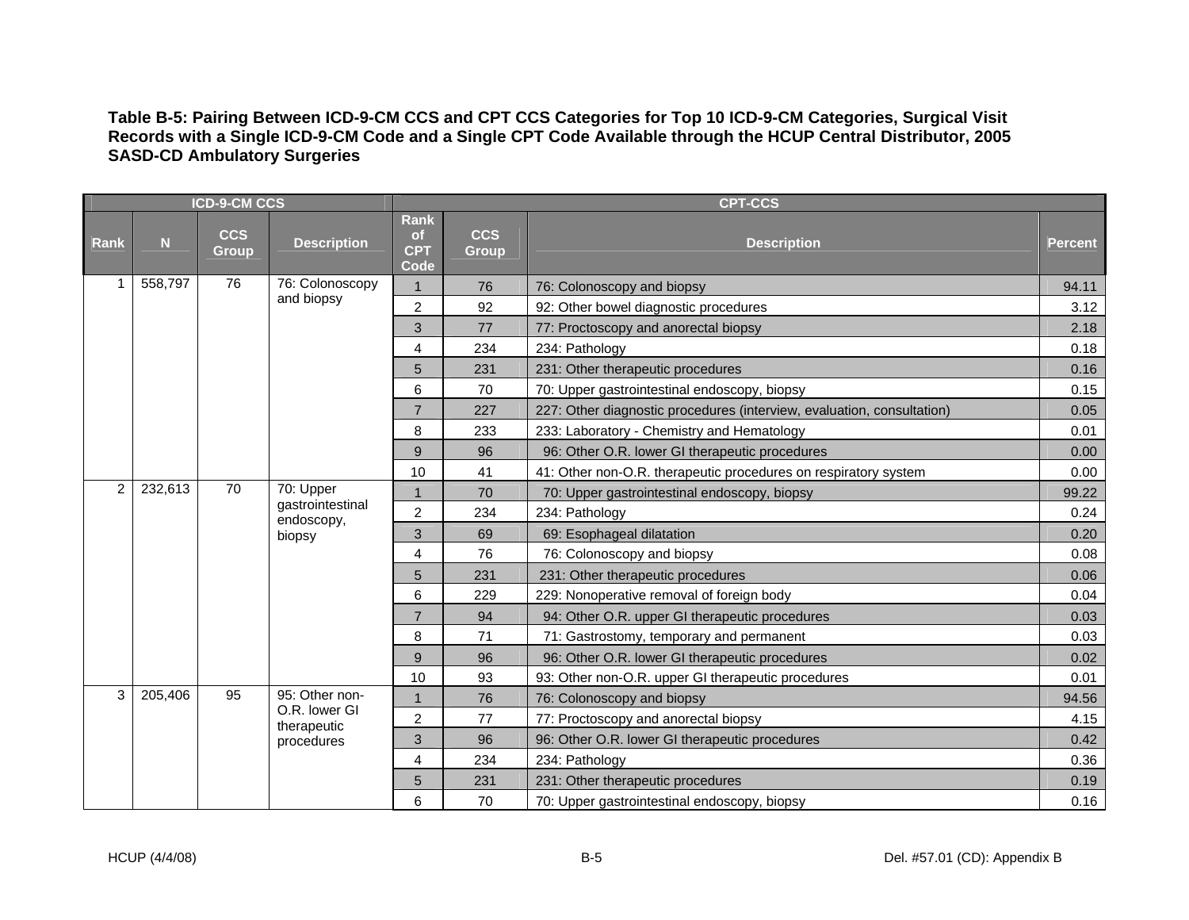**Table B-5: Pairing Between ICD-9-CM CCS and CPT CCS Categories for Top 10 ICD-9-CM Categories, Surgical Visit Records with a Single ICD-9-CM Code and a Single CPT Code Available through the HCUP Central Distributor, 2005 SASD-CD Ambulatory Surgeries**

| ICD-9-CM CCS | | | | CPT-CCS | | | |
|---|---|---|---|---|---|---|---|
| Rank | N | CCS Group | Description | Rank of CPT Code | CCS Group | Description | Percent |
| 1 | 558,797 | 76 | 76: Colonoscopy and biopsy | 1 | 76 | 76: Colonoscopy and biopsy | 94.11 |
| | | | | 2 | 92 | 92: Other bowel diagnostic procedures | 3.12 |
| | | | | 3 | 77 | 77: Proctoscopy and anorectal biopsy | 2.18 |
| | | | | 4 | 234 | 234: Pathology | 0.18 |
| | | | | 5 | 231 | 231: Other therapeutic procedures | 0.16 |
| | | | | 6 | 70 | 70: Upper gastrointestinal endoscopy, biopsy | 0.15 |
| | | | | 7 | 227 | 227: Other diagnostic procedures (interview, evaluation, consultation) | 0.05 |
| | | | | 8 | 233 | 233: Laboratory - Chemistry and Hematology | 0.01 |
| | | | | 9 | 96 | 96: Other O.R. lower GI therapeutic procedures | 0.00 |
| | | | | 10 | 41 | 41: Other non-O.R. therapeutic procedures on respiratory system | 0.00 |
| 2 | 232,613 | 70 | 70: Upper gastrointestinal endoscopy, biopsy | 1 | 70 | 70: Upper gastrointestinal endoscopy, biopsy | 99.22 |
| | | | | 2 | 234 | 234: Pathology | 0.24 |
| | | | | 3 | 69 | 69: Esophageal dilatation | 0.20 |
| | | | | 4 | 76 | 76: Colonoscopy and biopsy | 0.08 |
| | | | | 5 | 231 | 231: Other therapeutic procedures | 0.06 |
| | | | | 6 | 229 | 229: Nonoperative removal of foreign body | 0.04 |
| | | | | 7 | 94 | 94: Other O.R. upper GI therapeutic procedures | 0.03 |
| | | | | 8 | 71 | 71: Gastrostomy, temporary and permanent | 0.03 |
| | | | | 9 | 96 | 96: Other O.R. lower GI therapeutic procedures | 0.02 |
| | | | | 10 | 93 | 93: Other non-O.R. upper GI therapeutic procedures | 0.01 |
| 3 | 205,406 | 95 | 95: Other non-O.R. lower GI therapeutic procedures | 1 | 76 | 76: Colonoscopy and biopsy | 94.56 |
| | | | | 2 | 77 | 77: Proctoscopy and anorectal biopsy | 4.15 |
| | | | | 3 | 96 | 96: Other O.R. lower GI therapeutic procedures | 0.42 |
| | | | | 4 | 234 | 234: Pathology | 0.36 |
| | | | | 5 | 231 | 231: Other therapeutic procedures | 0.19 |
| | | | | 6 | 70 | 70: Upper gastrointestinal endoscopy, biopsy | 0.16 |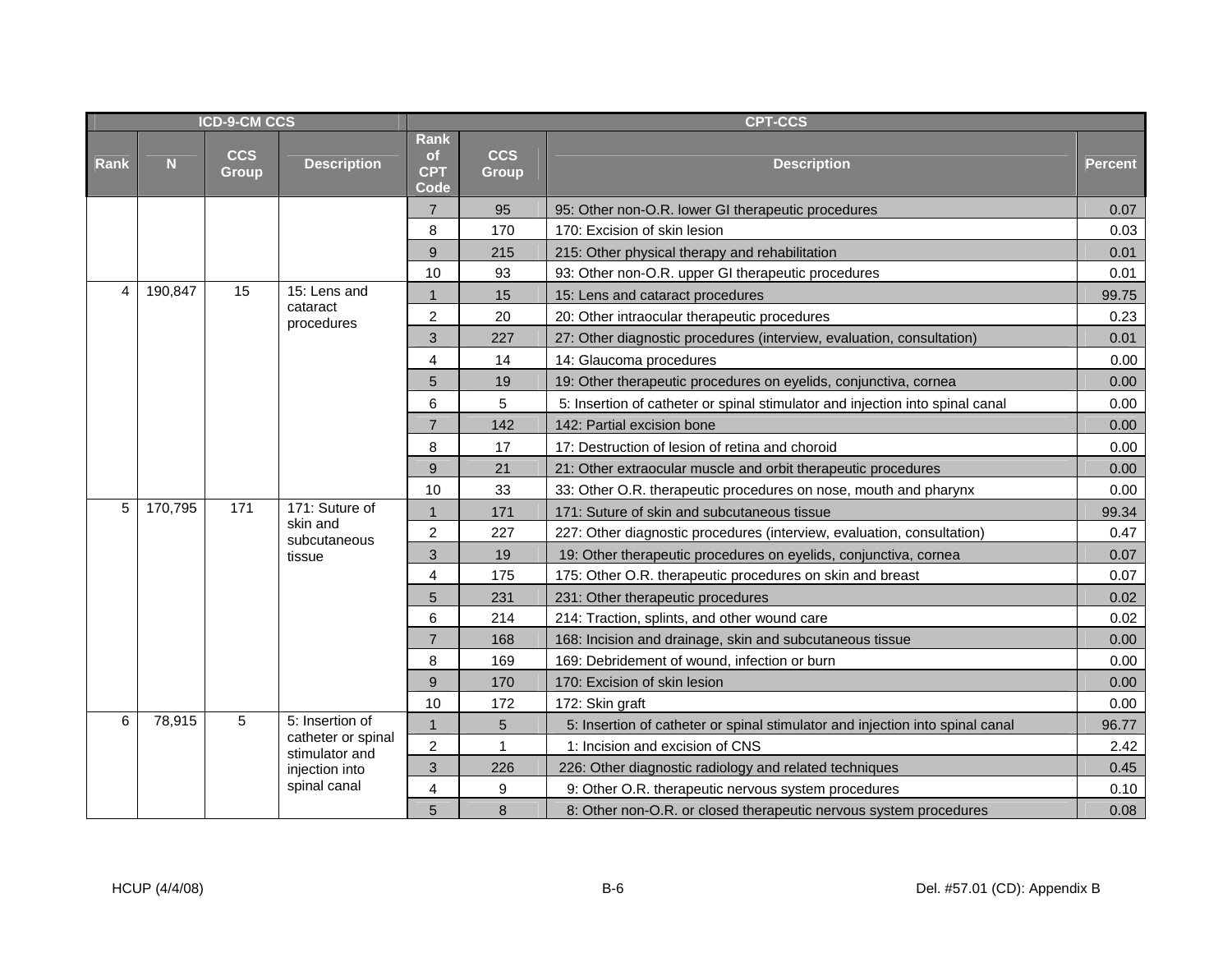| ICD-9-CM CCS | | | | CPT-CCS | | | |
|---|---|---|---|---|---|---|---|
| Rank | N | CCS Group | Description | Rank of CPT Code | CCS Group | Description | Percent |
| | | | | 7 | 95 | 95: Other non-O.R. lower GI therapeutic procedures | 0.07 |
| | | | | 8 | 170 | 170: Excision of skin lesion | 0.03 |
| | | | | 9 | 215 | 215: Other physical therapy and rehabilitation | 0.01 |
| | | | | 10 | 93 | 93: Other non-O.R. upper GI therapeutic procedures | 0.01 |
| 4 | 190,847 | 15 | 15: Lens and cataract procedures | 1 | 15 | 15: Lens and cataract procedures | 99.75 |
| | | | | 2 | 20 | 20: Other intraocular therapeutic procedures | 0.23 |
| | | | | 3 | 227 | 27: Other diagnostic procedures (interview, evaluation, consultation) | 0.01 |
| | | | | 4 | 14 | 14: Glaucoma procedures | 0.00 |
| | | | | 5 | 19 | 19: Other therapeutic procedures on eyelids, conjunctiva, cornea | 0.00 |
| | | | | 6 | 5 | 5: Insertion of catheter or spinal stimulator and injection into spinal canal | 0.00 |
| | | | | 7 | 142 | 142: Partial excision bone | 0.00 |
| | | | | 8 | 17 | 17: Destruction of lesion of retina and choroid | 0.00 |
| | | | | 9 | 21 | 21: Other extraocular muscle and orbit therapeutic procedures | 0.00 |
| | | | | 10 | 33 | 33: Other O.R. therapeutic procedures on nose, mouth and pharynx | 0.00 |
| 5 | 170,795 | 171 | 171: Suture of skin and subcutaneous tissue | 1 | 171 | 171: Suture of skin and subcutaneous tissue | 99.34 |
| | | | | 2 | 227 | 227: Other diagnostic procedures (interview, evaluation, consultation) | 0.47 |
| | | | | 3 | 19 | 19: Other therapeutic procedures on eyelids, conjunctiva, cornea | 0.07 |
| | | | | 4 | 175 | 175: Other O.R. therapeutic procedures on skin and breast | 0.07 |
| | | | | 5 | 231 | 231: Other therapeutic procedures | 0.02 |
| | | | | 6 | 214 | 214: Traction, splints, and other wound care | 0.02 |
| | | | | 7 | 168 | 168: Incision and drainage, skin and subcutaneous tissue | 0.00 |
| | | | | 8 | 169 | 169: Debridement of wound, infection or burn | 0.00 |
| | | | | 9 | 170 | 170: Excision of skin lesion | 0.00 |
| | | | | 10 | 172 | 172: Skin graft | 0.00 |
| 6 | 78,915 | 5 | 5: Insertion of catheter or spinal stimulator and injection into spinal canal | 1 | 5 | 5: Insertion of catheter or spinal stimulator and injection into spinal canal | 96.77 |
| | | | | 2 | 1 | 1: Incision and excision of CNS | 2.42 |
| | | | | 3 | 226 | 226: Other diagnostic radiology and related techniques | 0.45 |
| | | | | 4 | 9 | 9: Other O.R. therapeutic nervous system procedures | 0.10 |
| | | | | 5 | 8 | 8: Other non-O.R. or closed therapeutic nervous system procedures | 0.08 |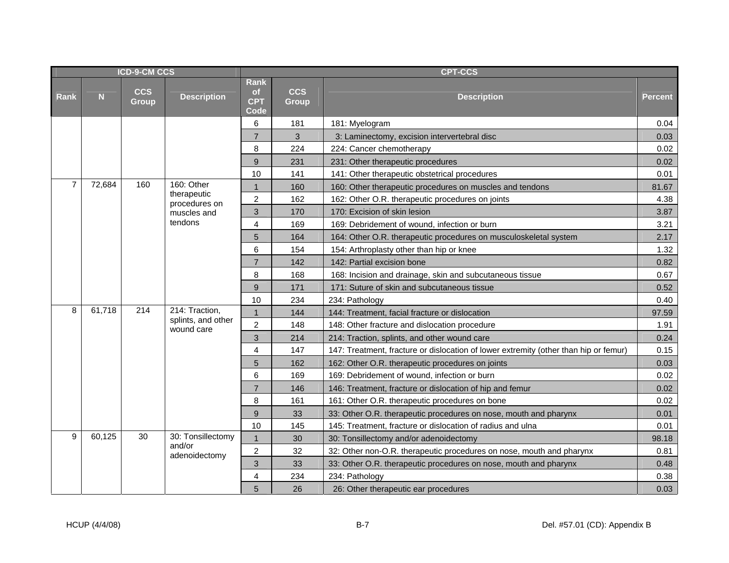| ICD-9-CM CCS | | | | CPT-CCS | | | |
|---|---|---|---|---|---|---|---|
| Rank | N | CCS Group | Description | Rank of CPT Code | CCS Group | Description | Percent |
| | | | | 6 | 181 | 181: Myelogram | 0.04 |
| | | | | 7 | 3 | 3: Laminectomy, excision intervertebral disc | 0.03 |
| | | | | 8 | 224 | 224: Cancer chemotherapy | 0.02 |
| | | | | 9 | 231 | 231: Other therapeutic procedures | 0.02 |
| | | | | 10 | 141 | 141: Other therapeutic obstetrical procedures | 0.01 |
| 7 | 72,684 | 160 | 160: Other therapeutic procedures on muscles and tendons | 1 | 160 | 160: Other therapeutic procedures on muscles and tendons | 81.67 |
| | | | | 2 | 162 | 162: Other O.R. therapeutic procedures on joints | 4.38 |
| | | | | 3 | 170 | 170: Excision of skin lesion | 3.87 |
| | | | | 4 | 169 | 169: Debridement of wound, infection or burn | 3.21 |
| | | | | 5 | 164 | 164: Other O.R. therapeutic procedures on musculoskeletal system | 2.17 |
| | | | | 6 | 154 | 154: Arthroplasty other than hip or knee | 1.32 |
| | | | | 7 | 142 | 142: Partial excision bone | 0.82 |
| | | | | 8 | 168 | 168: Incision and drainage, skin and subcutaneous tissue | 0.67 |
| | | | | 9 | 171 | 171: Suture of skin and subcutaneous tissue | 0.52 |
| | | | | 10 | 234 | 234: Pathology | 0.40 |
| 8 | 61,718 | 214 | 214: Traction, splints, and other wound care | 1 | 144 | 144: Treatment, facial fracture or dislocation | 97.59 |
| | | | | 2 | 148 | 148: Other fracture and dislocation procedure | 1.91 |
| | | | | 3 | 214 | 214: Traction, splints, and other wound care | 0.24 |
| | | | | 4 | 147 | 147: Treatment, fracture or dislocation of lower extremity (other than hip or femur) | 0.15 |
| | | | | 5 | 162 | 162: Other O.R. therapeutic procedures on joints | 0.03 |
| | | | | 6 | 169 | 169: Debridement of wound, infection or burn | 0.02 |
| | | | | 7 | 146 | 146: Treatment, fracture or dislocation of hip and femur | 0.02 |
| | | | | 8 | 161 | 161: Other O.R. therapeutic procedures on bone | 0.02 |
| | | | | 9 | 33 | 33: Other O.R. therapeutic procedures on nose, mouth and pharynx | 0.01 |
| | | | | 10 | 145 | 145: Treatment, fracture or dislocation of radius and ulna | 0.01 |
| 9 | 60,125 | 30 | 30: Tonsillectomy and/or adenoidectomy | 1 | 30 | 30: Tonsillectomy and/or adenoidectomy | 98.18 |
| | | | | 2 | 32 | 32: Other non-O.R. therapeutic procedures on nose, mouth and pharynx | 0.81 |
| | | | | 3 | 33 | 33: Other O.R. therapeutic procedures on nose, mouth and pharynx | 0.48 |
| | | | | 4 | 234 | 234: Pathology | 0.38 |
| | | | | 5 | 26 | 26: Other therapeutic ear procedures | 0.03 |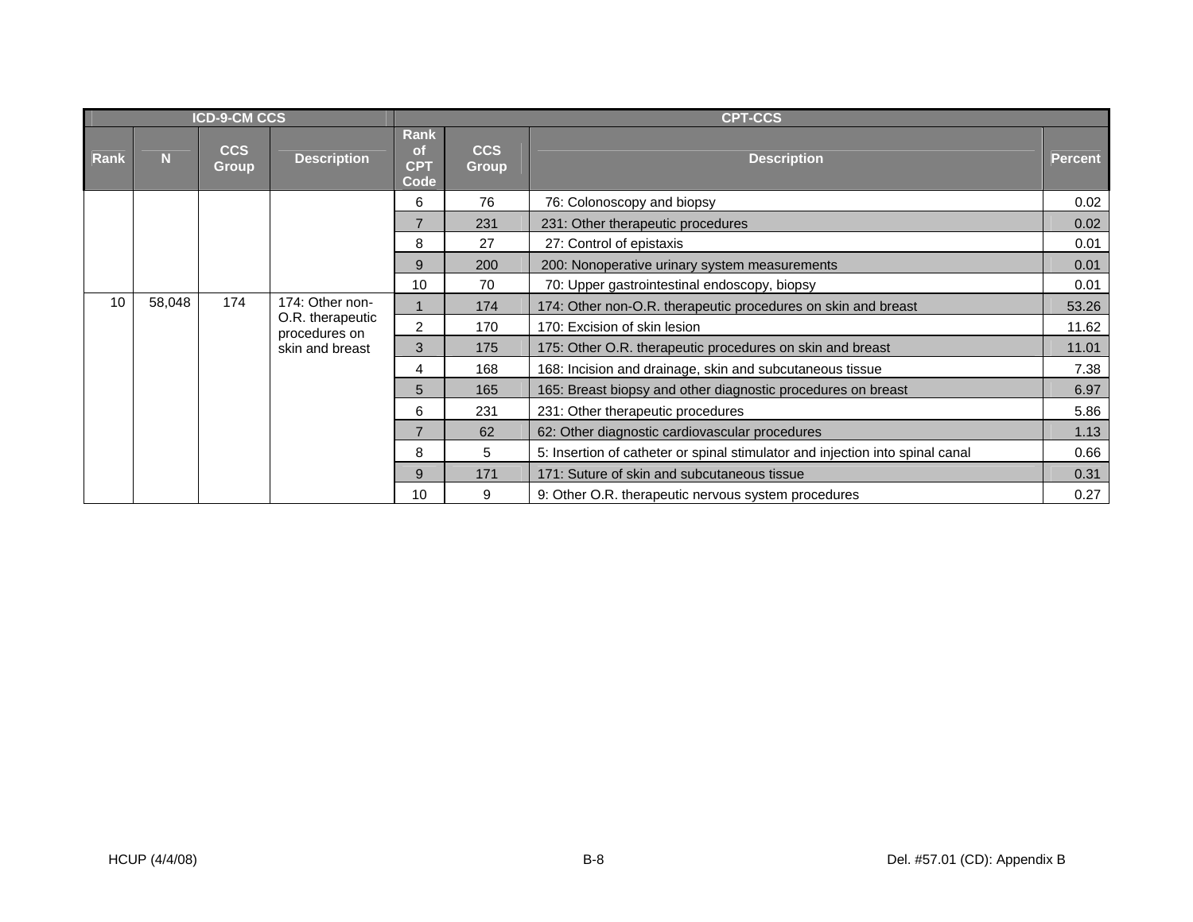| ICD-9-CM CCS | | | | CPT-CCS | | | |
|---|---|---|---|---|---|---|---|
| Rank | N | CCS Group | Description | Rank of CPT Code | CCS Group | Description | Percent |
| | | | | 6 | 76 | 76: Colonoscopy and biopsy | 0.02 |
| | | | | 7 | 231 | 231: Other therapeutic procedures | 0.02 |
| | | | | 8 | 27 | 27: Control of epistaxis | 0.01 |
| | | | | 9 | 200 | 200: Nonoperative urinary system measurements | 0.01 |
| | | | | 10 | 70 | 70: Upper gastrointestinal endoscopy, biopsy | 0.01 |
| 10 | 58,048 | 174 | 174: Other non-O.R. therapeutic procedures on skin and breast | 1 | 174 | 174: Other non-O.R. therapeutic procedures on skin and breast | 53.26 |
| | | | | 2 | 170 | 170: Excision of skin lesion | 11.62 |
| | | | | 3 | 175 | 175: Other O.R. therapeutic procedures on skin and breast | 11.01 |
| | | | | 4 | 168 | 168: Incision and drainage, skin and subcutaneous tissue | 7.38 |
| | | | | 5 | 165 | 165: Breast biopsy and other diagnostic procedures on breast | 6.97 |
| | | | | 6 | 231 | 231: Other therapeutic procedures | 5.86 |
| | | | | 7 | 62 | 62: Other diagnostic cardiovascular procedures | 1.13 |
| | | | | 8 | 5 | 5: Insertion of catheter or spinal stimulator and injection into spinal canal | 0.66 |
| | | | | 9 | 171 | 171: Suture of skin and subcutaneous tissue | 0.31 |
| | | | | 10 | 9 | 9: Other O.R. therapeutic nervous system procedures | 0.27 |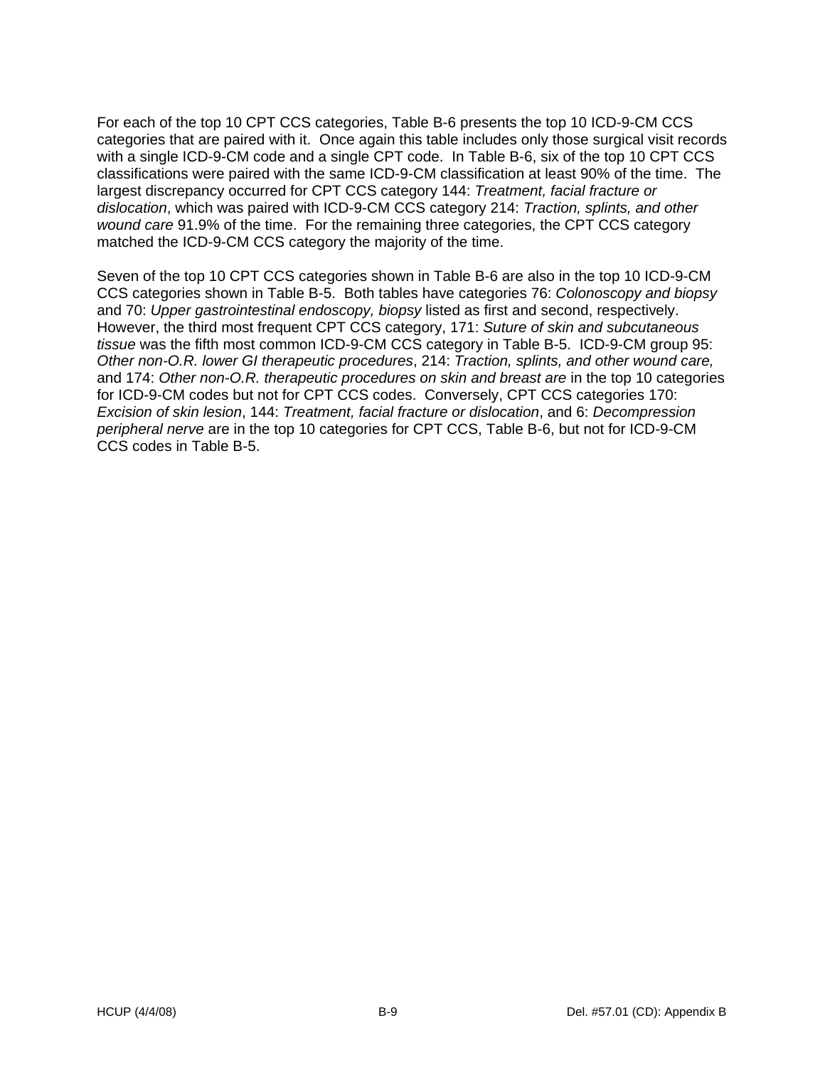For each of the top 10 CPT CCS categories, Table B-6 presents the top 10 ICD-9-CM CCS categories that are paired with it. Once again this table includes only those surgical visit records with a single ICD-9-CM code and a single CPT code. In Table B-6, six of the top 10 CPT CCS classifications were paired with the same ICD-9-CM classification at least 90% of the time. The largest discrepancy occurred for CPT CCS category 144: *Treatment, facial fracture or dislocation*, which was paired with ICD-9-CM CCS category 214: *Traction, splints, and other wound care* 91.9% of the time. For the remaining three categories, the CPT CCS category matched the ICD-9-CM CCS category the majority of the time.

Seven of the top 10 CPT CCS categories shown in Table B-6 are also in the top 10 ICD-9-CM CCS categories shown in Table B-5. Both tables have categories 76: *Colonoscopy and biopsy* and 70: *Upper gastrointestinal endoscopy, biopsy* listed as first and second, respectively. However, the third most frequent CPT CCS category, 171: *Suture of skin and subcutaneous tissue* was the fifth most common ICD-9-CM CCS category in Table B-5. ICD-9-CM group 95: *Other non-O.R. lower GI therapeutic procedures*, 214: *Traction, splints, and other wound care,* and 174: *Other non-O.R. therapeutic procedures on skin and breast are* in the top 10 categories for ICD-9-CM codes but not for CPT CCS codes. Conversely, CPT CCS categories 170: *Excision of skin lesion*, 144: *Treatment, facial fracture or dislocation*, and 6: *Decompression peripheral nerve* are in the top 10 categories for CPT CCS, Table B-6, but not for ICD-9-CM CCS codes in Table B-5.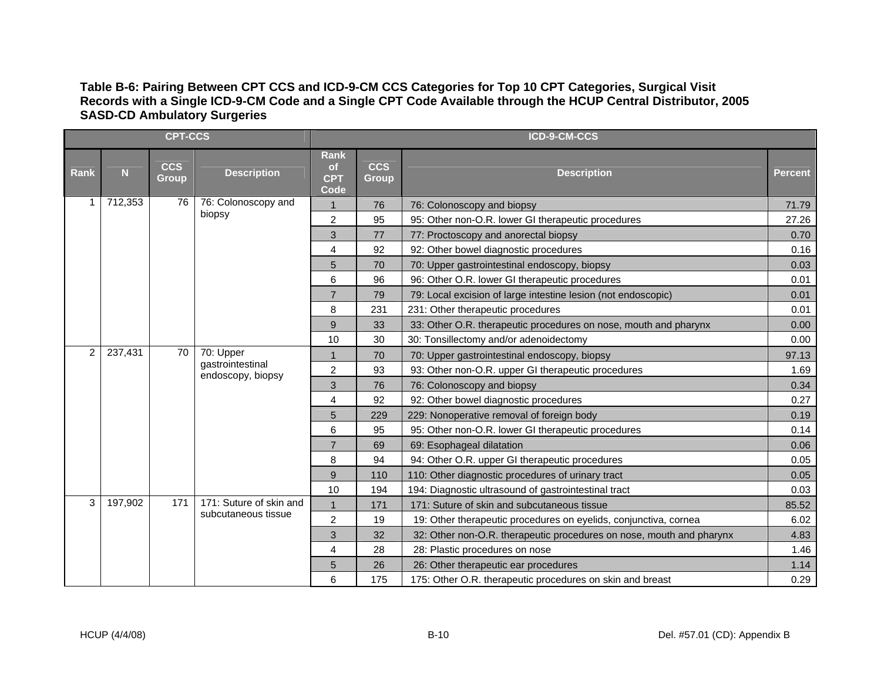**Table B-6: Pairing Between CPT CCS and ICD-9-CM CCS Categories for Top 10 CPT Categories, Surgical Visit Records with a Single ICD-9-CM Code and a Single CPT Code Available through the HCUP Central Distributor, 2005 SASD-CD Ambulatory Surgeries**

| CPT-CCS | | | | ICD-9-CM-CCS | | | |
|---|---|---|---|---|---|---|---|
| Rank | N | CCS Group | Description | Rank of CPT Code | CCS Group | Description | Percent |
| 1 | 712,353 | 76 | 76: Colonoscopy and biopsy | 1 | 76 | 76: Colonoscopy and biopsy | 71.79 |
| | | | | 2 | 95 | 95: Other non-O.R. lower GI therapeutic procedures | 27.26 |
| | | | | 3 | 77 | 77: Proctoscopy and anorectal biopsy | 0.70 |
| | | | | 4 | 92 | 92: Other bowel diagnostic procedures | 0.16 |
| | | | | 5 | 70 | 70: Upper gastrointestinal endoscopy, biopsy | 0.03 |
| | | | | 6 | 96 | 96: Other O.R. lower GI therapeutic procedures | 0.01 |
| | | | | 7 | 79 | 79: Local excision of large intestine lesion (not endoscopic) | 0.01 |
| | | | | 8 | 231 | 231: Other therapeutic procedures | 0.01 |
| | | | | 9 | 33 | 33: Other O.R. therapeutic procedures on nose, mouth and pharynx | 0.00 |
| | | | | 10 | 30 | 30: Tonsillectomy and/or adenoidectomy | 0.00 |
| 2 | 237,431 | 70 | 70: Upper gastrointestinal endoscopy, biopsy | 1 | 70 | 70: Upper gastrointestinal endoscopy, biopsy | 97.13 |
| | | | | 2 | 93 | 93: Other non-O.R. upper GI therapeutic procedures | 1.69 |
| | | | | 3 | 76 | 76: Colonoscopy and biopsy | 0.34 |
| | | | | 4 | 92 | 92: Other bowel diagnostic procedures | 0.27 |
| | | | | 5 | 229 | 229: Nonoperative removal of foreign body | 0.19 |
| | | | | 6 | 95 | 95: Other non-O.R. lower GI therapeutic procedures | 0.14 |
| | | | | 7 | 69 | 69: Esophageal dilatation | 0.06 |
| | | | | 8 | 94 | 94: Other O.R. upper GI therapeutic procedures | 0.05 |
| | | | | 9 | 110 | 110: Other diagnostic procedures of urinary tract | 0.05 |
| | | | | 10 | 194 | 194: Diagnostic ultrasound of gastrointestinal tract | 0.03 |
| 3 | 197,902 | 171 | 171: Suture of skin and subcutaneous tissue | 1 | 171 | 171: Suture of skin and subcutaneous tissue | 85.52 |
| | | | | 2 | 19 | 19: Other therapeutic procedures on eyelids, conjunctiva, cornea | 6.02 |
| | | | | 3 | 32 | 32: Other non-O.R. therapeutic procedures on nose, mouth and pharynx | 4.83 |
| | | | | 4 | 28 | 28: Plastic procedures on nose | 1.46 |
| | | | | 5 | 26 | 26: Other therapeutic ear procedures | 1.14 |
| | | | | 6 | 175 | 175: Other O.R. therapeutic procedures on skin and breast | 0.29 |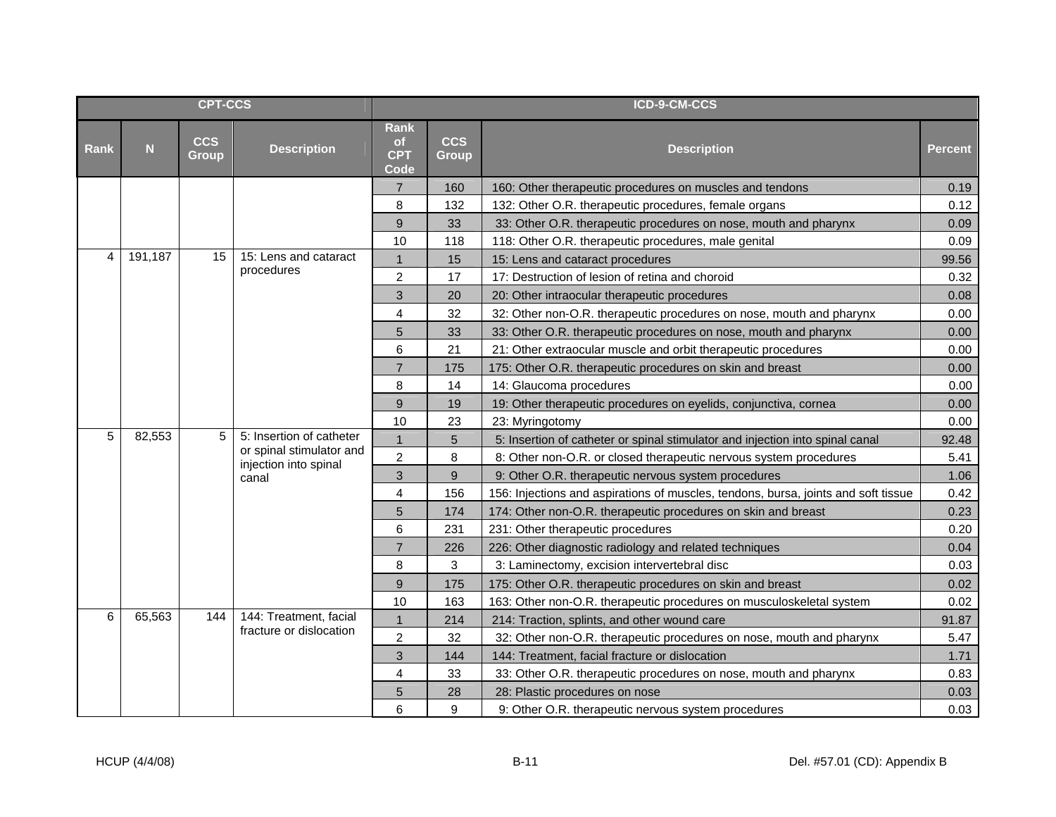| CPT-CCS | | | | ICD-9-CM-CCS | | | |
|---|---|---|---|---|---|---|---|
| Rank | N | CCS Group | Description | Rank of CPT Code | CCS Group | Description | Percent |
| | | | | 7 | 160 | 160: Other therapeutic procedures on muscles and tendons | 0.19 |
| | | | | 8 | 132 | 132: Other O.R. therapeutic procedures, female organs | 0.12 |
| | | | | 9 | 33 | 33: Other O.R. therapeutic procedures on nose, mouth and pharynx | 0.09 |
| | | | | 10 | 118 | 118: Other O.R. therapeutic procedures, male genital | 0.09 |
| 4 | 191,187 | 15 | 15: Lens and cataract procedures | 1 | 15 | 15: Lens and cataract procedures | 99.56 |
| | | | | 2 | 17 | 17: Destruction of lesion of retina and choroid | 0.32 |
| | | | | 3 | 20 | 20: Other intraocular therapeutic procedures | 0.08 |
| | | | | 4 | 32 | 32: Other non-O.R. therapeutic procedures on nose, mouth and pharynx | 0.00 |
| | | | | 5 | 33 | 33: Other O.R. therapeutic procedures on nose, mouth and pharynx | 0.00 |
| | | | | 6 | 21 | 21: Other extraocular muscle and orbit therapeutic procedures | 0.00 |
| | | | | 7 | 175 | 175: Other O.R. therapeutic procedures on skin and breast | 0.00 |
| | | | | 8 | 14 | 14: Glaucoma procedures | 0.00 |
| | | | | 9 | 19 | 19: Other therapeutic procedures on eyelids, conjunctiva, cornea | 0.00 |
| | | | | 10 | 23 | 23: Myringotomy | 0.00 |
| 5 | 82,553 | 5 | 5: Insertion of catheter or spinal stimulator and injection into spinal canal | 1 | 5 | 5: Insertion of catheter or spinal stimulator and injection into spinal canal | 92.48 |
| | | | | 2 | 8 | 8: Other non-O.R. or closed therapeutic nervous system procedures | 5.41 |
| | | | | 3 | 9 | 9: Other O.R. therapeutic nervous system procedures | 1.06 |
| | | | | 4 | 156 | 156: Injections and aspirations of muscles, tendons, bursa, joints and soft tissue | 0.42 |
| | | | | 5 | 174 | 174: Other non-O.R. therapeutic procedures on skin and breast | 0.23 |
| | | | | 6 | 231 | 231: Other therapeutic procedures | 0.20 |
| | | | | 7 | 226 | 226: Other diagnostic radiology and related techniques | 0.04 |
| | | | | 8 | 3 | 3: Laminectomy, excision intervertebral disc | 0.03 |
| | | | | 9 | 175 | 175: Other O.R. therapeutic procedures on skin and breast | 0.02 |
| | | | | 10 | 163 | 163: Other non-O.R. therapeutic procedures on musculoskeletal system | 0.02 |
| 6 | 65,563 | 144 | 144: Treatment, facial fracture or dislocation | 1 | 214 | 214: Traction, splints, and other wound care | 91.87 |
| | | | | 2 | 32 | 32: Other non-O.R. therapeutic procedures on nose, mouth and pharynx | 5.47 |
| | | | | 3 | 144 | 144: Treatment, facial fracture or dislocation | 1.71 |
| | | | | 4 | 33 | 33: Other O.R. therapeutic procedures on nose, mouth and pharynx | 0.83 |
| | | | | 5 | 28 | 28: Plastic procedures on nose | 0.03 |
| | | | | 6 | 9 | 9: Other O.R. therapeutic nervous system procedures | 0.03 |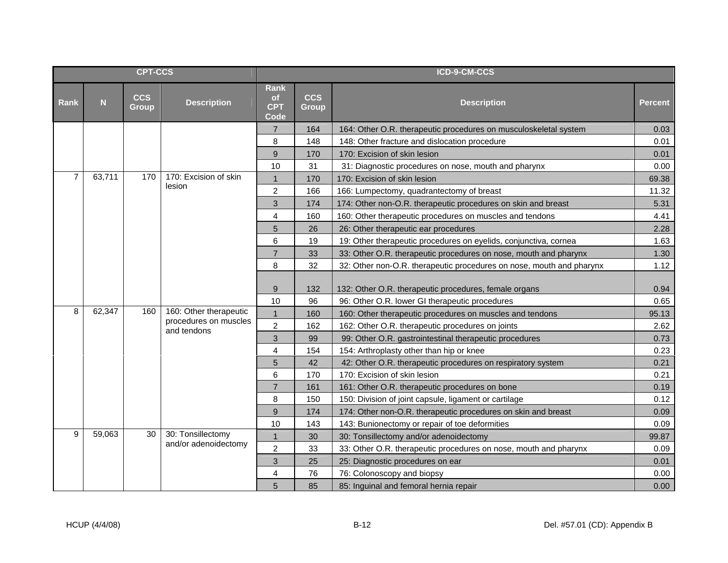| CPT-CCS | | | | ICD-9-CM-CCS | | | |
|---|---|---|---|---|---|---|---|
| Rank | N | CCS Group | Description | Rank of CPT Code | CCS Group | Description | Percent |
| | | | | 7 | 164 | 164: Other O.R. therapeutic procedures on musculoskeletal system | 0.03 |
| | | | | 8 | 148 | 148: Other fracture and dislocation procedure | 0.01 |
| | | | | 9 | 170 | 170: Excision of skin lesion | 0.01 |
| | | | | 10 | 31 | 31: Diagnostic procedures on nose, mouth and pharynx | 0.00 |
| 7 | 63,711 | 170 | 170: Excision of skin lesion | 1 | 170 | 170: Excision of skin lesion | 69.38 |
| | | | | 2 | 166 | 166: Lumpectomy, quadrantectomy of breast | 11.32 |
| | | | | 3 | 174 | 174: Other non-O.R. therapeutic procedures on skin and breast | 5.31 |
| | | | | 4 | 160 | 160: Other therapeutic procedures on muscles and tendons | 4.41 |
| | | | | 5 | 26 | 26: Other therapeutic ear procedures | 2.28 |
| | | | | 6 | 19 | 19: Other therapeutic procedures on eyelids, conjunctiva, cornea | 1.63 |
| | | | | 7 | 33 | 33: Other O.R. therapeutic procedures on nose, mouth and pharynx | 1.30 |
| | | | | 8 | 32 | 32: Other non-O.R. therapeutic procedures on nose, mouth and pharynx | 1.12 |
| | | | | 9 | 132 | 132: Other O.R. therapeutic procedures, female organs | 0.94 |
| | | | | 10 | 96 | 96: Other O.R. lower GI therapeutic procedures | 0.65 |
| 8 | 62,347 | 160 | 160: Other therapeutic procedures on muscles and tendons | 1 | 160 | 160: Other therapeutic procedures on muscles and tendons | 95.13 |
| | | | | 2 | 162 | 162: Other O.R. therapeutic procedures on joints | 2.62 |
| | | | | 3 | 99 | 99: Other O.R. gastrointestinal therapeutic procedures | 0.73 |
| | | | | 4 | 154 | 154: Arthroplasty other than hip or knee | 0.23 |
| | | | | 5 | 42 | 42: Other O.R. therapeutic procedures on respiratory system | 0.21 |
| | | | | 6 | 170 | 170: Excision of skin lesion | 0.21 |
| | | | | 7 | 161 | 161: Other O.R. therapeutic procedures on bone | 0.19 |
| | | | | 8 | 150 | 150: Division of joint capsule, ligament or cartilage | 0.12 |
| | | | | 9 | 174 | 174: Other non-O.R. therapeutic procedures on skin and breast | 0.09 |
| | | | | 10 | 143 | 143: Bunionectomy or repair of toe deformities | 0.09 |
| 9 | 59,063 | 30 | 30: Tonsillectomy and/or adenoidectomy | 1 | 30 | 30: Tonsillectomy and/or adenoidectomy | 99.87 |
| | | | | 2 | 33 | 33: Other O.R. therapeutic procedures on nose, mouth and pharynx | 0.09 |
| | | | | 3 | 25 | 25: Diagnostic procedures on ear | 0.01 |
| | | | | 4 | 76 | 76: Colonoscopy and biopsy | 0.00 |
| | | | | 5 | 85 | 85: Inguinal and femoral hernia repair | 0.00 |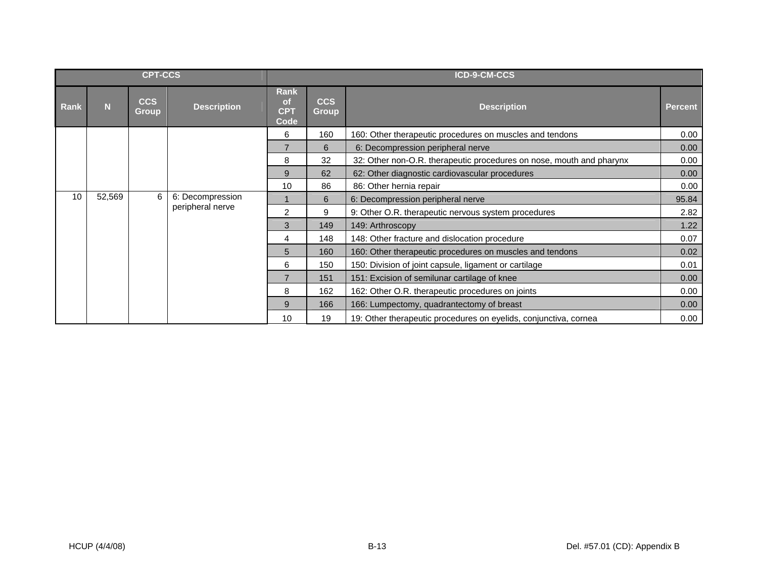| CPT-CCS | | | | ICD-9-CM-CCS | | | |
|---|---|---|---|---|---|---|---|
| Rank | N | CCS Group | Description | Rank of CPT Code | CCS Group | Description | Percent |
| | | | | 6 | 160 | 160: Other therapeutic procedures on muscles and tendons | 0.00 |
| | | | | 7 | 6 | 6: Decompression peripheral nerve | 0.00 |
| | | | | 8 | 32 | 32: Other non-O.R. therapeutic procedures on nose, mouth and pharynx | 0.00 |
| | | | | 9 | 62 | 62: Other diagnostic cardiovascular procedures | 0.00 |
| | | | | 10 | 86 | 86: Other hernia repair | 0.00 |
| 10 | 52,569 | 6 | 6: Decompression peripheral nerve | 1 | 6 | 6: Decompression peripheral nerve | 95.84 |
| | | | | 2 | 9 | 9: Other O.R. therapeutic nervous system procedures | 2.82 |
| | | | | 3 | 149 | 149: Arthroscopy | 1.22 |
| | | | | 4 | 148 | 148: Other fracture and dislocation procedure | 0.07 |
| | | | | 5 | 160 | 160: Other therapeutic procedures on muscles and tendons | 0.02 |
| | | | | 6 | 150 | 150: Division of joint capsule, ligament or cartilage | 0.01 |
| | | | | 7 | 151 | 151: Excision of semilunar cartilage of knee | 0.00 |
| | | | | 8 | 162 | 162: Other O.R. therapeutic procedures on joints | 0.00 |
| | | | | 9 | 166 | 166: Lumpectomy, quadrantectomy of breast | 0.00 |
| | | | | 10 | 19 | 19: Other therapeutic procedures on eyelids, conjunctiva, cornea | 0.00 |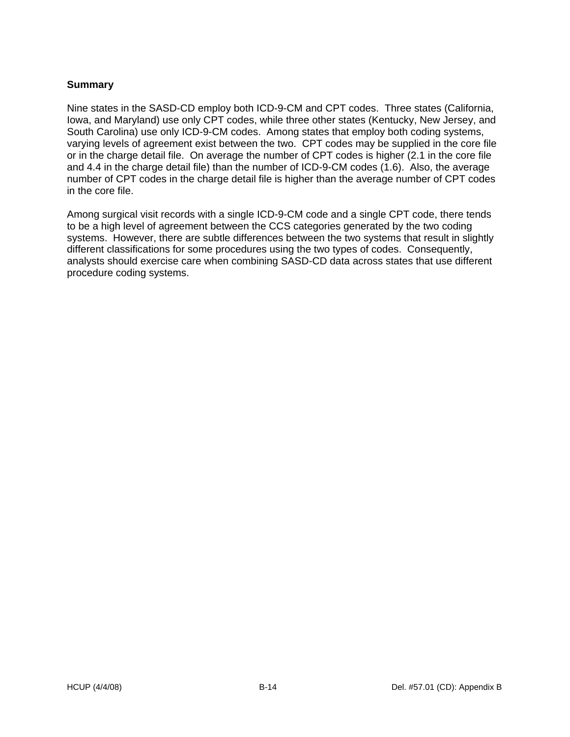## Summary

Nine states in the SASD-CD employ both ICD-9-CM and CPT codes. Three states (California, Iowa, and Maryland) use only CPT codes, while three other states (Kentucky, New Jersey, and South Carolina) use only ICD-9-CM codes. Among states that employ both coding systems, varying levels of agreement exist between the two. CPT codes may be supplied in the core file or in the charge detail file. On average the number of CPT codes is higher (2.1 in the core file and 4.4 in the charge detail file) than the number of ICD-9-CM codes (1.6). Also, the average number of CPT codes in the charge detail file is higher than the average number of CPT codes in the core file.

Among surgical visit records with a single ICD-9-CM code and a single CPT code, there tends to be a high level of agreement between the CCS categories generated by the two coding systems. However, there are subtle differences between the two systems that result in slightly different classifications for some procedures using the two types of codes. Consequently, analysts should exercise care when combining SASD-CD data across states that use different procedure coding systems.